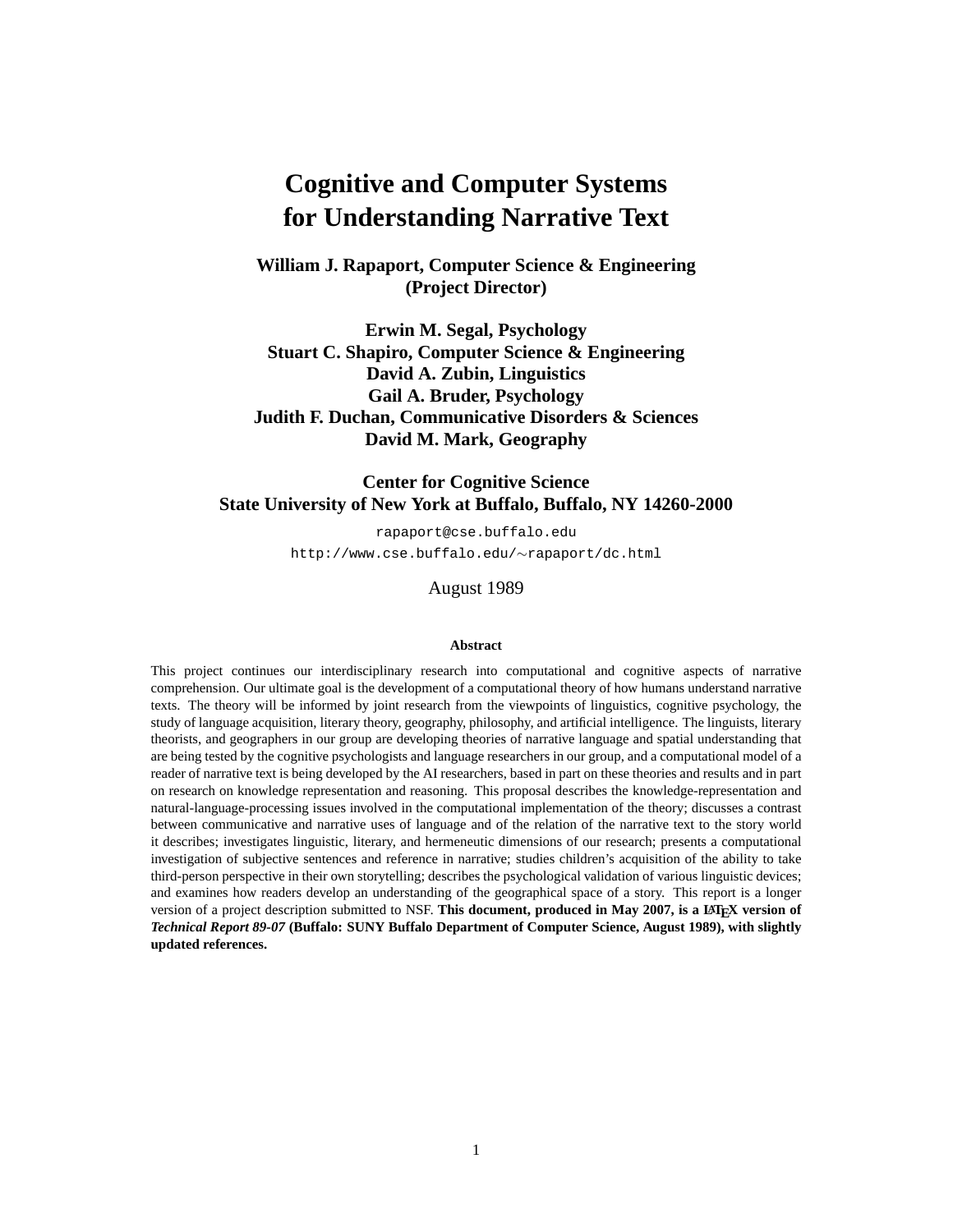# Cognitive and Computer Systems for Understanding Narrative Text

**William J. Rapaport, Computer Science & Engineering (Project Director)**

**Erwin M. Segal, Psychology**
**Stuart C. Shapiro, Computer Science & Engineering**
**David A. Zubin, Linguistics**
**Gail A. Bruder, Psychology**
**Judith F. Duchan, Communicative Disorders & Sciences**
**David M. Mark, Geography**

**Center for Cognitive Science**
**State University of New York at Buffalo, Buffalo, NY 14260-2000**

`rapaport@cse.buffalo.edu`

`http://www.cse.buffalo.edu/∼rapaport/dc.html`

August 1989

### Abstract

This project continues our interdisciplinary research into computational and cognitive aspects of narrative comprehension. Our ultimate goal is the development of a computational theory of how humans understand narrative texts. The theory will be informed by joint research from the viewpoints of linguistics, cognitive psychology, the study of language acquisition, literary theory, geography, philosophy, and artificial intelligence. The linguists, literary theorists, and geographers in our group are developing theories of narrative language and spatial understanding that are being tested by the cognitive psychologists and language researchers in our group, and a computational model of a reader of narrative text is being developed by the AI researchers, based in part on these theories and results and in part on research on knowledge representation and reasoning. This proposal describes the knowledge-representation and natural-language-processing issues involved in the computational implementation of the theory; discusses a contrast between communicative and narrative uses of language and of the relation of the narrative text to the story world it describes; investigates linguistic, literary, and hermeneutic dimensions of our research; presents a computational investigation of subjective sentences and reference in narrative; studies children's acquisition of the ability to take third-person perspective in their own storytelling; describes the psychological validation of various linguistic devices; and examines how readers develop an understanding of the geographical space of a story. This report is a longer version of a project description submitted to NSF. **This document, produced in May 2007, is a LaTeX version of *Technical Report 89-07* (Buffalo: SUNY Buffalo Department of Computer Science, August 1989), with slightly updated references.**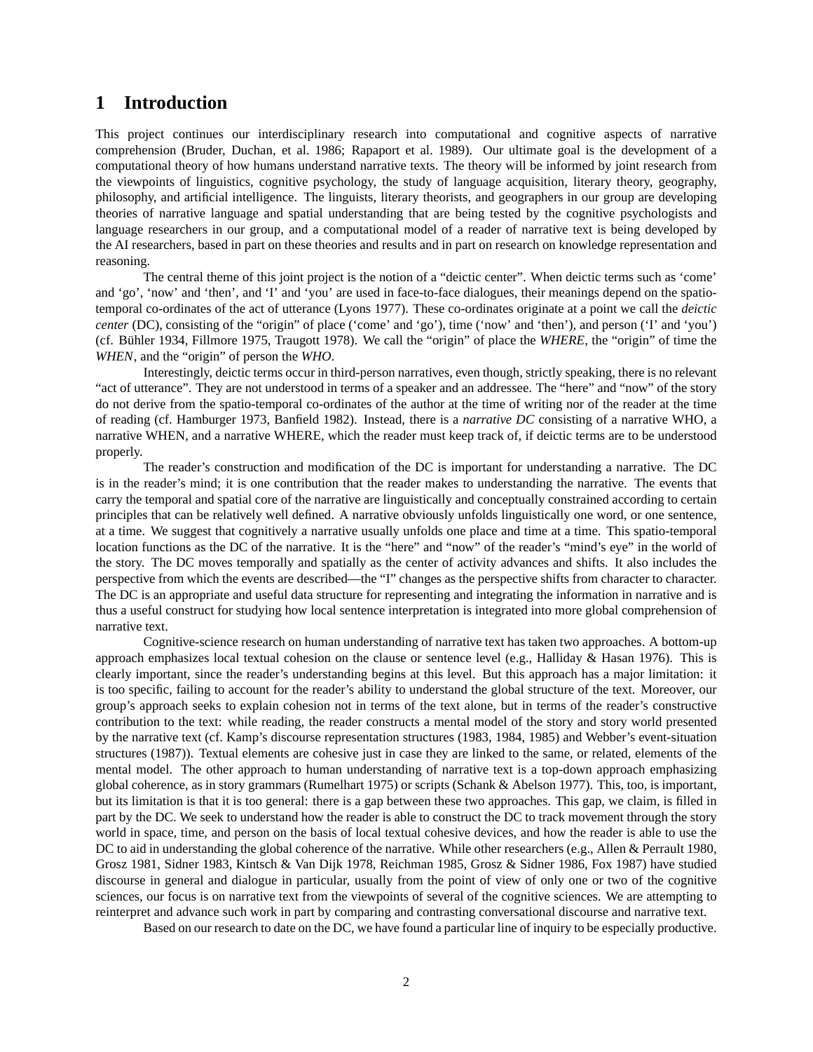# 1 Introduction

This project continues our interdisciplinary research into computational and cognitive aspects of narrative comprehension (Bruder, Duchan, et al. 1986; Rapaport et al. 1989). Our ultimate goal is the development of a computational theory of how humans understand narrative texts. The theory will be informed by joint research from the viewpoints of linguistics, cognitive psychology, the study of language acquisition, literary theory, geography, philosophy, and artificial intelligence. The linguists, literary theorists, and geographers in our group are developing theories of narrative language and spatial understanding that are being tested by the cognitive psychologists and language researchers in our group, and a computational model of a reader of narrative text is being developed by the AI researchers, based in part on these theories and results and in part on research on knowledge representation and reasoning.

The central theme of this joint project is the notion of a "deictic center". When deictic terms such as 'come' and 'go', 'now' and 'then', and 'I' and 'you' are used in face-to-face dialogues, their meanings depend on the spatio-temporal co-ordinates of the act of utterance (Lyons 1977). These co-ordinates originate at a point we call the *deictic center* (DC), consisting of the "origin" of place ('come' and 'go'), time ('now' and 'then'), and person ('I' and 'you') (cf. Bühler 1934, Fillmore 1975, Traugott 1978). We call the "origin" of place the *WHERE*, the "origin" of time the *WHEN*, and the "origin" of person the *WHO*.

Interestingly, deictic terms occur in third-person narratives, even though, strictly speaking, there is no relevant "act of utterance". They are not understood in terms of a speaker and an addressee. The "here" and "now" of the story do not derive from the spatio-temporal co-ordinates of the author at the time of writing nor of the reader at the time of reading (cf. Hamburger 1973, Banfield 1982). Instead, there is a *narrative DC* consisting of a narrative WHO, a narrative WHEN, and a narrative WHERE, which the reader must keep track of, if deictic terms are to be understood properly.

The reader's construction and modification of the DC is important for understanding a narrative. The DC is in the reader's mind; it is one contribution that the reader makes to understanding the narrative. The events that carry the temporal and spatial core of the narrative are linguistically and conceptually constrained according to certain principles that can be relatively well defined. A narrative obviously unfolds linguistically one word, or one sentence, at a time. We suggest that cognitively a narrative usually unfolds one place and time at a time. This spatio-temporal location functions as the DC of the narrative. It is the "here" and "now" of the reader's "mind's eye" in the world of the story. The DC moves temporally and spatially as the center of activity advances and shifts. It also includes the perspective from which the events are described—the "I" changes as the perspective shifts from character to character. The DC is an appropriate and useful data structure for representing and integrating the information in narrative and is thus a useful construct for studying how local sentence interpretation is integrated into more global comprehension of narrative text.

Cognitive-science research on human understanding of narrative text has taken two approaches. A bottom-up approach emphasizes local textual cohesion on the clause or sentence level (e.g., Halliday & Hasan 1976). This is clearly important, since the reader's understanding begins at this level. But this approach has a major limitation: it is too specific, failing to account for the reader's ability to understand the global structure of the text. Moreover, our group's approach seeks to explain cohesion not in terms of the text alone, but in terms of the reader's constructive contribution to the text: while reading, the reader constructs a mental model of the story and story world presented by the narrative text (cf. Kamp's discourse representation structures (1983, 1984, 1985) and Webber's event-situation structures (1987)). Textual elements are cohesive just in case they are linked to the same, or related, elements of the mental model. The other approach to human understanding of narrative text is a top-down approach emphasizing global coherence, as in story grammars (Rumelhart 1975) or scripts (Schank & Abelson 1977). This, too, is important, but its limitation is that it is too general: there is a gap between these two approaches. This gap, we claim, is filled in part by the DC. We seek to understand how the reader is able to construct the DC to track movement through the story world in space, time, and person on the basis of local textual cohesive devices, and how the reader is able to use the DC to aid in understanding the global coherence of the narrative. While other researchers (e.g., Allen & Perrault 1980, Grosz 1981, Sidner 1983, Kintsch & Van Dijk 1978, Reichman 1985, Grosz & Sidner 1986, Fox 1987) have studied discourse in general and dialogue in particular, usually from the point of view of only one or two of the cognitive sciences, our focus is on narrative text from the viewpoints of several of the cognitive sciences. We are attempting to reinterpret and advance such work in part by comparing and contrasting conversational discourse and narrative text.

Based on our research to date on the DC, we have found a particular line of inquiry to be especially productive.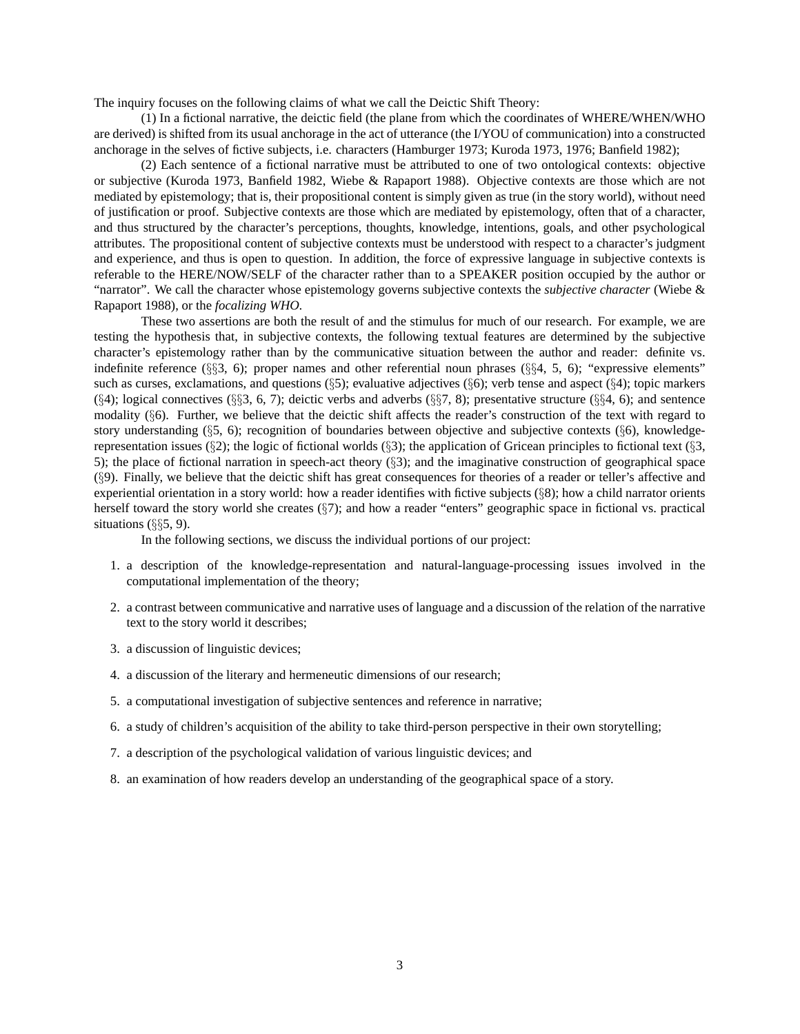The inquiry focuses on the following claims of what we call the Deictic Shift Theory:

(1) In a fictional narrative, the deictic field (the plane from which the coordinates of WHERE/WHEN/WHO are derived) is shifted from its usual anchorage in the act of utterance (the I/YOU of communication) into a constructed anchorage in the selves of fictive subjects, i.e. characters (Hamburger 1973; Kuroda 1973, 1976; Banfield 1982);

(2) Each sentence of a fictional narrative must be attributed to one of two ontological contexts: objective or subjective (Kuroda 1973, Banfield 1982, Wiebe & Rapaport 1988). Objective contexts are those which are not mediated by epistemology; that is, their propositional content is simply given as true (in the story world), without need of justification or proof. Subjective contexts are those which are mediated by epistemology, often that of a character, and thus structured by the character's perceptions, thoughts, knowledge, intentions, goals, and other psychological attributes. The propositional content of subjective contexts must be understood with respect to a character's judgment and experience, and thus is open to question. In addition, the force of expressive language in subjective contexts is referable to the HERE/NOW/SELF of the character rather than to a SPEAKER position occupied by the author or "narrator". We call the character whose epistemology governs subjective contexts the *subjective character* (Wiebe & Rapaport 1988), or the *focalizing WHO*.

These two assertions are both the result of and the stimulus for much of our research. For example, we are testing the hypothesis that, in subjective contexts, the following textual features are determined by the subjective character's epistemology rather than by the communicative situation between the author and reader: definite vs. indefinite reference (§§3, 6); proper names and other referential noun phrases (§§4, 5, 6); "expressive elements" such as curses, exclamations, and questions (§5); evaluative adjectives (§6); verb tense and aspect (§4); topic markers (§4); logical connectives (§§3, 6, 7); deictic verbs and adverbs (§§7, 8); presentative structure (§§4, 6); and sentence modality (§6). Further, we believe that the deictic shift affects the reader's construction of the text with regard to story understanding (§5, 6); recognition of boundaries between objective and subjective contexts (§6), knowledge-representation issues (§2); the logic of fictional worlds (§3); the application of Gricean principles to fictional text (§3, 5); the place of fictional narration in speech-act theory (§3); and the imaginative construction of geographical space (§9). Finally, we believe that the deictic shift has great consequences for theories of a reader or teller's affective and experiential orientation in a story world: how a reader identifies with fictive subjects (§8); how a child narrator orients herself toward the story world she creates (§7); and how a reader "enters" geographic space in fictional vs. practical situations (§§5, 9).

In the following sections, we discuss the individual portions of our project:

1. a description of the knowledge-representation and natural-language-processing issues involved in the computational implementation of the theory;
2. a contrast between communicative and narrative uses of language and a discussion of the relation of the narrative text to the story world it describes;
3. a discussion of linguistic devices;
4. a discussion of the literary and hermeneutic dimensions of our research;
5. a computational investigation of subjective sentences and reference in narrative;
6. a study of children's acquisition of the ability to take third-person perspective in their own storytelling;
7. a description of the psychological validation of various linguistic devices; and
8. an examination of how readers develop an understanding of the geographical space of a story.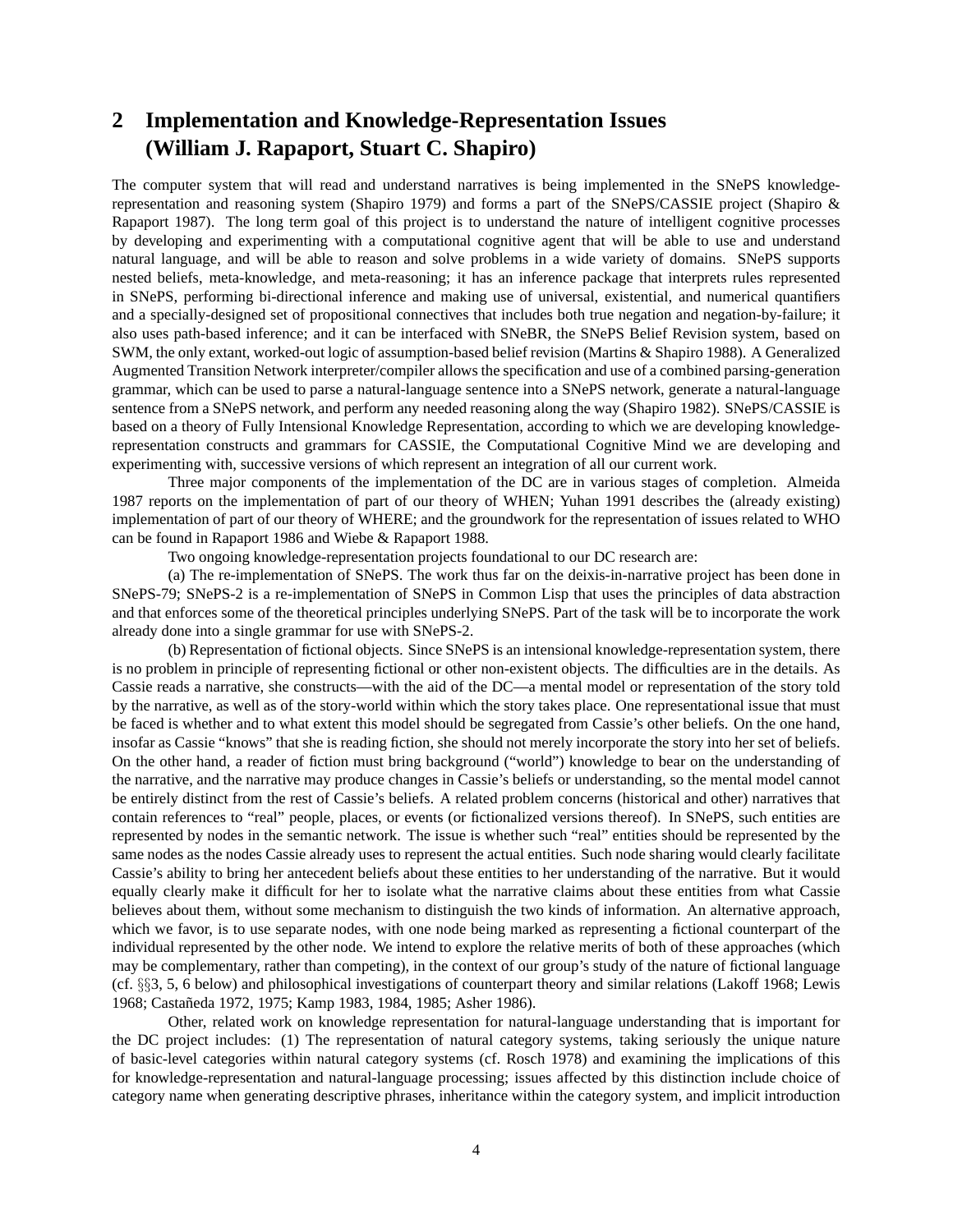## 2 Implementation and Knowledge-Representation Issues (William J. Rapaport, Stuart C. Shapiro)

The computer system that will read and understand narratives is being implemented in the SNePS knowledge-representation and reasoning system (Shapiro 1979) and forms a part of the SNePS/CASSIE project (Shapiro & Rapaport 1987). The long term goal of this project is to understand the nature of intelligent cognitive processes by developing and experimenting with a computational cognitive agent that will be able to use and understand natural language, and will be able to reason and solve problems in a wide variety of domains. SNePS supports nested beliefs, meta-knowledge, and meta-reasoning; it has an inference package that interprets rules represented in SNePS, performing bi-directional inference and making use of universal, existential, and numerical quantifiers and a specially-designed set of propositional connectives that includes both true negation and negation-by-failure; it also uses path-based inference; and it can be interfaced with SNeBR, the SNePS Belief Revision system, based on SWM, the only extant, worked-out logic of assumption-based belief revision (Martins & Shapiro 1988). A Generalized Augmented Transition Network interpreter/compiler allows the specification and use of a combined parsing-generation grammar, which can be used to parse a natural-language sentence into a SNePS network, generate a natural-language sentence from a SNePS network, and perform any needed reasoning along the way (Shapiro 1982). SNePS/CASSIE is based on a theory of Fully Intensional Knowledge Representation, according to which we are developing knowledge-representation constructs and grammars for CASSIE, the Computational Cognitive Mind we are developing and experimenting with, successive versions of which represent an integration of all our current work.

Three major components of the implementation of the DC are in various stages of completion. Almeida 1987 reports on the implementation of part of our theory of WHEN; Yuhan 1991 describes the (already existing) implementation of part of our theory of WHERE; and the groundwork for the representation of issues related to WHO can be found in Rapaport 1986 and Wiebe & Rapaport 1988.

Two ongoing knowledge-representation projects foundational to our DC research are:

(a) The re-implementation of SNePS. The work thus far on the deixis-in-narrative project has been done in SNePS-79; SNePS-2 is a re-implementation of SNePS in Common Lisp that uses the principles of data abstraction and that enforces some of the theoretical principles underlying SNePS. Part of the task will be to incorporate the work already done into a single grammar for use with SNePS-2.

(b) Representation of fictional objects. Since SNePS is an intensional knowledge-representation system, there is no problem in principle of representing fictional or other non-existent objects. The difficulties are in the details. As Cassie reads a narrative, she constructs—with the aid of the DC—a mental model or representation of the story told by the narrative, as well as of the story-world within which the story takes place. One representational issue that must be faced is whether and to what extent this model should be segregated from Cassie's other beliefs. On the one hand, insofar as Cassie "knows" that she is reading fiction, she should not merely incorporate the story into her set of beliefs. On the other hand, a reader of fiction must bring background ("world") knowledge to bear on the understanding of the narrative, and the narrative may produce changes in Cassie's beliefs or understanding, so the mental model cannot be entirely distinct from the rest of Cassie's beliefs. A related problem concerns (historical and other) narratives that contain references to "real" people, places, or events (or fictionalized versions thereof). In SNePS, such entities are represented by nodes in the semantic network. The issue is whether such "real" entities should be represented by the same nodes as the nodes Cassie already uses to represent the actual entities. Such node sharing would clearly facilitate Cassie's ability to bring her antecedent beliefs about these entities to her understanding of the narrative. But it would equally clearly make it difficult for her to isolate what the narrative claims about these entities from what Cassie believes about them, without some mechanism to distinguish the two kinds of information. An alternative approach, which we favor, is to use separate nodes, with one node being marked as representing a fictional counterpart of the individual represented by the other node. We intend to explore the relative merits of both of these approaches (which may be complementary, rather than competing), in the context of our group's study of the nature of fictional language (cf. §§3, 5, 6 below) and philosophical investigations of counterpart theory and similar relations (Lakoff 1968; Lewis 1968; Castañeda 1972, 1975; Kamp 1983, 1984, 1985; Asher 1986).

Other, related work on knowledge representation for natural-language understanding that is important for the DC project includes: (1) The representation of natural category systems, taking seriously the unique nature of basic-level categories within natural category systems (cf. Rosch 1978) and examining the implications of this for knowledge-representation and natural-language processing; issues affected by this distinction include choice of category name when generating descriptive phrases, inheritance within the category system, and implicit introduction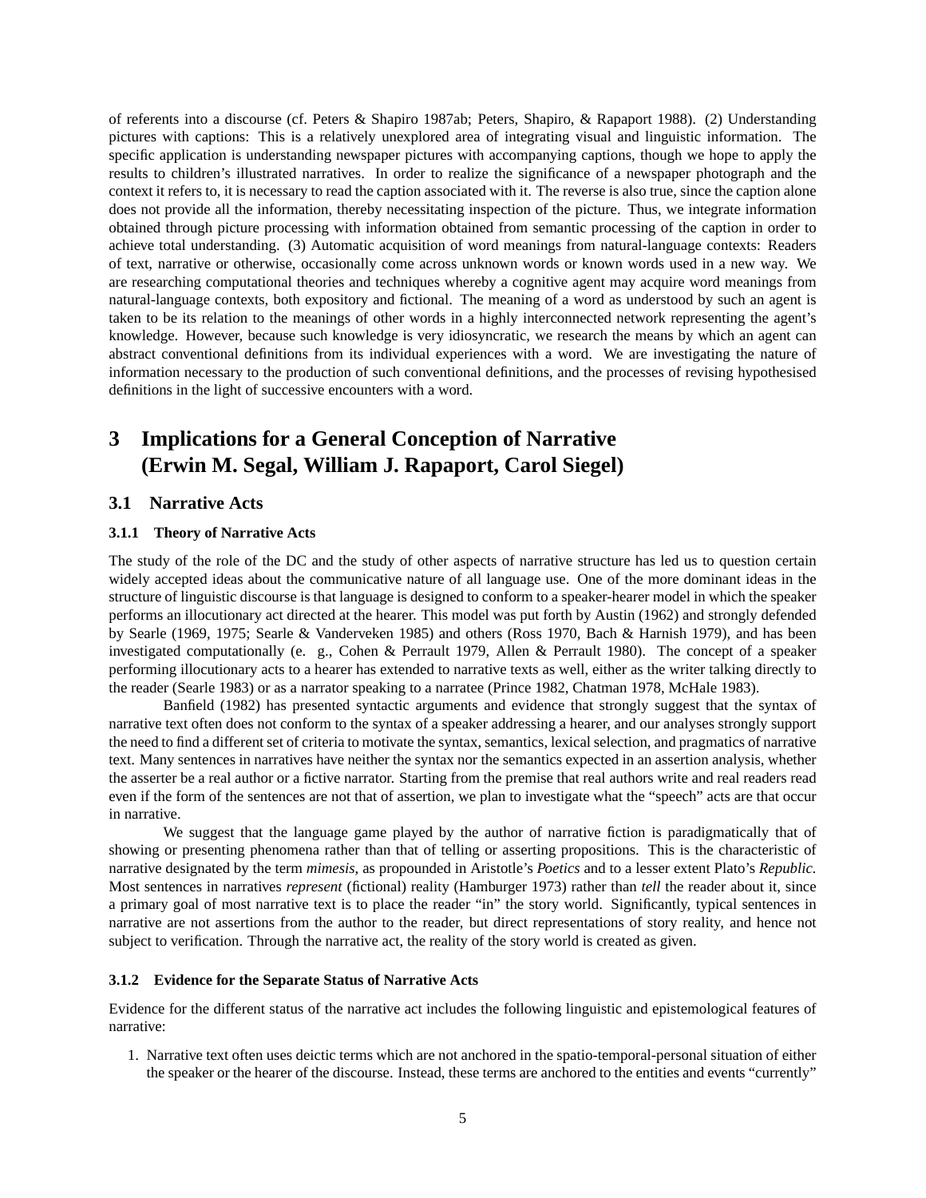of referents into a discourse (cf. Peters & Shapiro 1987ab; Peters, Shapiro, & Rapaport 1988). (2) Understanding pictures with captions: This is a relatively unexplored area of integrating visual and linguistic information. The specific application is understanding newspaper pictures with accompanying captions, though we hope to apply the results to children's illustrated narratives. In order to realize the significance of a newspaper photograph and the context it refers to, it is necessary to read the caption associated with it. The reverse is also true, since the caption alone does not provide all the information, thereby necessitating inspection of the picture. Thus, we integrate information obtained through picture processing with information obtained from semantic processing of the caption in order to achieve total understanding. (3) Automatic acquisition of word meanings from natural-language contexts: Readers of text, narrative or otherwise, occasionally come across unknown words or known words used in a new way. We are researching computational theories and techniques whereby a cognitive agent may acquire word meanings from natural-language contexts, both expository and fictional. The meaning of a word as understood by such an agent is taken to be its relation to the meanings of other words in a highly interconnected network representing the agent's knowledge. However, because such knowledge is very idiosyncratic, we research the means by which an agent can abstract conventional definitions from its individual experiences with a word. We are investigating the nature of information necessary to the production of such conventional definitions, and the processes of revising hypothesised definitions in the light of successive encounters with a word.

# 3 Implications for a General Conception of Narrative (Erwin M. Segal, William J. Rapaport, Carol Siegel)

## 3.1 Narrative Acts

### 3.1.1 Theory of Narrative Acts

The study of the role of the DC and the study of other aspects of narrative structure has led us to question certain widely accepted ideas about the communicative nature of all language use. One of the more dominant ideas in the structure of linguistic discourse is that language is designed to conform to a speaker-hearer model in which the speaker performs an illocutionary act directed at the hearer. This model was put forth by Austin (1962) and strongly defended by Searle (1969, 1975; Searle & Vanderveken 1985) and others (Ross 1970, Bach & Harnish 1979), and has been investigated computationally (e. g., Cohen & Perrault 1979, Allen & Perrault 1980). The concept of a speaker performing illocutionary acts to a hearer has extended to narrative texts as well, either as the writer talking directly to the reader (Searle 1983) or as a narrator speaking to a narratee (Prince 1982, Chatman 1978, McHale 1983).

Banfield (1982) has presented syntactic arguments and evidence that strongly suggest that the syntax of narrative text often does not conform to the syntax of a speaker addressing a hearer, and our analyses strongly support the need to find a different set of criteria to motivate the syntax, semantics, lexical selection, and pragmatics of narrative text. Many sentences in narratives have neither the syntax nor the semantics expected in an assertion analysis, whether the asserter be a real author or a fictive narrator. Starting from the premise that real authors write and real readers read even if the form of the sentences are not that of assertion, we plan to investigate what the "speech" acts are that occur in narrative.

We suggest that the language game played by the author of narrative fiction is paradigmatically that of showing or presenting phenomena rather than that of telling or asserting propositions. This is the characteristic of narrative designated by the term *mimesis*, as propounded in Aristotle's *Poetics* and to a lesser extent Plato's *Republic*. Most sentences in narratives *represent* (fictional) reality (Hamburger 1973) rather than *tell* the reader about it, since a primary goal of most narrative text is to place the reader "in" the story world. Significantly, typical sentences in narrative are not assertions from the author to the reader, but direct representations of story reality, and hence not subject to verification. Through the narrative act, the reality of the story world is created as given.

### 3.1.2 Evidence for the Separate Status of Narrative Acts

Evidence for the different status of the narrative act includes the following linguistic and epistemological features of narrative:

1. Narrative text often uses deictic terms which are not anchored in the spatio-temporal-personal situation of either the speaker or the hearer of the discourse. Instead, these terms are anchored to the entities and events "currently"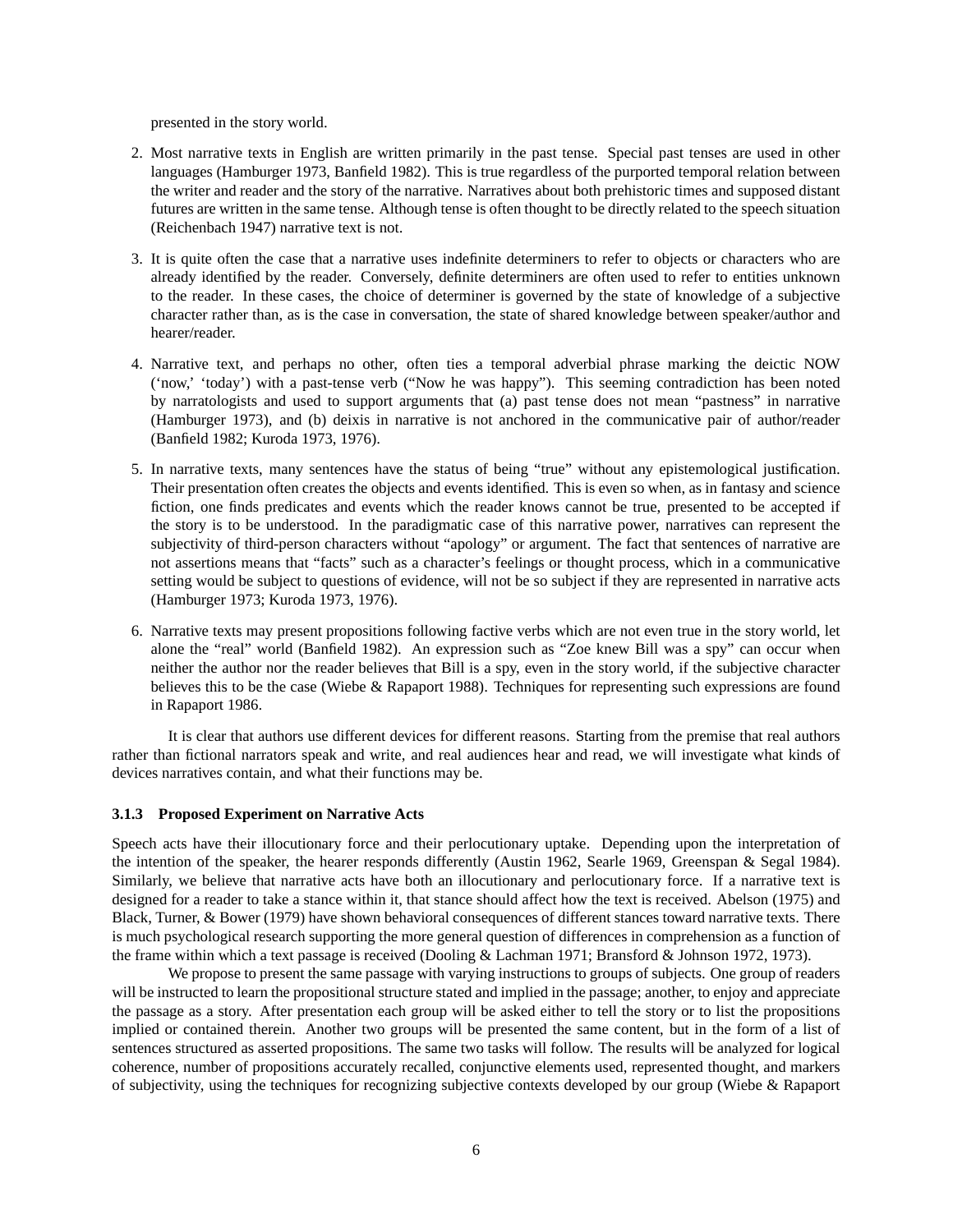presented in the story world.

2. Most narrative texts in English are written primarily in the past tense. Special past tenses are used in other languages (Hamburger 1973, Banfield 1982). This is true regardless of the purported temporal relation between the writer and reader and the story of the narrative. Narratives about both prehistoric times and supposed distant futures are written in the same tense. Although tense is often thought to be directly related to the speech situation (Reichenbach 1947) narrative text is not.

3. It is quite often the case that a narrative uses indefinite determiners to refer to objects or characters who are already identified by the reader. Conversely, definite determiners are often used to refer to entities unknown to the reader. In these cases, the choice of determiner is governed by the state of knowledge of a subjective character rather than, as is the case in conversation, the state of shared knowledge between speaker/author and hearer/reader.

4. Narrative text, and perhaps no other, often ties a temporal adverbial phrase marking the deictic NOW ('now,' 'today') with a past-tense verb ("Now he was happy"). This seeming contradiction has been noted by narratologists and used to support arguments that (a) past tense does not mean "pastness" in narrative (Hamburger 1973), and (b) deixis in narrative is not anchored in the communicative pair of author/reader (Banfield 1982; Kuroda 1973, 1976).

5. In narrative texts, many sentences have the status of being "true" without any epistemological justification. Their presentation often creates the objects and events identified. This is even so when, as in fantasy and science fiction, one finds predicates and events which the reader knows cannot be true, presented to be accepted if the story is to be understood. In the paradigmatic case of this narrative power, narratives can represent the subjectivity of third-person characters without "apology" or argument. The fact that sentences of narrative are not assertions means that "facts" such as a character's feelings or thought process, which in a communicative setting would be subject to questions of evidence, will not be so subject if they are represented in narrative acts (Hamburger 1973; Kuroda 1973, 1976).

6. Narrative texts may present propositions following factive verbs which are not even true in the story world, let alone the "real" world (Banfield 1982). An expression such as "Zoe knew Bill was a spy" can occur when neither the author nor the reader believes that Bill is a spy, even in the story world, if the subjective character believes this to be the case (Wiebe & Rapaport 1988). Techniques for representing such expressions are found in Rapaport 1986.

It is clear that authors use different devices for different reasons. Starting from the premise that real authors rather than fictional narrators speak and write, and real audiences hear and read, we will investigate what kinds of devices narratives contain, and what their functions may be.

### 3.1.3 Proposed Experiment on Narrative Acts

Speech acts have their illocutionary force and their perlocutionary uptake. Depending upon the interpretation of the intention of the speaker, the hearer responds differently (Austin 1962, Searle 1969, Greenspan & Segal 1984). Similarly, we believe that narrative acts have both an illocutionary and perlocutionary force. If a narrative text is designed for a reader to take a stance within it, that stance should affect how the text is received. Abelson (1975) and Black, Turner, & Bower (1979) have shown behavioral consequences of different stances toward narrative texts. There is much psychological research supporting the more general question of differences in comprehension as a function of the frame within which a text passage is received (Dooling & Lachman 1971; Bransford & Johnson 1972, 1973).

We propose to present the same passage with varying instructions to groups of subjects. One group of readers will be instructed to learn the propositional structure stated and implied in the passage; another, to enjoy and appreciate the passage as a story. After presentation each group will be asked either to tell the story or to list the propositions implied or contained therein. Another two groups will be presented the same content, but in the form of a list of sentences structured as asserted propositions. The same two tasks will follow. The results will be analyzed for logical coherence, number of propositions accurately recalled, conjunctive elements used, represented thought, and markers of subjectivity, using the techniques for recognizing subjective contexts developed by our group (Wiebe & Rapaport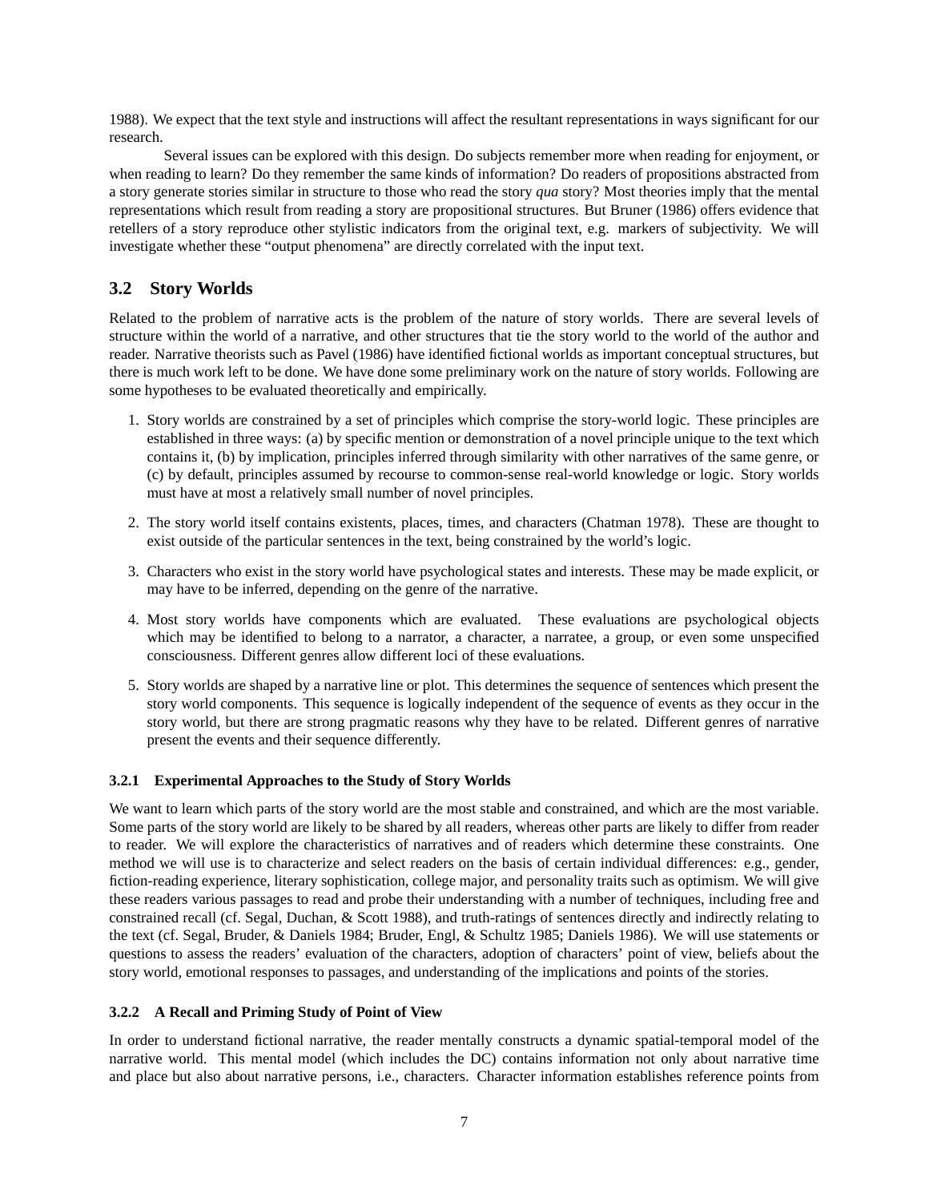1988). We expect that the text style and instructions will affect the resultant representations in ways significant for our research.

Several issues can be explored with this design. Do subjects remember more when reading for enjoyment, or when reading to learn? Do they remember the same kinds of information? Do readers of propositions abstracted from a story generate stories similar in structure to those who read the story *qua* story? Most theories imply that the mental representations which result from reading a story are propositional structures. But Bruner (1986) offers evidence that retellers of a story reproduce other stylistic indicators from the original text, e.g. markers of subjectivity. We will investigate whether these "output phenomena" are directly correlated with the input text.

## 3.2 Story Worlds

Related to the problem of narrative acts is the problem of the nature of story worlds. There are several levels of structure within the world of a narrative, and other structures that tie the story world to the world of the author and reader. Narrative theorists such as Pavel (1986) have identified fictional worlds as important conceptual structures, but there is much work left to be done. We have done some preliminary work on the nature of story worlds. Following are some hypotheses to be evaluated theoretically and empirically.

1. Story worlds are constrained by a set of principles which comprise the story-world logic. These principles are established in three ways: (a) by specific mention or demonstration of a novel principle unique to the text which contains it, (b) by implication, principles inferred through similarity with other narratives of the same genre, or (c) by default, principles assumed by recourse to common-sense real-world knowledge or logic. Story worlds must have at most a relatively small number of novel principles.
2. The story world itself contains existents, places, times, and characters (Chatman 1978). These are thought to exist outside of the particular sentences in the text, being constrained by the world's logic.
3. Characters who exist in the story world have psychological states and interests. These may be made explicit, or may have to be inferred, depending on the genre of the narrative.
4. Most story worlds have components which are evaluated. These evaluations are psychological objects which may be identified to belong to a narrator, a character, a narratee, a group, or even some unspecified consciousness. Different genres allow different loci of these evaluations.
5. Story worlds are shaped by a narrative line or plot. This determines the sequence of sentences which present the story world components. This sequence is logically independent of the sequence of events as they occur in the story world, but there are strong pragmatic reasons why they have to be related. Different genres of narrative present the events and their sequence differently.

### 3.2.1 Experimental Approaches to the Study of Story Worlds

We want to learn which parts of the story world are the most stable and constrained, and which are the most variable. Some parts of the story world are likely to be shared by all readers, whereas other parts are likely to differ from reader to reader. We will explore the characteristics of narratives and of readers which determine these constraints. One method we will use is to characterize and select readers on the basis of certain individual differences: e.g., gender, fiction-reading experience, literary sophistication, college major, and personality traits such as optimism. We will give these readers various passages to read and probe their understanding with a number of techniques, including free and constrained recall (cf. Segal, Duchan, & Scott 1988), and truth-ratings of sentences directly and indirectly relating to the text (cf. Segal, Bruder, & Daniels 1984; Bruder, Engl, & Schultz 1985; Daniels 1986). We will use statements or questions to assess the readers' evaluation of the characters, adoption of characters' point of view, beliefs about the story world, emotional responses to passages, and understanding of the implications and points of the stories.

### 3.2.2 A Recall and Priming Study of Point of View

In order to understand fictional narrative, the reader mentally constructs a dynamic spatial-temporal model of the narrative world. This mental model (which includes the DC) contains information not only about narrative time and place but also about narrative persons, i.e., characters. Character information establishes reference points from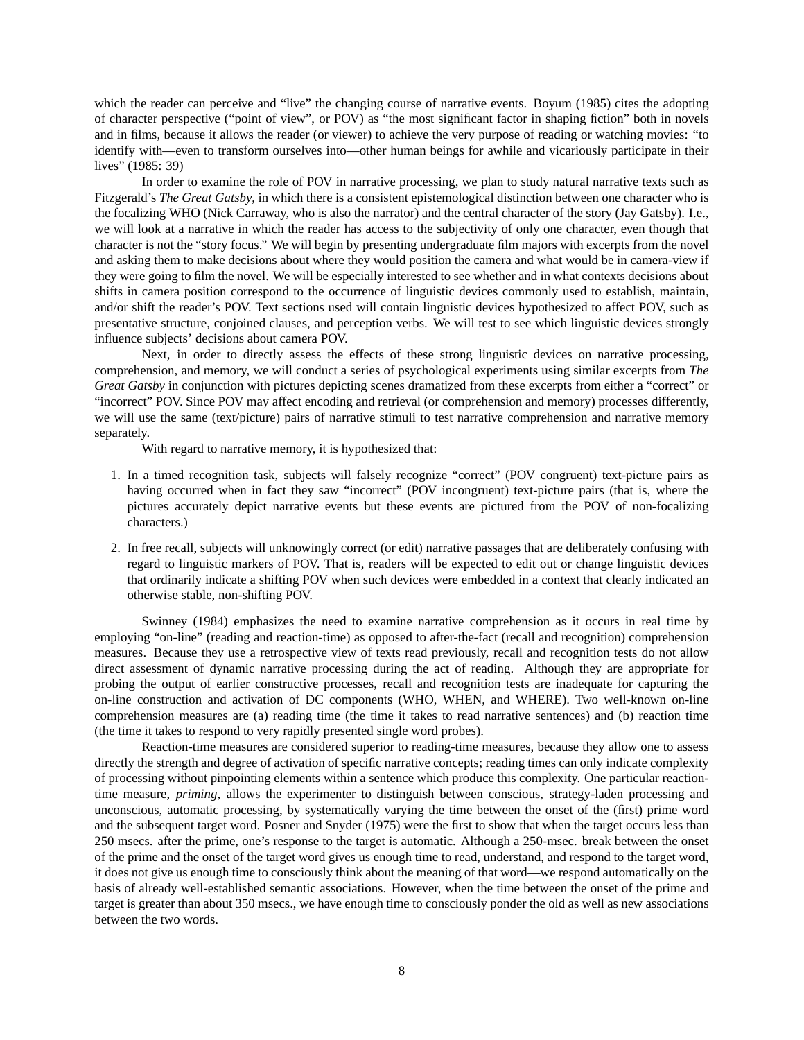which the reader can perceive and "live" the changing course of narrative events. Boyum (1985) cites the adopting of character perspective ("point of view", or POV) as "the most significant factor in shaping fiction" both in novels and in films, because it allows the reader (or viewer) to achieve the very purpose of reading or watching movies: "to identify with—even to transform ourselves into—other human beings for awhile and vicariously participate in their lives" (1985: 39)

In order to examine the role of POV in narrative processing, we plan to study natural narrative texts such as Fitzgerald's *The Great Gatsby*, in which there is a consistent epistemological distinction between one character who is the focalizing WHO (Nick Carraway, who is also the narrator) and the central character of the story (Jay Gatsby). I.e., we will look at a narrative in which the reader has access to the subjectivity of only one character, even though that character is not the "story focus." We will begin by presenting undergraduate film majors with excerpts from the novel and asking them to make decisions about where they would position the camera and what would be in camera-view if they were going to film the novel. We will be especially interested to see whether and in what contexts decisions about shifts in camera position correspond to the occurrence of linguistic devices commonly used to establish, maintain, and/or shift the reader's POV. Text sections used will contain linguistic devices hypothesized to affect POV, such as presentative structure, conjoined clauses, and perception verbs. We will test to see which linguistic devices strongly influence subjects' decisions about camera POV.

Next, in order to directly assess the effects of these strong linguistic devices on narrative processing, comprehension, and memory, we will conduct a series of psychological experiments using similar excerpts from *The Great Gatsby* in conjunction with pictures depicting scenes dramatized from these excerpts from either a "correct" or "incorrect" POV. Since POV may affect encoding and retrieval (or comprehension and memory) processes differently, we will use the same (text/picture) pairs of narrative stimuli to test narrative comprehension and narrative memory separately.

With regard to narrative memory, it is hypothesized that:

1. In a timed recognition task, subjects will falsely recognize "correct" (POV congruent) text-picture pairs as having occurred when in fact they saw "incorrect" (POV incongruent) text-picture pairs (that is, where the pictures accurately depict narrative events but these events are pictured from the POV of non-focalizing characters.)
2. In free recall, subjects will unknowingly correct (or edit) narrative passages that are deliberately confusing with regard to linguistic markers of POV. That is, readers will be expected to edit out or change linguistic devices that ordinarily indicate a shifting POV when such devices were embedded in a context that clearly indicated an otherwise stable, non-shifting POV.

Swinney (1984) emphasizes the need to examine narrative comprehension as it occurs in real time by employing "on-line" (reading and reaction-time) as opposed to after-the-fact (recall and recognition) comprehension measures. Because they use a retrospective view of texts read previously, recall and recognition tests do not allow direct assessment of dynamic narrative processing during the act of reading. Although they are appropriate for probing the output of earlier constructive processes, recall and recognition tests are inadequate for capturing the on-line construction and activation of DC components (WHO, WHEN, and WHERE). Two well-known on-line comprehension measures are (a) reading time (the time it takes to read narrative sentences) and (b) reaction time (the time it takes to respond to very rapidly presented single word probes).

Reaction-time measures are considered superior to reading-time measures, because they allow one to assess directly the strength and degree of activation of specific narrative concepts; reading times can only indicate complexity of processing without pinpointing elements within a sentence which produce this complexity. One particular reaction-time measure, *priming*, allows the experimenter to distinguish between conscious, strategy-laden processing and unconscious, automatic processing, by systematically varying the time between the onset of the (first) prime word and the subsequent target word. Posner and Snyder (1975) were the first to show that when the target occurs less than 250 msecs. after the prime, one's response to the target is automatic. Although a 250-msec. break between the onset of the prime and the onset of the target word gives us enough time to read, understand, and respond to the target word, it does not give us enough time to consciously think about the meaning of that word—we respond automatically on the basis of already well-established semantic associations. However, when the time between the onset of the prime and target is greater than about 350 msecs., we have enough time to consciously ponder the old as well as new associations between the two words.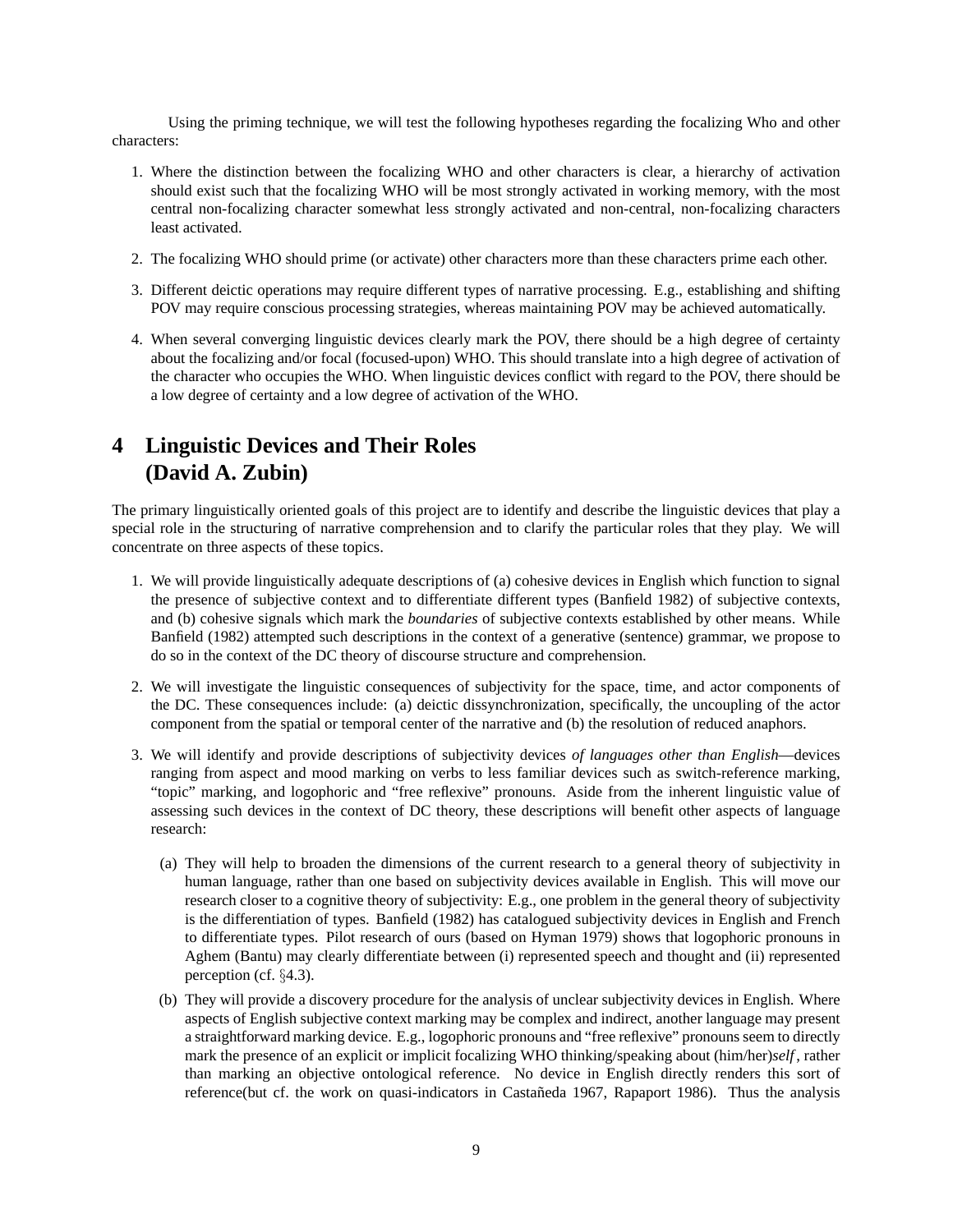Using the priming technique, we will test the following hypotheses regarding the focalizing Who and other characters:

1. Where the distinction between the focalizing WHO and other characters is clear, a hierarchy of activation should exist such that the focalizing WHO will be most strongly activated in working memory, with the most central non-focalizing character somewhat less strongly activated and non-central, non-focalizing characters least activated.
2. The focalizing WHO should prime (or activate) other characters more than these characters prime each other.
3. Different deictic operations may require different types of narrative processing. E.g., establishing and shifting POV may require conscious processing strategies, whereas maintaining POV may be achieved automatically.
4. When several converging linguistic devices clearly mark the POV, there should be a high degree of certainty about the focalizing and/or focal (focused-upon) WHO. This should translate into a high degree of activation of the character who occupies the WHO. When linguistic devices conflict with regard to the POV, there should be a low degree of certainty and a low degree of activation of the WHO.

# 4 Linguistic Devices and Their Roles (David A. Zubin)

The primary linguistically oriented goals of this project are to identify and describe the linguistic devices that play a special role in the structuring of narrative comprehension and to clarify the particular roles that they play. We will concentrate on three aspects of these topics.

1. We will provide linguistically adequate descriptions of (a) cohesive devices in English which function to signal the presence of subjective context and to differentiate different types (Banfield 1982) of subjective contexts, and (b) cohesive signals which mark the *boundaries* of subjective contexts established by other means. While Banfield (1982) attempted such descriptions in the context of a generative (sentence) grammar, we propose to do so in the context of the DC theory of discourse structure and comprehension.
2. We will investigate the linguistic consequences of subjectivity for the space, time, and actor components of the DC. These consequences include: (a) deictic dissynchronization, specifically, the uncoupling of the actor component from the spatial or temporal center of the narrative and (b) the resolution of reduced anaphors.
3. We will identify and provide descriptions of subjectivity devices *of languages other than English*—devices ranging from aspect and mood marking on verbs to less familiar devices such as switch-reference marking, "topic" marking, and logophoric and "free reflexive" pronouns. Aside from the inherent linguistic value of assessing such devices in the context of DC theory, these descriptions will benefit other aspects of language research:
   (a) They will help to broaden the dimensions of the current research to a general theory of subjectivity in human language, rather than one based on subjectivity devices available in English. This will move our research closer to a cognitive theory of subjectivity: E.g., one problem in the general theory of subjectivity is the differentiation of types. Banfield (1982) has catalogued subjectivity devices in English and French to differentiate types. Pilot research of ours (based on Hyman 1979) shows that logophoric pronouns in Aghem (Bantu) may clearly differentiate between (i) represented speech and thought and (ii) represented perception (cf. §4.3).
   (b) They will provide a discovery procedure for the analysis of unclear subjectivity devices in English. Where aspects of English subjective context marking may be complex and indirect, another language may present a straightforward marking device. E.g., logophoric pronouns and "free reflexive" pronouns seem to directly mark the presence of an explicit or implicit focalizing WHO thinking/speaking about (him/her)*self*, rather than marking an objective ontological reference. No device in English directly renders this sort of reference(but cf. the work on quasi-indicators in Castañeda 1967, Rapaport 1986). Thus the analysis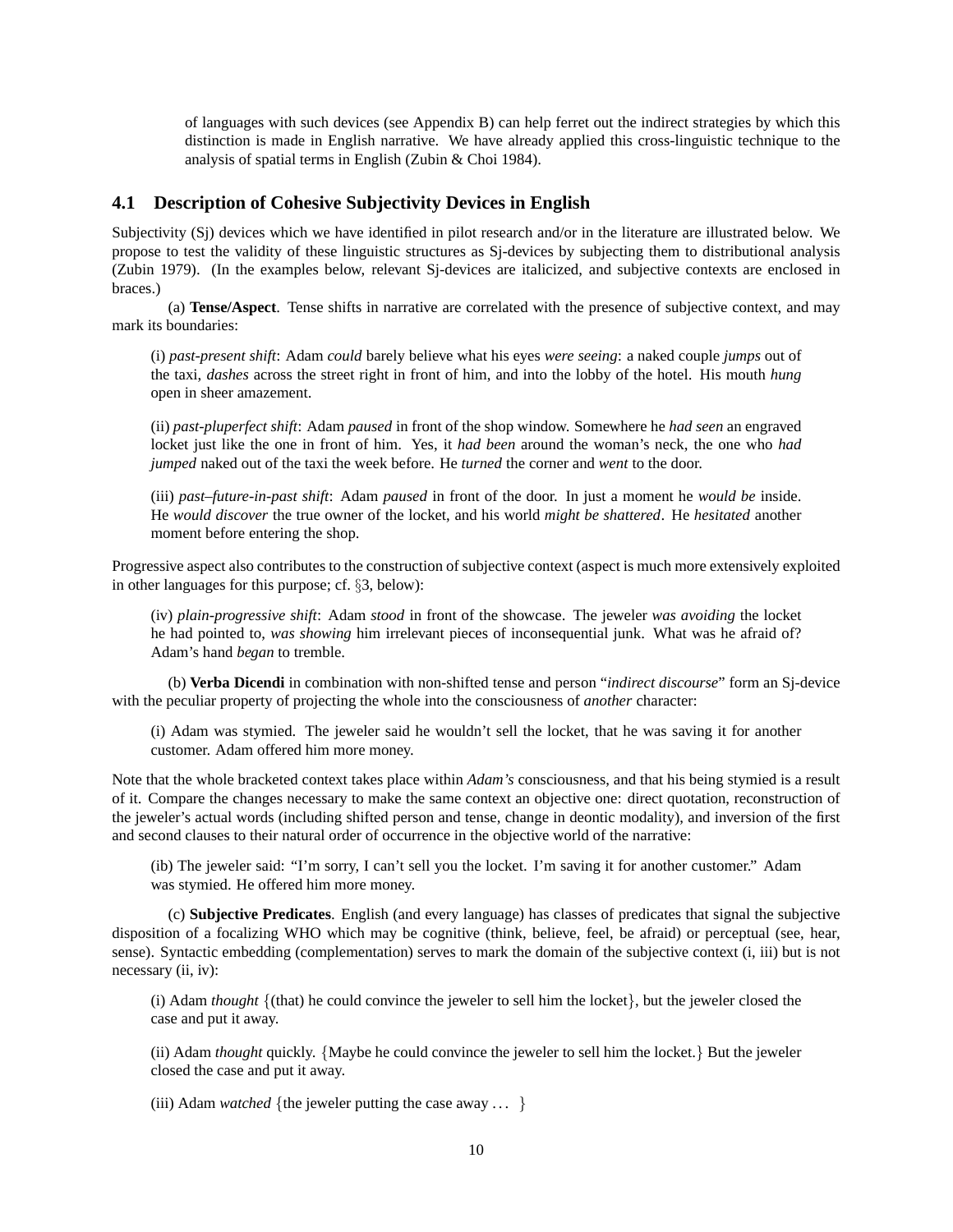of languages with such devices (see Appendix B) can help ferret out the indirect strategies by which this distinction is made in English narrative. We have already applied this cross-linguistic technique to the analysis of spatial terms in English (Zubin & Choi 1984).

### 4.1 Description of Cohesive Subjectivity Devices in English

Subjectivity (Sj) devices which we have identified in pilot research and/or in the literature are illustrated below. We propose to test the validity of these linguistic structures as Sj-devices by subjecting them to distributional analysis (Zubin 1979). (In the examples below, relevant Sj-devices are italicized, and subjective contexts are enclosed in braces.)

(a) **Tense/Aspect**. Tense shifts in narrative are correlated with the presence of subjective context, and may mark its boundaries:

> (i) *past-present shift*: Adam *could* barely believe what his eyes *were seeing*: a naked couple *jumps* out of the taxi, *dashes* across the street right in front of him, and into the lobby of the hotel. His mouth *hung* open in sheer amazement.
>
> (ii) *past-pluperfect shift*: Adam *paused* in front of the shop window. Somewhere he *had seen* an engraved locket just like the one in front of him. Yes, it *had been* around the woman's neck, the one who *had jumped* naked out of the taxi the week before. He *turned* the corner and *went* to the door.
>
> (iii) *past–future-in-past shift*: Adam *paused* in front of the door. In just a moment he *would be* inside. He *would discover* the true owner of the locket, and his world *might be shattered*. He *hesitated* another moment before entering the shop.

Progressive aspect also contributes to the construction of subjective context (aspect is much more extensively exploited in other languages for this purpose; cf. §3, below):

> (iv) *plain-progressive shift*: Adam *stood* in front of the showcase. The jeweler *was avoiding* the locket he had pointed to, *was showing* him irrelevant pieces of inconsequential junk. What was he afraid of? Adam's hand *began* to tremble.

(b) **Verba Dicendi** in combination with non-shifted tense and person "*indirect discourse*" form an Sj-device with the peculiar property of projecting the whole into the consciousness of *another* character:

> (i) Adam was stymied. The jeweler said he wouldn't sell the locket, that he was saving it for another customer. Adam offered him more money.

Note that the whole bracketed context takes place within *Adam's* consciousness, and that his being stymied is a result of it. Compare the changes necessary to make the same context an objective one: direct quotation, reconstruction of the jeweler's actual words (including shifted person and tense, change in deontic modality), and inversion of the first and second clauses to their natural order of occurrence in the objective world of the narrative:

> (ib) The jeweler said: "I'm sorry, I can't sell you the locket. I'm saving it for another customer." Adam was stymied. He offered him more money.

(c) **Subjective Predicates**. English (and every language) has classes of predicates that signal the subjective disposition of a focalizing WHO which may be cognitive (think, believe, feel, be afraid) or perceptual (see, hear, sense). Syntactic embedding (complementation) serves to mark the domain of the subjective context (i, iii) but is not necessary (ii, iv):

> (i) Adam *thought* {(that) he could convince the jeweler to sell him the locket}, but the jeweler closed the case and put it away.
>
> (ii) Adam *thought* quickly. {Maybe he could convince the jeweler to sell him the locket.} But the jeweler closed the case and put it away.
>
> (iii) Adam *watched* {the jeweler putting the case away ... }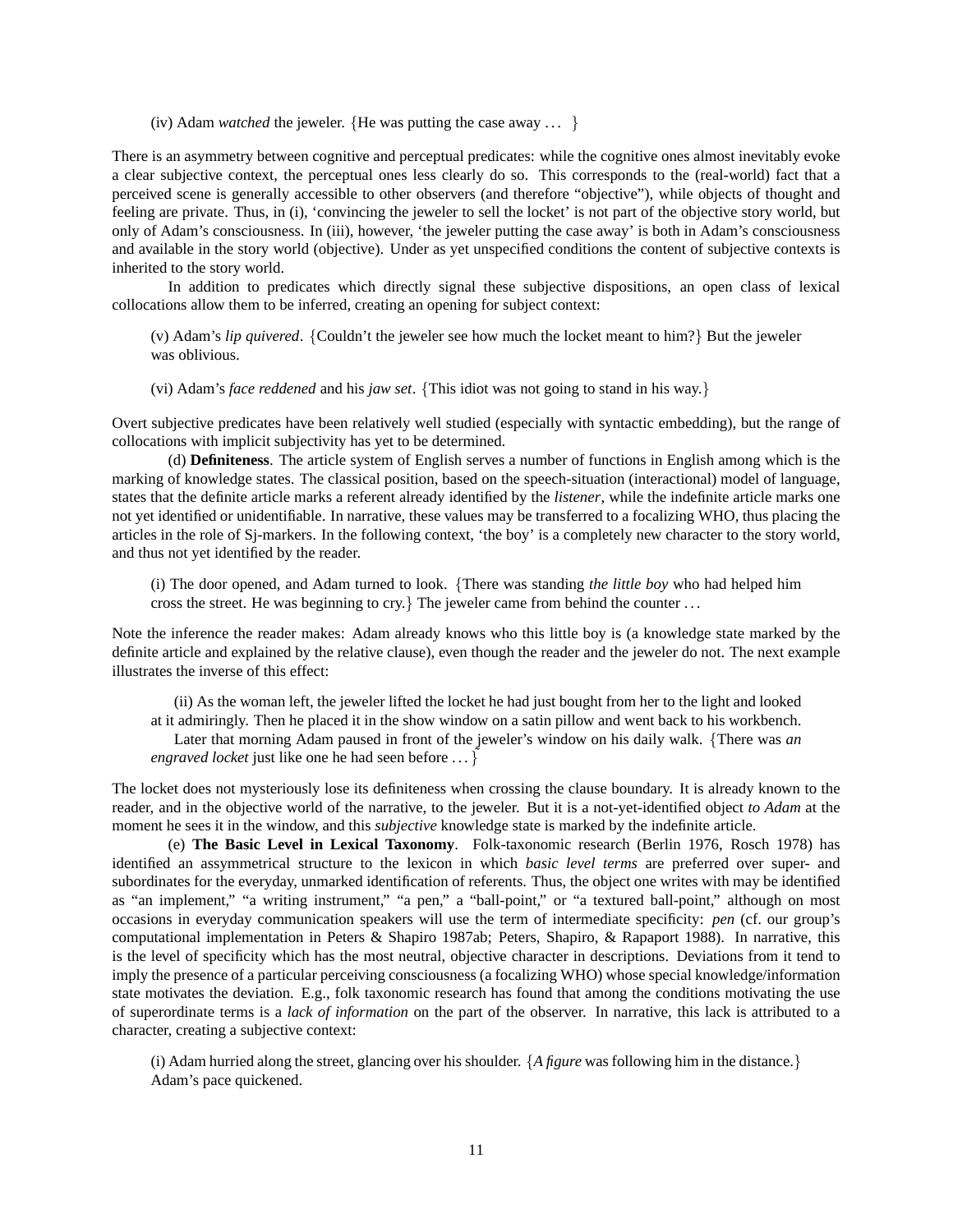(iv) Adam *watched* the jeweler. {He was putting the case away ... }

There is an asymmetry between cognitive and perceptual predicates: while the cognitive ones almost inevitably evoke a clear subjective context, the perceptual ones less clearly do so. This corresponds to the (real-world) fact that a perceived scene is generally accessible to other observers (and therefore "objective"), while objects of thought and feeling are private. Thus, in (i), 'convincing the jeweler to sell the locket' is not part of the objective story world, but only of Adam's consciousness. In (iii), however, 'the jeweler putting the case away' is both in Adam's consciousness and available in the story world (objective). Under as yet unspecified conditions the content of subjective contexts is inherited to the story world.

In addition to predicates which directly signal these subjective dispositions, an open class of lexical collocations allow them to be inferred, creating an opening for subject context:

(v) Adam's *lip quivered*. {Couldn't the jeweler see how much the locket meant to him?} But the jeweler was oblivious.

(vi) Adam's *face reddened* and his *jaw set*. {This idiot was not going to stand in his way.}

Overt subjective predicates have been relatively well studied (especially with syntactic embedding), but the range of collocations with implicit subjectivity has yet to be determined.

(d) **Definiteness**. The article system of English serves a number of functions in English among which is the marking of knowledge states. The classical position, based on the speech-situation (interactional) model of language, states that the definite article marks a referent already identified by the *listener*, while the indefinite article marks one not yet identified or unidentifiable. In narrative, these values may be transferred to a focalizing WHO, thus placing the articles in the role of Sj-markers. In the following context, 'the boy' is a completely new character to the story world, and thus not yet identified by the reader.

(i) The door opened, and Adam turned to look. {There was standing *the little boy* who had helped him cross the street. He was beginning to cry.} The jeweler came from behind the counter ...

Note the inference the reader makes: Adam already knows who this little boy is (a knowledge state marked by the definite article and explained by the relative clause), even though the reader and the jeweler do not. The next example illustrates the inverse of this effect:

(ii) As the woman left, the jeweler lifted the locket he had just bought from her to the light and looked at it admiringly. Then he placed it in the show window on a satin pillow and went back to his workbench.
Later that morning Adam paused in front of the jeweler's window on his daily walk. {There was *an engraved locket* just like one he had seen before ... }

The locket does not mysteriously lose its definiteness when crossing the clause boundary. It is already known to the reader, and in the objective world of the narrative, to the jeweler. But it is a not-yet-identified object *to Adam* at the moment he sees it in the window, and this *subjective* knowledge state is marked by the indefinite article.

(e) **The Basic Level in Lexical Taxonomy**. Folk-taxonomic research (Berlin 1976, Rosch 1978) has identified an assymmetrical structure to the lexicon in which *basic level terms* are preferred over super- and subordinates for the everyday, unmarked identification of referents. Thus, the object one writes with may be identified as "an implement," "a writing instrument," "a pen," a "ball-point," or "a textured ball-point," although on most occasions in everyday communication speakers will use the term of intermediate specificity: *pen* (cf. our group's computational implementation in Peters & Shapiro 1987ab; Peters, Shapiro, & Rapaport 1988). In narrative, this is the level of specificity which has the most neutral, objective character in descriptions. Deviations from it tend to imply the presence of a particular perceiving consciousness (a focalizing WHO) whose special knowledge/information state motivates the deviation. E.g., folk taxonomic research has found that among the conditions motivating the use of superordinate terms is a *lack of information* on the part of the observer. In narrative, this lack is attributed to a character, creating a subjective context:

(i) Adam hurried along the street, glancing over his shoulder. {*A figure* was following him in the distance.} Adam's pace quickened.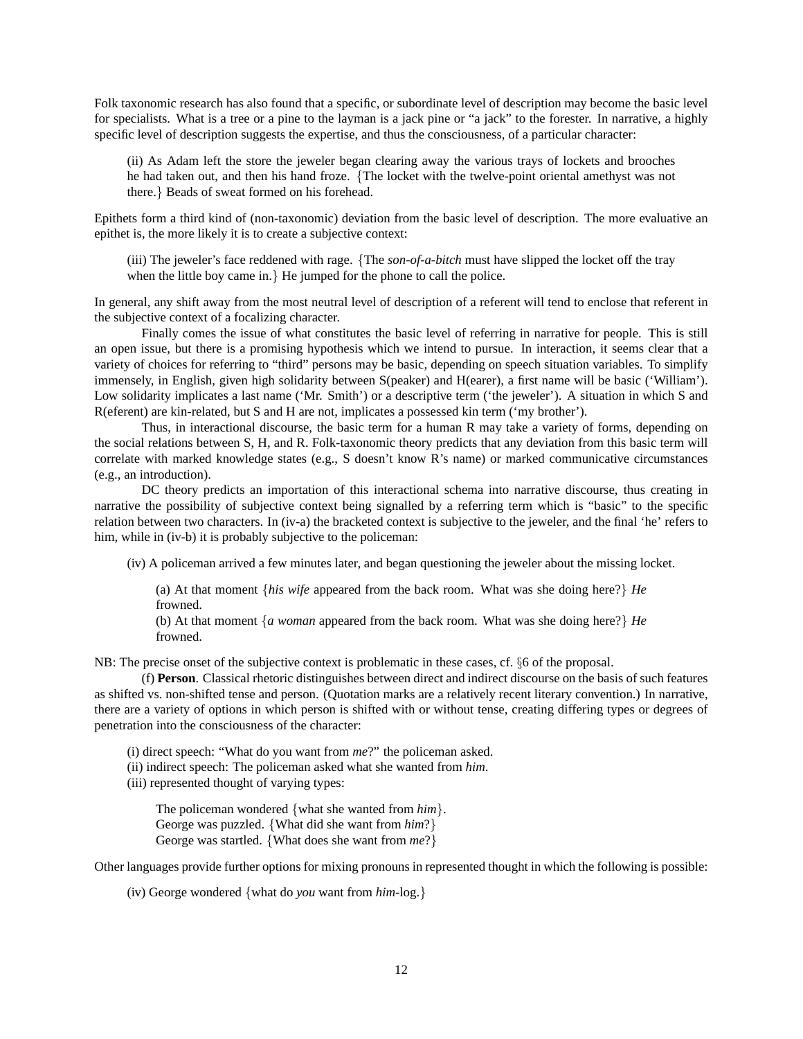Folk taxonomic research has also found that a specific, or subordinate level of description may become the basic level for specialists. What is a tree or a pine to the layman is a jack pine or "a jack" to the forester. In narrative, a highly specific level of description suggests the expertise, and thus the consciousness, of a particular character:

> (ii) As Adam left the store the jeweler began clearing away the various trays of lockets and brooches he had taken out, and then his hand froze. {The locket with the twelve-point oriental amethyst was not there.} Beads of sweat formed on his forehead.

Epithets form a third kind of (non-taxonomic) deviation from the basic level of description. The more evaluative an epithet is, the more likely it is to create a subjective context:

> (iii) The jeweler's face reddened with rage. {The *son-of-a-bitch* must have slipped the locket off the tray when the little boy came in.} He jumped for the phone to call the police.

In general, any shift away from the most neutral level of description of a referent will tend to enclose that referent in the subjective context of a focalizing character.

Finally comes the issue of what constitutes the basic level of referring in narrative for people. This is still an open issue, but there is a promising hypothesis which we intend to pursue. In interaction, it seems clear that a variety of choices for referring to "third" persons may be basic, depending on speech situation variables. To simplify immensely, in English, given high solidarity between S(peaker) and H(earer), a first name will be basic ('William'). Low solidarity implicates a last name ('Mr. Smith') or a descriptive term ('the jeweler'). A situation in which S and R(eferent) are kin-related, but S and H are not, implicates a possessed kin term ('my brother').

Thus, in interactional discourse, the basic term for a human R may take a variety of forms, depending on the social relations between S, H, and R. Folk-taxonomic theory predicts that any deviation from this basic term will correlate with marked knowledge states (e.g., S doesn't know R's name) or marked communicative circumstances (e.g., an introduction).

DC theory predicts an importation of this interactional schema into narrative discourse, thus creating in narrative the possibility of subjective context being signalled by a referring term which is "basic" to the specific relation between two characters. In (iv-a) the bracketed context is subjective to the jeweler, and the final 'he' refers to him, while in (iv-b) it is probably subjective to the policeman:

> (iv) A policeman arrived a few minutes later, and began questioning the jeweler about the missing locket.
>
> > (a) At that moment {*his wife* appeared from the back room. What was she doing here?} *He* frowned.
> > (b) At that moment {*a woman* appeared from the back room. What was she doing here?} *He* frowned.

NB: The precise onset of the subjective context is problematic in these cases, cf. §6 of the proposal.

(f) **Person**. Classical rhetoric distinguishes between direct and indirect discourse on the basis of such features as shifted vs. non-shifted tense and person. (Quotation marks are a relatively recent literary convention.) In narrative, there are a variety of options in which person is shifted with or without tense, creating differing types or degrees of penetration into the consciousness of the character:

> (i) direct speech: "What do you want from *me*?" the policeman asked.
> (ii) indirect speech: The policeman asked what she wanted from *him*.
> (iii) represented thought of varying types:
>
> > The policeman wondered {what she wanted from *him*}.
> > George was puzzled. {What did she want from *him*?}
> > George was startled. {What does she want from *me*?}

Other languages provide further options for mixing pronouns in represented thought in which the following is possible:

> (iv) George wondered {what do *you* want from *him*-log.}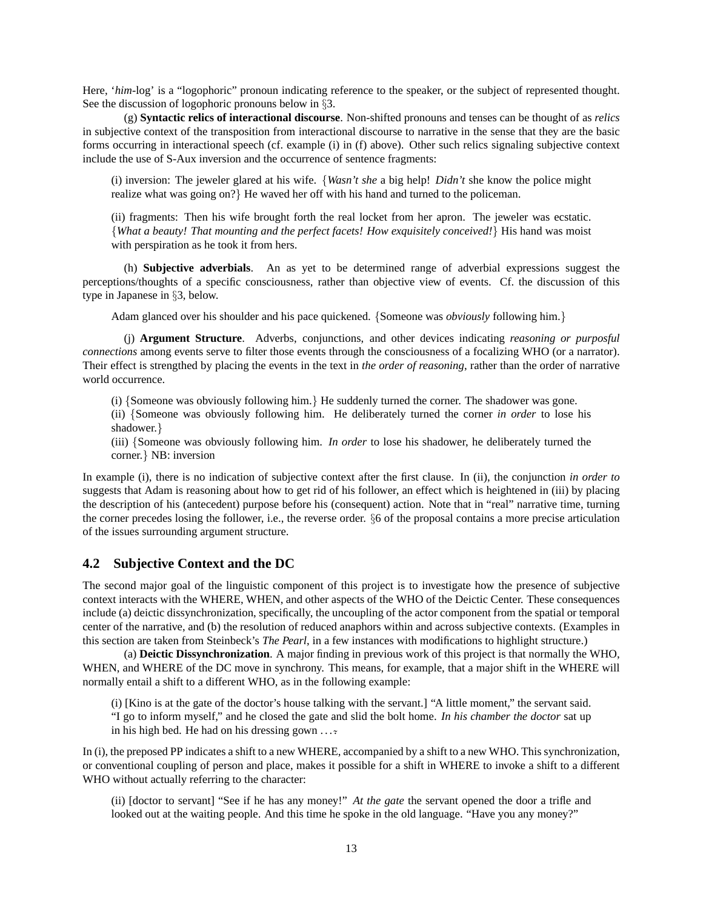Here, '*him*-log' is a "logophoric" pronoun indicating reference to the speaker, or the subject of represented thought. See the discussion of logophoric pronouns below in §3.

(g) **Syntactic relics of interactional discourse**. Non-shifted pronouns and tenses can be thought of as *relics* in subjective context of the transposition from interactional discourse to narrative in the sense that they are the basic forms occurring in interactional speech (cf. example (i) in (f) above). Other such relics signaling subjective context include the use of S-Aux inversion and the occurrence of sentence fragments:

(i) inversion: The jeweler glared at his wife. {*Wasn't she* a big help! *Didn't* she know the police might realize what was going on?} He waved her off with his hand and turned to the policeman.

(ii) fragments: Then his wife brought forth the real locket from her apron. The jeweler was ecstatic. {*What a beauty! That mounting and the perfect facets! How exquisitely conceived!*} His hand was moist with perspiration as he took it from hers.

(h) **Subjective adverbials**. An as yet to be determined range of adverbial expressions suggest the perceptions/thoughts of a specific consciousness, rather than objective view of events. Cf. the discussion of this type in Japanese in §3, below.

Adam glanced over his shoulder and his pace quickened. {Someone was *obviously* following him.}

(j) **Argument Structure**. Adverbs, conjunctions, and other devices indicating *reasoning or purposful connections* among events serve to filter those events through the consciousness of a focalizing WHO (or a narrator). Their effect is strengthed by placing the events in the text in *the order of reasoning*, rather than the order of narrative world occurrence.

(i) {Someone was obviously following him.} He suddenly turned the corner. The shadower was gone.
(ii) {Someone was obviously following him. He deliberately turned the corner *in order* to lose his shadower.}
(iii) {Someone was obviously following him. *In order* to lose his shadower, he deliberately turned the corner.} NB: inversion

In example (i), there is no indication of subjective context after the first clause. In (ii), the conjunction *in order to* suggests that Adam is reasoning about how to get rid of his follower, an effect which is heightened in (iii) by placing the description of his (antecedent) purpose before his (consequent) action. Note that in "real" narrative time, turning the corner precedes losing the follower, i.e., the reverse order. §6 of the proposal contains a more precise articulation of the issues surrounding argument structure.

## 4.2 Subjective Context and the DC

The second major goal of the linguistic component of this project is to investigate how the presence of subjective context interacts with the WHERE, WHEN, and other aspects of the WHO of the Deictic Center. These consequences include (a) deictic dissynchronization, specifically, the uncoupling of the actor component from the spatial or temporal center of the narrative, and (b) the resolution of reduced anaphors within and across subjective contexts. (Examples in this section are taken from Steinbeck's *The Pearl*, in a few instances with modifications to highlight structure.)

(a) **Deictic Dissynchronization**. A major finding in previous work of this project is that normally the WHO, WHEN, and WHERE of the DC move in synchrony. This means, for example, that a major shift in the WHERE will normally entail a shift to a different WHO, as in the following example:

(i) [Kino is at the gate of the doctor's house talking with the servant.] "A little moment," the servant said. "I go to inform myself," and he closed the gate and slid the bolt home. *In his chamber the doctor* sat up in his high bed. He had on his dressing gown . . .

In (i), the preposed PP indicates a shift to a new WHERE, accompanied by a shift to a new WHO. This synchronization, or conventional coupling of person and place, makes it possible for a shift in WHERE to invoke a shift to a different WHO without actually referring to the character:

(ii) [doctor to servant] "See if he has any money!" *At the gate* the servant opened the door a trifle and looked out at the waiting people. And this time he spoke in the old language. "Have you any money?"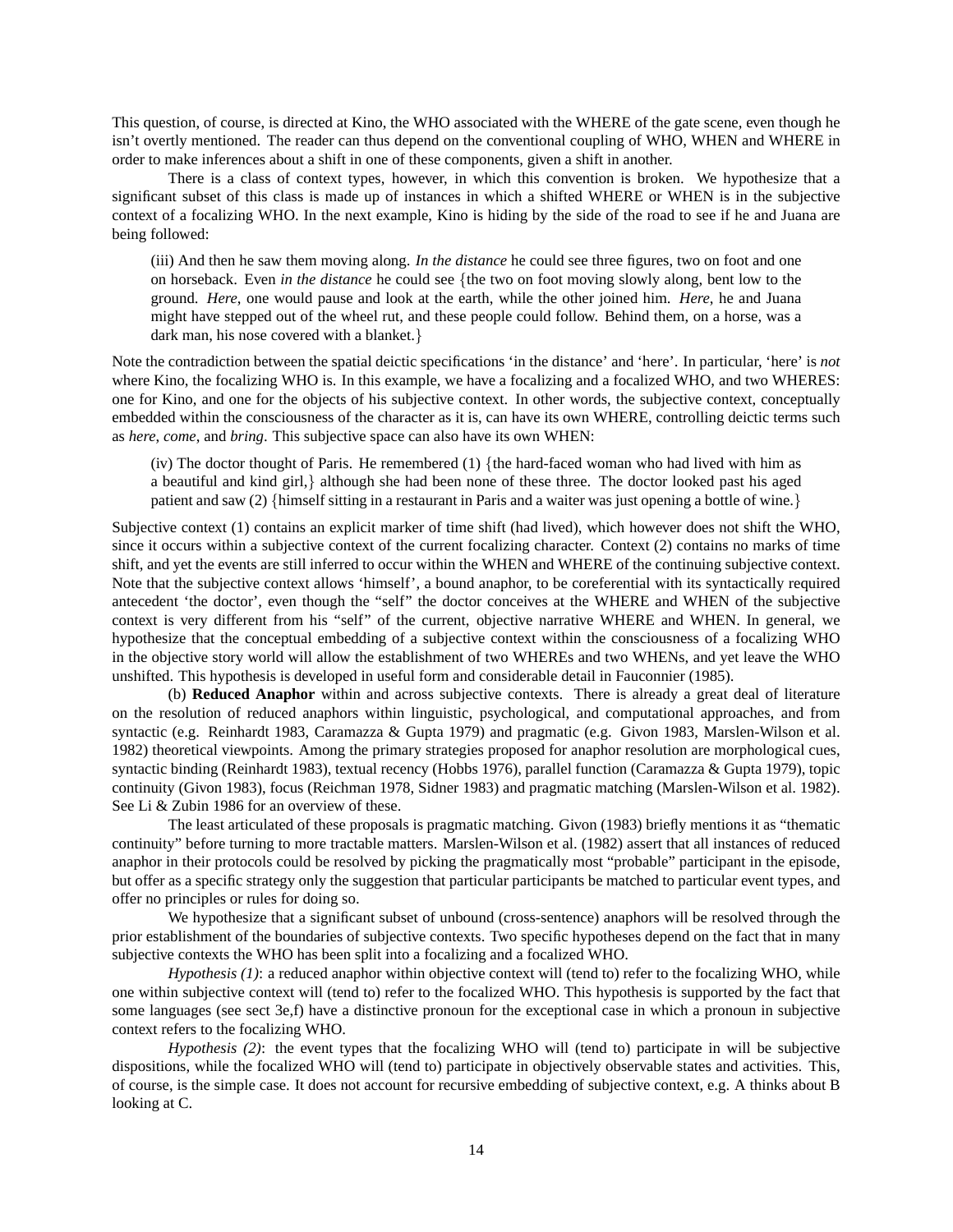This question, of course, is directed at Kino, the WHO associated with the WHERE of the gate scene, even though he isn't overtly mentioned. The reader can thus depend on the conventional coupling of WHO, WHEN and WHERE in order to make inferences about a shift in one of these components, given a shift in another.

There is a class of context types, however, in which this convention is broken. We hypothesize that a significant subset of this class is made up of instances in which a shifted WHERE or WHEN is in the subjective context of a focalizing WHO. In the next example, Kino is hiding by the side of the road to see if he and Juana are being followed:

> (iii) And then he saw them moving along. *In the distance* he could see three figures, two on foot and one on horseback. Even *in the distance* he could see {the two on foot moving slowly along, bent low to the ground. *Here*, one would pause and look at the earth, while the other joined him. *Here*, he and Juana might have stepped out of the wheel rut, and these people could follow. Behind them, on a horse, was a dark man, his nose covered with a blanket.}

Note the contradiction between the spatial deictic specifications 'in the distance' and 'here'. In particular, 'here' is *not* where Kino, the focalizing WHO is. In this example, we have a focalizing and a focalized WHO, and two WHERES: one for Kino, and one for the objects of his subjective context. In other words, the subjective context, conceptually embedded within the consciousness of the character as it is, can have its own WHERE, controlling deictic terms such as *here*, *come*, and *bring*. This subjective space can also have its own WHEN:

> (iv) The doctor thought of Paris. He remembered (1) {the hard-faced woman who had lived with him as a beautiful and kind girl,} although she had been none of these three. The doctor looked past his aged patient and saw (2) {himself sitting in a restaurant in Paris and a waiter was just opening a bottle of wine.}

Subjective context (1) contains an explicit marker of time shift (had lived), which however does not shift the WHO, since it occurs within a subjective context of the current focalizing character. Context (2) contains no marks of time shift, and yet the events are still inferred to occur within the WHEN and WHERE of the continuing subjective context. Note that the subjective context allows 'himself', a bound anaphor, to be coreferential with its syntactically required antecedent 'the doctor', even though the "self" the doctor conceives at the WHERE and WHEN of the subjective context is very different from his "self" of the current, objective narrative WHERE and WHEN. In general, we hypothesize that the conceptual embedding of a subjective context within the consciousness of a focalizing WHO in the objective story world will allow the establishment of two WHEREs and two WHENs, and yet leave the WHO unshifted. This hypothesis is developed in useful form and considerable detail in Fauconnier (1985).

(b) **Reduced Anaphor** within and across subjective contexts. There is already a great deal of literature on the resolution of reduced anaphors within linguistic, psychological, and computational approaches, and from syntactic (e.g. Reinhardt 1983, Caramazza & Gupta 1979) and pragmatic (e.g. Givon 1983, Marslen-Wilson et al. 1982) theoretical viewpoints. Among the primary strategies proposed for anaphor resolution are morphological cues, syntactic binding (Reinhardt 1983), textual recency (Hobbs 1976), parallel function (Caramazza & Gupta 1979), topic continuity (Givon 1983), focus (Reichman 1978, Sidner 1983) and pragmatic matching (Marslen-Wilson et al. 1982). See Li & Zubin 1986 for an overview of these.

The least articulated of these proposals is pragmatic matching. Givon (1983) briefly mentions it as "thematic continuity" before turning to more tractable matters. Marslen-Wilson et al. (1982) assert that all instances of reduced anaphor in their protocols could be resolved by picking the pragmatically most "probable" participant in the episode, but offer as a specific strategy only the suggestion that particular participants be matched to particular event types, and offer no principles or rules for doing so.

We hypothesize that a significant subset of unbound (cross-sentence) anaphors will be resolved through the prior establishment of the boundaries of subjective contexts. Two specific hypotheses depend on the fact that in many subjective contexts the WHO has been split into a focalizing and a focalized WHO.

*Hypothesis (1)*: a reduced anaphor within objective context will (tend to) refer to the focalizing WHO, while one within subjective context will (tend to) refer to the focalized WHO. This hypothesis is supported by the fact that some languages (see sect 3e,f) have a distinctive pronoun for the exceptional case in which a pronoun in subjective context refers to the focalizing WHO.

*Hypothesis (2)*: the event types that the focalizing WHO will (tend to) participate in will be subjective dispositions, while the focalized WHO will (tend to) participate in objectively observable states and activities. This, of course, is the simple case. It does not account for recursive embedding of subjective context, e.g. A thinks about B looking at C.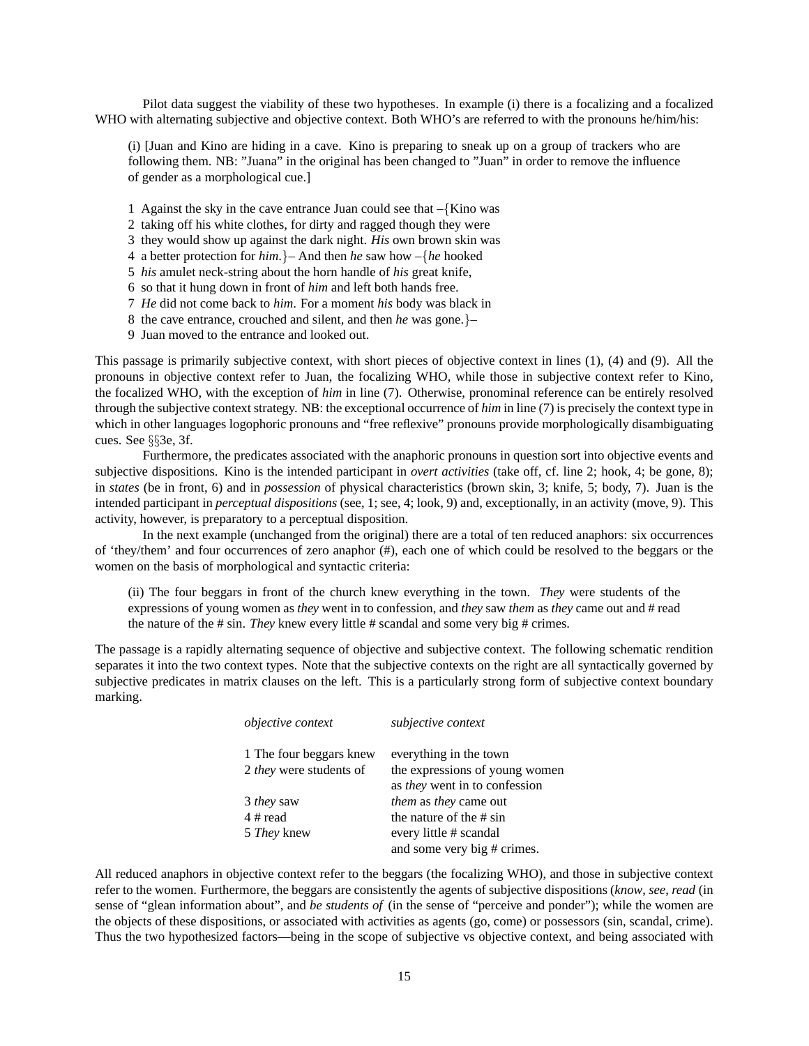Pilot data suggest the viability of these two hypotheses. In example (i) there is a focalizing and a focalized WHO with alternating subjective and objective context. Both WHO's are referred to with the pronouns he/him/his:

> (i) [Juan and Kino are hiding in a cave. Kino is preparing to sneak up on a group of trackers who are following them. NB: "Juana" in the original has been changed to "Juan" in order to remove the influence of gender as a morphological cue.]
>
> 1 Against the sky in the cave entrance Juan could see that –{Kino was
> 2 taking off his white clothes, for dirty and ragged though they were
> 3 they would show up against the dark night. *His* own brown skin was
> 4 a better protection for *him*.}– And then *he* saw how –{*he* hooked
> 5 *his* amulet neck-string about the horn handle of *his* great knife,
> 6 so that it hung down in front of *him* and left both hands free.
> 7 *He* did not come back to *him*. For a moment *his* body was black in
> 8 the cave entrance, crouched and silent, and then *he* was gone.}–
> 9 Juan moved to the entrance and looked out.

This passage is primarily subjective context, with short pieces of objective context in lines (1), (4) and (9). All the pronouns in objective context refer to Juan, the focalizing WHO, while those in subjective context refer to Kino, the focalized WHO, with the exception of *him* in line (7). Otherwise, pronominal reference can be entirely resolved through the subjective context strategy. NB: the exceptional occurrence of *him* in line (7) is precisely the context type in which in other languages logophoric pronouns and "free reflexive" pronouns provide morphologically disambiguating cues. See §§3e, 3f.

Furthermore, the predicates associated with the anaphoric pronouns in question sort into objective events and subjective dispositions. Kino is the intended participant in *overt activities* (take off, cf. line 2; hook, 4; be gone, 8); in *states* (be in front, 6) and in *possession* of physical characteristics (brown skin, 3; knife, 5; body, 7). Juan is the intended participant in *perceptual dispositions* (see, 1; see, 4; look, 9) and, exceptionally, in an activity (move, 9). This activity, however, is preparatory to a perceptual disposition.

In the next example (unchanged from the original) there are a total of ten reduced anaphors: six occurrences of 'they/them' and four occurrences of zero anaphor (#), each one of which could be resolved to the beggars or the women on the basis of morphological and syntactic criteria:

> (ii) The four beggars in front of the church knew everything in the town. *They* were students of the expressions of young women as *they* went in to confession, and *they* saw *them* as *they* came out and # read the nature of the # sin. *They* knew every little # scandal and some very big # crimes.

The passage is a rapidly alternating sequence of objective and subjective context. The following schematic rendition separates it into the two context types. Note that the subjective contexts on the right are all syntactically governed by subjective predicates in matrix clauses on the left. This is a particularly strong form of subjective context boundary marking.

| *objective context* | *subjective context* |
|---|---|
| 1 The four beggars knew | everything in the town |
| 2 *they* were students of | the expressions of young women as *they* went in to confession |
| 3 *they* saw | *them* as *they* came out |
| 4 # read | the nature of the # sin |
| 5 *They* knew | every little # scandal and some very big # crimes. |

All reduced anaphors in objective context refer to the beggars (the focalizing WHO), and those in subjective context refer to the women. Furthermore, the beggars are consistently the agents of subjective dispositions (*know*, *see*, *read* (in sense of "glean information about", and *be students of* (in the sense of "perceive and ponder"); while the women are the objects of these dispositions, or associated with activities as agents (go, come) or possessors (sin, scandal, crime). Thus the two hypothesized factors—being in the scope of subjective vs objective context, and being associated with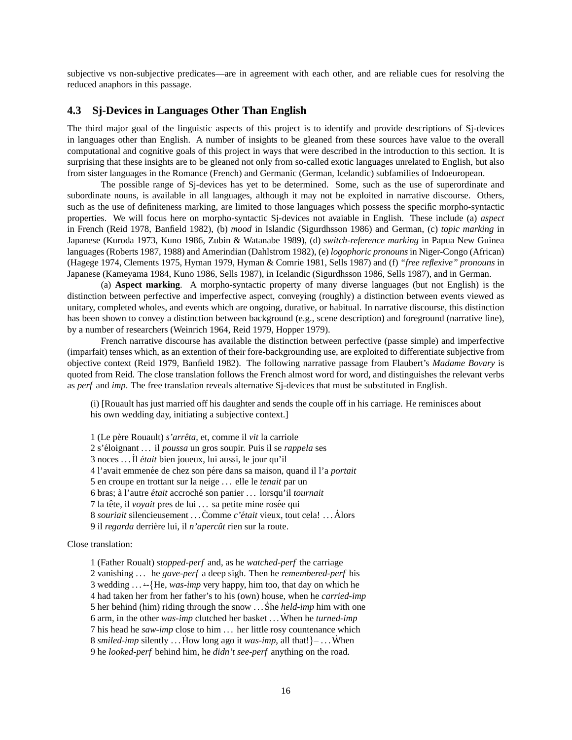subjective vs non-subjective predicates—are in agreement with each other, and are reliable cues for resolving the reduced anaphors in this passage.

## 4.3 Sj-Devices in Languages Other Than English

The third major goal of the linguistic aspects of this project is to identify and provide descriptions of Sj-devices in languages other than English. A number of insights to be gleaned from these sources have value to the overall computational and cognitive goals of this project in ways that were described in the introduction to this section. It is surprising that these insights are to be gleaned not only from so-called exotic languages unrelated to English, but also from sister languages in the Romance (French) and Germanic (German, Icelandic) subfamilies of Indoeuropean.

The possible range of Sj-devices has yet to be determined. Some, such as the use of superordinate and subordinate nouns, is available in all languages, although it may not be exploited in narrative discourse. Others, such as the use of definiteness marking, are limited to those languages which possess the specific morpho-syntactic properties. We will focus here on morpho-syntactic Sj-devices not avaiable in English. These include (a) *aspect* in French (Reid 1978, Banfield 1982), (b) *mood* in Islandic (Sigurdhsson 1986) and German, (c) *topic marking* in Japanese (Kuroda 1973, Kuno 1986, Zubin & Watanabe 1989), (d) *switch-reference marking* in Papua New Guinea languages (Roberts 1987, 1988) and Amerindian (Dahlstrom 1982), (e) *logophoric pronouns* in Niger-Congo (African) (Hagege 1974, Clements 1975, Hyman 1979, Hyman & Comrie 1981, Sells 1987) and (f) *"free reflexive" pronouns* in Japanese (Kameyama 1984, Kuno 1986, Sells 1987), in Icelandic (Sigurdhsson 1986, Sells 1987), and in German.

(a) **Aspect marking**. A morpho-syntactic property of many diverse languages (but not English) is the distinction between perfective and imperfective aspect, conveying (roughly) a distinction between events viewed as unitary, completed wholes, and events which are ongoing, durative, or habitual. In narrative discourse, this distinction has been shown to convey a distinction between background (e.g., scene description) and foreground (narrative line), by a number of researchers (Weinrich 1964, Reid 1979, Hopper 1979).

French narrative discourse has available the distinction between perfective (passe simple) and imperfective (imparfait) tenses which, as an extention of their fore-backgrounding use, are exploited to differentiate subjective from objective context (Reid 1979, Banfield 1982). The following narrative passage from Flaubert's *Madame Bovary* is quoted from Reid. The close translation follows the French almost word for word, and distinguishes the relevant verbs as *perf* and *imp*. The free translation reveals alternative Sj-devices that must be substituted in English.

(i) [Rouault has just married off his daughter and sends the couple off in his carriage. He reminisces about his own wedding day, initiating a subjective context.]

1 (Le père Rouault) *s'arrêta*, et, comme il *vit* la carriole
2 s'éloignant ... il *poussa* un gros soupir. Puis il se *rappela* ses
3 noces ... Il *était* bien joueux, lui aussi, le jour qu'il
4 l'avait emmenée de chez son pére dans sa maison, quand il l'a *portait*
5 en croupe en trottant sur la neige ... elle le *tenait* par un
6 bras; à l'autre *était* accroché son panier ... lorsqu'il *tournait*
7 la tête, il *voyait* pres de lui ... sa petite mine rosée qui
8 *souriait* silencieusement ... Comme *c'était* vieux, tout cela! ... Alors
9 il *regarda* derrière lui, il *n'apercût* rien sur la route.

Close translation:

1 (Father Roualt) *stopped-perf* and, as he *watched-perf* the carriage
2 vanishing ... he *gave-perf* a deep sigh. Then he *remembered-perf* his
3 wedding ... –{He, *was-imp* very happy, him too, that day on which he
4 had taken her from her father's to his (own) house, when he *carried-imp*
5 her behind (him) riding through the snow ... She *held-imp* him with one
6 arm, in the other *was-imp* clutched her basket ... When he *turned-imp*
7 his head he *saw-imp* close to him ... her little rosy countenance which
8 *smiled-imp* silently ... How long ago it *was-imp*, all that!}– ... When
9 he *looked-perf* behind him, he *didn't see-perf* anything on the road.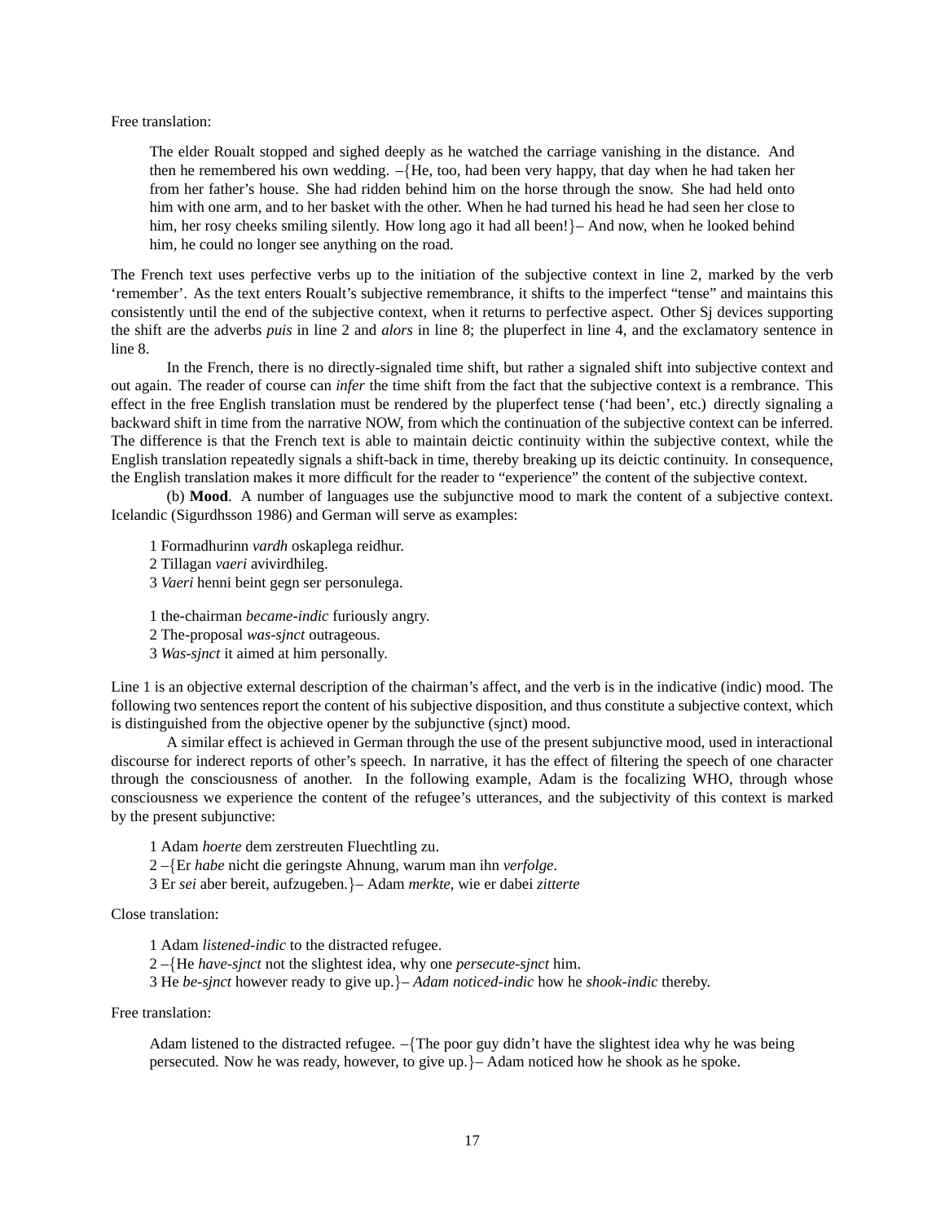Free translation:

> The elder Roualt stopped and sighed deeply as he watched the carriage vanishing in the distance. And then he remembered his own wedding. –{He, too, had been very happy, that day when he had taken her from her father's house. She had ridden behind him on the horse through the snow. She had held onto him with one arm, and to her basket with the other. When he had turned his head he had seen her close to him, her rosy cheeks smiling silently. How long ago it had all been!}– And now, when he looked behind him, he could no longer see anything on the road.

The French text uses perfective verbs up to the initiation of the subjective context in line 2, marked by the verb 'remember'. As the text enters Roualt's subjective remembrance, it shifts to the imperfect "tense" and maintains this consistently until the end of the subjective context, when it returns to perfective aspect. Other Sj devices supporting the shift are the adverbs *puis* in line 2 and *alors* in line 8; the pluperfect in line 4, and the exclamatory sentence in line 8.

In the French, there is no directly-signaled time shift, but rather a signaled shift into subjective context and out again. The reader of course can *infer* the time shift from the fact that the subjective context is a rembrance. This effect in the free English translation must be rendered by the pluperfect tense ('had been', etc.) directly signaling a backward shift in time from the narrative NOW, from which the continuation of the subjective context can be inferred. The difference is that the French text is able to maintain deictic continuity within the subjective context, while the English translation repeatedly signals a shift-back in time, thereby breaking up its deictic continuity. In consequence, the English translation makes it more difficult for the reader to "experience" the content of the subjective context.

(b) **Mood**. A number of languages use the subjunctive mood to mark the content of a subjective context. Icelandic (Sigurdhsson 1986) and German will serve as examples:

1 Formadhurinn *vardh* oskaplega reidhur.
2 Tillagan *vaeri* avivirdhileg.
3 *Vaeri* henni beint gegn ser personulega.

1 the-chairman *became-indic* furiously angry.
2 The-proposal *was-sjnct* outrageous.
3 *Was-sjnct* it aimed at him personally.

Line 1 is an objective external description of the chairman's affect, and the verb is in the indicative (indic) mood. The following two sentences report the content of his subjective disposition, and thus constitute a subjective context, which is distinguished from the objective opener by the subjunctive (sjnct) mood.

A similar effect is achieved in German through the use of the present subjunctive mood, used in interactional discourse for inderect reports of other's speech. In narrative, it has the effect of filtering the speech of one character through the consciousness of another. In the following example, Adam is the focalizing WHO, through whose consciousness we experience the content of the refugee's utterances, and the subjectivity of this context is marked by the present subjunctive:

1 Adam *hoerte* dem zerstreuten Fluechtling zu.
2 –{Er *habe* nicht die geringste Ahnung, warum man ihn *verfolge*.
3 Er *sei* aber bereit, aufzugeben.}– Adam *merkte*, wie er dabei *zitterte*

Close translation:

1 Adam *listened-indic* to the distracted refugee.
2 –{He *have-sjnct* not the slightest idea, why one *persecute-sjnct* him.
3 He *be-sjnct* however ready to give up.}– *Adam noticed-indic* how he *shook-indic* thereby.

Free translation:

> Adam listened to the distracted refugee. –{The poor guy didn't have the slightest idea why he was being persecuted. Now he was ready, however, to give up.}– Adam noticed how he shook as he spoke.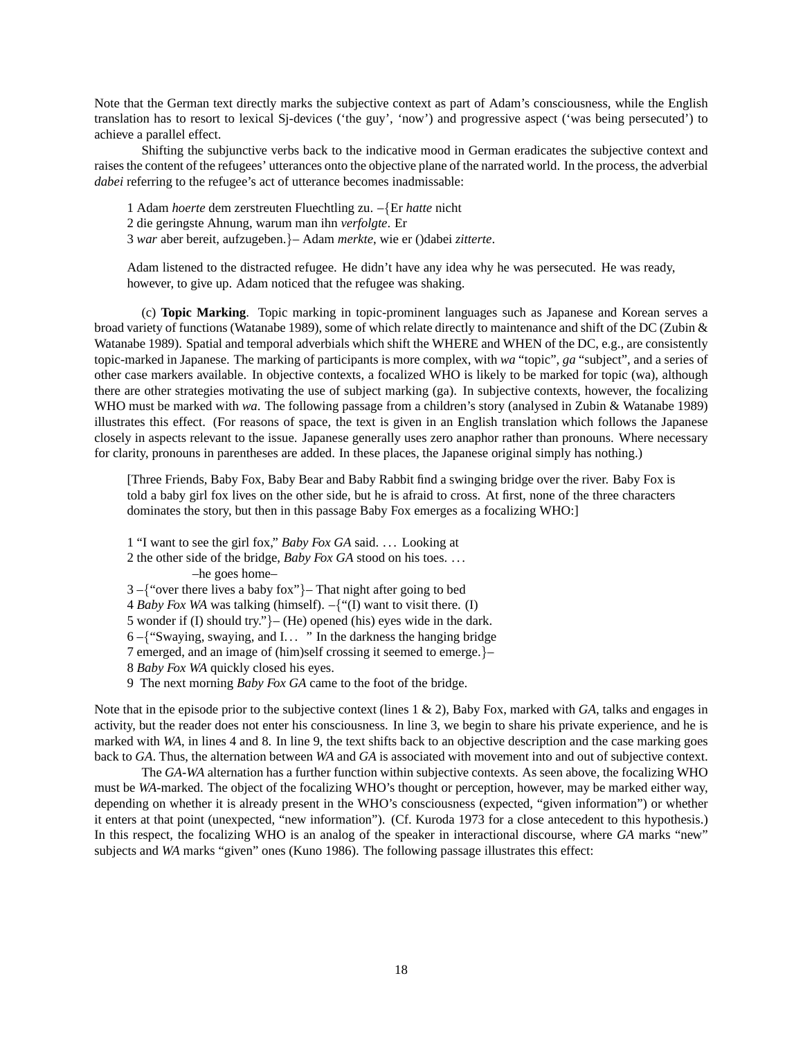Note that the German text directly marks the subjective context as part of Adam's consciousness, while the English translation has to resort to lexical Sj-devices ('the guy', 'now') and progressive aspect ('was being persecuted') to achieve a parallel effect.

Shifting the subjunctive verbs back to the indicative mood in German eradicates the subjective context and raises the content of the refugees' utterances onto the objective plane of the narrated world. In the process, the adverbial *dabei* referring to the refugee's act of utterance becomes inadmissable:

> 1 Adam *hoerte* dem zerstreuten Fluechtling zu. –{Er *hatte* nicht
> 2 die geringste Ahnung, warum man ihn *verfolgte*. Er
> 3 *war* aber bereit, aufzugeben.}– Adam *merkte*, wie er ()dabei *zitterte*.
>
> Adam listened to the distracted refugee. He didn't have any idea why he was persecuted. He was ready, however, to give up. Adam noticed that the refugee was shaking.

(c) **Topic Marking**. Topic marking in topic-prominent languages such as Japanese and Korean serves a broad variety of functions (Watanabe 1989), some of which relate directly to maintenance and shift of the DC (Zubin & Watanabe 1989). Spatial and temporal adverbials which shift the WHERE and WHEN of the DC, e.g., are consistently topic-marked in Japanese. The marking of participants is more complex, with *wa* "topic", *ga* "subject", and a series of other case markers available. In objective contexts, a focalized WHO is likely to be marked for topic (wa), although there are other strategies motivating the use of subject marking (ga). In subjective contexts, however, the focalizing WHO must be marked with *wa*. The following passage from a children's story (analysed in Zubin & Watanabe 1989) illustrates this effect. (For reasons of space, the text is given in an English translation which follows the Japanese closely in aspects relevant to the issue. Japanese generally uses zero anaphor rather than pronouns. Where necessary for clarity, pronouns in parentheses are added. In these places, the Japanese original simply has nothing.)

> [Three Friends, Baby Fox, Baby Bear and Baby Rabbit find a swinging bridge over the river. Baby Fox is told a baby girl fox lives on the other side, but he is afraid to cross. At first, none of the three characters dominates the story, but then in this passage Baby Fox emerges as a focalizing WHO:]
>
> 1 "I want to see the girl fox," *Baby Fox GA* said. . . . Looking at
> 2 the other side of the bridge, *Baby Fox GA* stood on his toes. . . .
> –he goes home–
> 3 –{"over there lives a baby fox"}– That night after going to bed
> 4 *Baby Fox WA* was talking (himself). –{"(I) want to visit there. (I)
> 5 wonder if (I) should try."}– (He) opened (his) eyes wide in the dark.
> 6 –{"Swaying, swaying, and I. . . " In the darkness the hanging bridge
> 7 emerged, and an image of (him)self crossing it seemed to emerge.}–
> 8 *Baby Fox WA* quickly closed his eyes.
> 9 The next morning *Baby Fox GA* came to the foot of the bridge.

Note that in the episode prior to the subjective context (lines 1 & 2), Baby Fox, marked with *GA*, talks and engages in activity, but the reader does not enter his consciousness. In line 3, we begin to share his private experience, and he is marked with *WA*, in lines 4 and 8. In line 9, the text shifts back to an objective description and the case marking goes back to *GA*. Thus, the alternation between *WA* and *GA* is associated with movement into and out of subjective context.

The *GA*-*WA* alternation has a further function within subjective contexts. As seen above, the focalizing WHO must be *WA*-marked. The object of the focalizing WHO's thought or perception, however, may be marked either way, depending on whether it is already present in the WHO's consciousness (expected, "given information") or whether it enters at that point (unexpected, "new information"). (Cf. Kuroda 1973 for a close antecedent to this hypothesis.) In this respect, the focalizing WHO is an analog of the speaker in interactional discourse, where *GA* marks "new" subjects and *WA* marks "given" ones (Kuno 1986). The following passage illustrates this effect: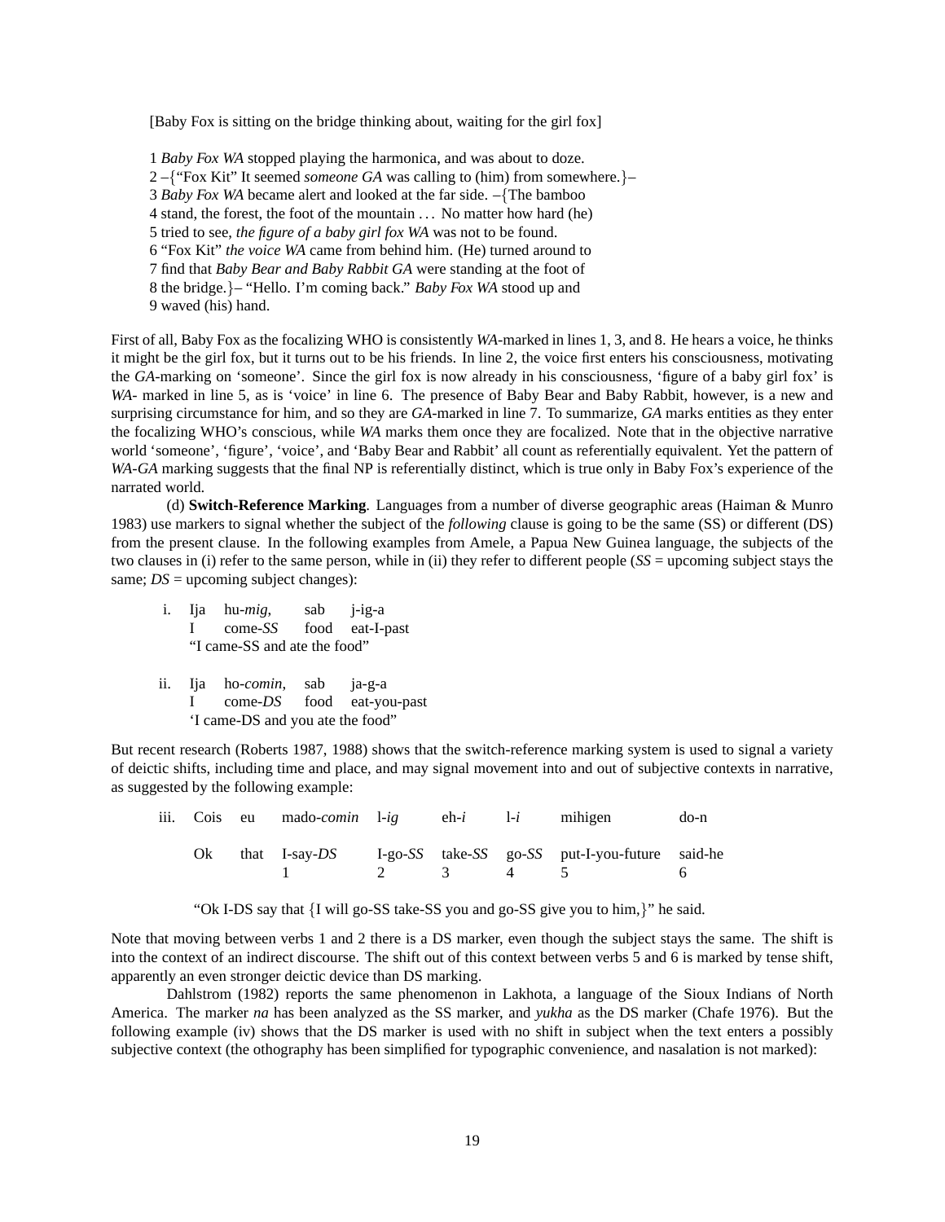[Baby Fox is sitting on the bridge thinking about, waiting for the girl fox]

1 *Baby Fox WA* stopped playing the harmonica, and was about to doze.
2 –{"Fox Kit" It seemed *someone GA* was calling to (him) from somewhere.}–
3 *Baby Fox WA* became alert and looked at the far side. –{The bamboo
4 stand, the forest, the foot of the mountain ... No matter how hard (he)
5 tried to see, *the figure of a baby girl fox WA* was not to be found.
6 "Fox Kit" *the voice WA* came from behind him. (He) turned around to
7 find that *Baby Bear and Baby Rabbit GA* were standing at the foot of
8 the bridge.}– "Hello. I'm coming back." *Baby Fox WA* stood up and
9 waved (his) hand.

First of all, Baby Fox as the focalizing WHO is consistently *WA*-marked in lines 1, 3, and 8. He hears a voice, he thinks it might be the girl fox, but it turns out to be his friends. In line 2, the voice first enters his consciousness, motivating the *GA*-marking on 'someone'. Since the girl fox is now already in his consciousness, 'figure of a baby girl fox' is *WA*- marked in line 5, as is 'voice' in line 6. The presence of Baby Bear and Baby Rabbit, however, is a new and surprising circumstance for him, and so they are *GA*-marked in line 7. To summarize, *GA* marks entities as they enter the focalizing WHO's conscious, while *WA* marks them once they are focalized. Note that in the objective narrative world 'someone', 'figure', 'voice', and 'Baby Bear and Rabbit' all count as referentially equivalent. Yet the pattern of *WA*-*GA* marking suggests that the final NP is referentially distinct, which is true only in Baby Fox's experience of the narrated world.

(d) **Switch-Reference Marking**. Languages from a number of diverse geographic areas (Haiman & Munro 1983) use markers to signal whether the subject of the *following* clause is going to be the same (SS) or different (DS) from the present clause. In the following examples from Amele, a Papua New Guinea language, the subjects of the two clauses in (i) refer to the same person, while in (ii) they refer to different people (*SS* = upcoming subject stays the same; *DS* = upcoming subject changes):

i. Ija hu-*mig*, sab j-ig-a
   I come-*SS* food eat-I-past
   "I came-SS and ate the food"

ii. Ija ho-*comin*, sab ja-g-a
   I come-*DS* food eat-you-past
   'I came-DS and you ate the food"

But recent research (Roberts 1987, 1988) shows that the switch-reference marking system is used to signal a variety of deictic shifts, including time and place, and may signal movement into and out of subjective contexts in narrative, as suggested by the following example:

| iii. | Cois | eu | mado-*comin* | l-*ig* | eh-*i* | l-*i* | mihigen | do-n |
|---|---|---|---|---|---|---|---|---|
| | Ok | that | I-say-*DS* | I-go-*SS* | take-*SS* | go-*SS* | put-I-you-future | said-he |
| | | | 1 | 2 | 3 | 4 | 5 | 6 |

"Ok I-DS say that {I will go-SS take-SS you and go-SS give you to him,}" he said.

Note that moving between verbs 1 and 2 there is a DS marker, even though the subject stays the same. The shift is into the context of an indirect discourse. The shift out of this context between verbs 5 and 6 is marked by tense shift, apparently an even stronger deictic device than DS marking.

Dahlstrom (1982) reports the same phenomenon in Lakhota, a language of the Sioux Indians of North America. The marker *na* has been analyzed as the SS marker, and *yukha* as the DS marker (Chafe 1976). But the following example (iv) shows that the DS marker is used with no shift in subject when the text enters a possibly subjective context (the othography has been simplified for typographic convenience, and nasalation is not marked):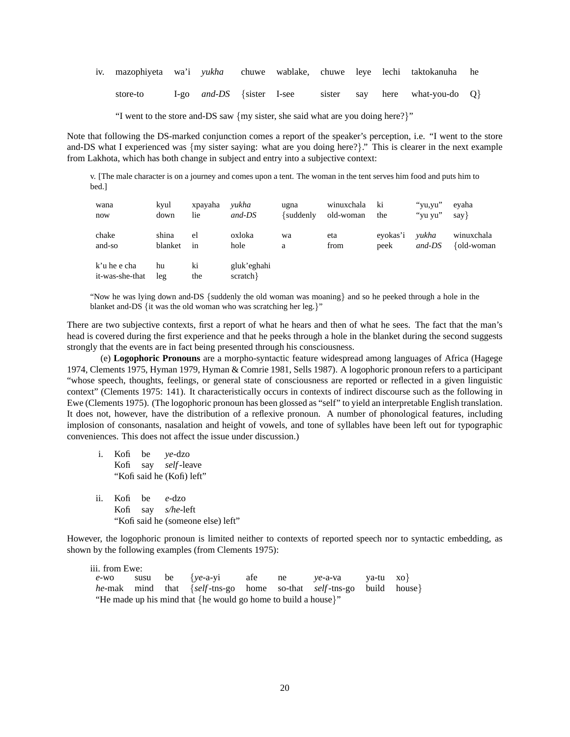iv. 

| | | | | | | | | | |
|---|---|---|---|---|---|---|---|---|---|
| mazophiyeta | wa'i | *yukha* | chuwe | wablake, | chuwe | leye | lechi | taktokanuha | he |
| store-to | I-go | *and-DS* | {sister | I-see | sister | say | here | what-you-do | Q} |

"I went to the store and-DS saw {my sister, she said what are you doing here?}"

Note that following the DS-marked conjunction comes a report of the speaker's perception, i.e. "I went to the store and-DS what I experienced was {my sister saying: what are you doing here?}." This is clearer in the next example from Lakhota, which has both change in subject and entry into a subjective context:

v. [The male character is on a journey and comes upon a tent. The woman in the tent serves him food and puts him to bed.]

| | | | | | | | | |
|---|---|---|---|---|---|---|---|---|
| wana | kyul | xpayaha | *yukha* | ugna | winuxchala | ki | "yu,yu" | eyaha |
| now | down | lie | *and-DS* | {suddenly | old-woman | the | "yu yu" | say} |
| chake | shina | el | oxloka | wa | eta | eyokas'i | *yukha* | winuxchala |
| and-so | blanket | in | hole | a | from | peek | *and-DS* | {old-woman |
| k'u he e cha | hu | ki | gluk'eghahi | | | | | |
| it-was-she-that | leg | the | scratch} | | | | | |

"Now he was lying down and-DS {suddenly the old woman was moaning} and so he peeked through a hole in the blanket and-DS {it was the old woman who was scratching her leg.}"

There are two subjective contexts, first a report of what he hears and then of what he sees. The fact that the man's head is covered during the first experience and that he peeks through a hole in the blanket during the second suggests strongly that the events are in fact being presented through his consciousness.

(e) **Logophoric Pronouns** are a morpho-syntactic feature widespread among languages of Africa (Hagege 1974, Clements 1975, Hyman 1979, Hyman & Comrie 1981, Sells 1987). A logophoric pronoun refers to a participant "whose speech, thoughts, feelings, or general state of consciousness are reported or reflected in a given linguistic context" (Clements 1975: 141). It characteristically occurs in contexts of indirect discourse such as the following in Ewe (Clements 1975). (The logophoric pronoun has been glossed as "self" to yield an interpretable English translation. It does not, however, have the distribution of a reflexive pronoun. A number of phonological features, including implosion of consonants, nasalation and height of vowels, and tone of syllables have been left out for typographic conveniences. This does not affect the issue under discussion.)

i. 

| | | |
|---|---|---|
| Kofi | be | *ye*-dzo |
| Kofi | say | *self*-leave |

"Kofi said he (Kofi) left"

ii. 

| | | |
|---|---|---|
| Kofi | be | *e*-dzo |
| Kofi | say | *s/he*-left |

"Kofi said he (someone else) left"

However, the logophoric pronoun is limited neither to contexts of reported speech nor to syntactic embedding, as shown by the following examples (from Clements 1975):

iii. from Ewe:

| | | | | | | | | |
|---|---|---|---|---|---|---|---|---|
| *e*-wo | susu | be | {*ye*-a-yi | afe | ne | *ye*-a-va | ya-tu | xo} |
| *he*-mak | mind | that | {*self*-tns-go | home | so-that | *self*-tns-go | build | house} |

"He made up his mind that {he would go home to build a house}"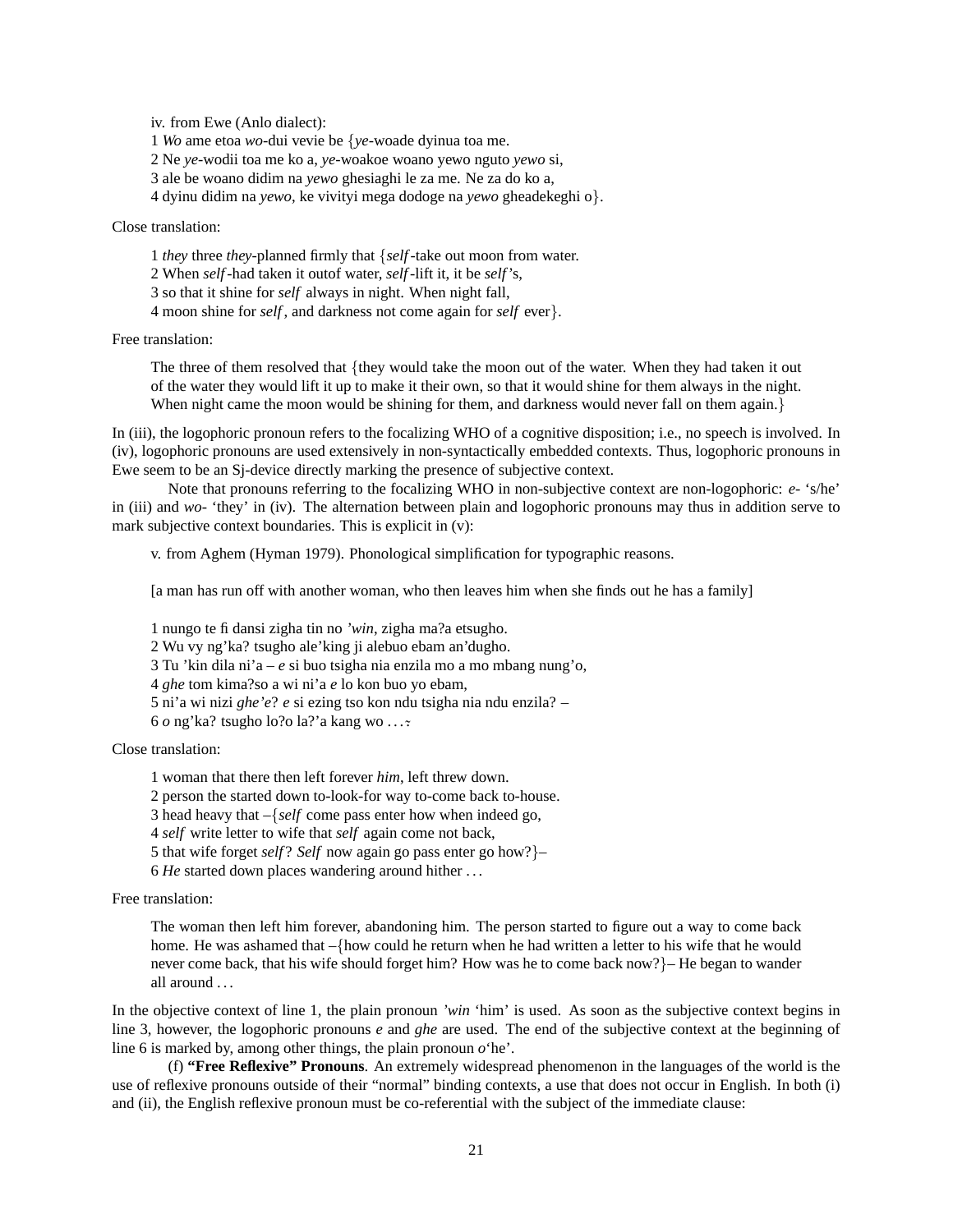iv. from Ewe (Anlo dialect):
1 *Wo* ame etoa *wo*-dui vevie be {*ye*-woade dyinua toa me.
2 Ne *ye*-wodii toa me ko a, *ye*-woakoe woano yewo nguto *yewo* si,
3 ale be woano didim na *yewo* ghesiaghi le za me. Ne za do ko a,
4 dyinu didim na *yewo*, ke vivityi mega dodoge na *yewo* gheadekeghi o}.

Close translation:

1 *they* three *they*-planned firmly that {*self*-take out moon from water.
2 When *self*-had taken it outof water, *self*-lift it, it be *self*'s,
3 so that it shine for *self* always in night. When night fall,
4 moon shine for *self*, and darkness not come again for *self* ever}.

Free translation:

> The three of them resolved that {they would take the moon out of the water. When they had taken it out of the water they would lift it up to make it their own, so that it would shine for them always in the night. When night came the moon would be shining for them, and darkness would never fall on them again.}

In (iii), the logophoric pronoun refers to the focalizing WHO of a cognitive disposition; i.e., no speech is involved. In (iv), logophoric pronouns are used extensively in non-syntactically embedded contexts. Thus, logophoric pronouns in Ewe seem to be an Sj-device directly marking the presence of subjective context.

Note that pronouns referring to the focalizing WHO in non-subjective context are non-logophoric: *e*- 's/he' in (iii) and *wo*- 'they' in (iv). The alternation between plain and logophoric pronouns may thus in addition serve to mark subjective context boundaries. This is explicit in (v):

v. from Aghem (Hyman 1979). Phonological simplification for typographic reasons.

[a man has run off with another woman, who then leaves him when she finds out he has a family]

1 nungo te fi dansi zigha tin no *'win*, zigha ma?a etsugho.
2 Wu vy ng'ka? tsugho ale'king ji alebuo ebam an'dugho.
3 Tu 'kin dila ni'a – *e* si buo tsigha nia enzila mo a mo mbang nung'o,
4 *ghe* tom kima?so a wi ni'a *e* lo kon buo yo ebam,
5 ni'a wi nizi *ghe'e*? *e* si ezing tso kon ndu tsigha nia ndu enzila? –
6 *o* ng'ka? tsugho lo?o la?'a kang wo ...

Close translation:

1 woman that there then left forever *him*, left threw down.
2 person the started down to-look-for way to-come back to-house.
3 head heavy that –{*self* come pass enter how when indeed go,
4 *self* write letter to wife that *self* again come not back,
5 that wife forget *self*? *Self* now again go pass enter go how?}–
6 *He* started down places wandering around hither ...

Free translation:

> The woman then left him forever, abandoning him. The person started to figure out a way to come back home. He was ashamed that –{how could he return when he had written a letter to his wife that he would never come back, that his wife should forget him? How was he to come back now?}– He began to wander all around ...

In the objective context of line 1, the plain pronoun *'win* 'him' is used. As soon as the subjective context begins in line 3, however, the logophoric pronouns *e* and *ghe* are used. The end of the subjective context at the beginning of line 6 is marked by, among other things, the plain pronoun *o*'he'.

(f) **"Free Reflexive" Pronouns**. An extremely widespread phenomenon in the languages of the world is the use of reflexive pronouns outside of their "normal" binding contexts, a use that does not occur in English. In both (i) and (ii), the English reflexive pronoun must be co-referential with the subject of the immediate clause: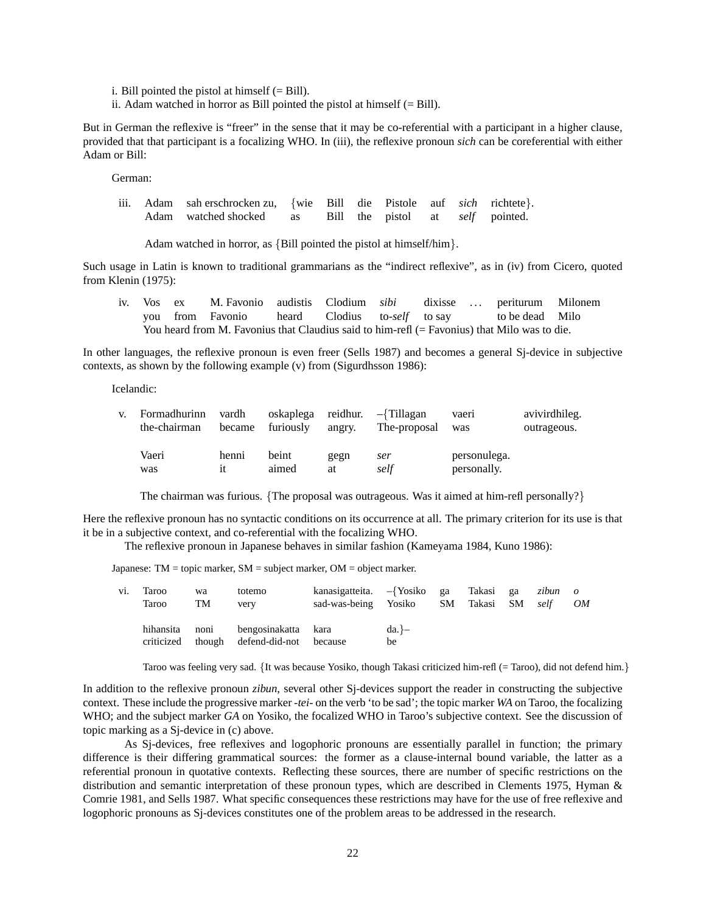i. Bill pointed the pistol at himself (= Bill).
ii. Adam watched in horror as Bill pointed the pistol at himself (= Bill).

But in German the reflexive is "freer" in the sense that it may be co-referential with a participant in a higher clause, provided that that participant is a focalizing WHO. In (iii), the reflexive pronoun *sich* can be coreferential with either Adam or Bill:

German:

| iii. | Adam | sah erschrocken zu, | {wie | Bill | die | Pistole | auf | *sich* | richtete}. |
|---|---|---|---|---|---|---|---|---|---|
| | Adam | watched shocked | as | Bill | the | pistol | at | *self* | pointed. |

Adam watched in horror, as {Bill pointed the pistol at himself/him}.

Such usage in Latin is known to traditional grammarians as the "indirect reflexive", as in (iv) from Cicero, quoted from Klenin (1975):

| iv. | Vos | ex | M. Favonio | audistis | Clodium | *sibi* | dixisse | … | periturum | Milonem |
|---|---|---|---|---|---|---|---|---|---|---|
| | you | from | Favonio | heard | Clodius | to-*self* | to say | | to be dead | Milo |

You heard from M. Favonius that Claudius said to him-refl (= Favonius) that Milo was to die.

In other languages, the reflexive pronoun is even freer (Sells 1987) and becomes a general Sj-device in subjective contexts, as shown by the following example (v) from (Sigurdhsson 1986):

Icelandic:

| v. | Formadhurinn | vardh | oskaplega | reidhur. | –{Tillagan | vaeri | avivirdhileg. |
|---|---|---|---|---|---|---|---|
| | the-chairman | became | furiously | angry. | The-proposal | was | outrageous. |
| | Vaeri | henni | beint | gegn | *ser* | personulega. | |
| | was | it | aimed | at | *self* | personally. | |

The chairman was furious. {The proposal was outrageous. Was it aimed at him-refl personally?}

Here the reflexive pronoun has no syntactic conditions on its occurrence at all. The primary criterion for its use is that it be in a subjective context, and co-referential with the focalizing WHO.

The reflexive pronoun in Japanese behaves in similar fashion (Kameyama 1984, Kuno 1986):

Japanese: TM = topic marker, SM = subject marker, OM = object marker.

| vi. | Taroo | wa | totemo | kanasigatteita. | –{Yosiko | ga | Takasi | ga | *zibun* | *o* |
|---|---|---|---|---|---|---|---|---|---|---|
| | Taroo | TM | very | sad-was-being | Yosiko | SM | Takasi | SM | *self* | *OM* |
| | hihansita | noni | bengosinakatta | kara | da.}– | | | | | |
| | criticized | though | defend-did-not | because | be | | | | | |

Taroo was feeling very sad. {It was because Yosiko, though Takasi criticized him-refl (= Taroo), did not defend him.}

In addition to the reflexive pronoun *zibun*, several other Sj-devices support the reader in constructing the subjective context. These include the progressive marker *-tei-* on the verb 'to be sad'; the topic marker *WA* on Taroo, the focalizing WHO; and the subject marker *GA* on Yosiko, the focalized WHO in Taroo's subjective context. See the discussion of topic marking as a Sj-device in (c) above.

As Sj-devices, free reflexives and logophoric pronouns are essentially parallel in function; the primary difference is their differing grammatical sources: the former as a clause-internal bound variable, the latter as a referential pronoun in quotative contexts. Reflecting these sources, there are number of specific restrictions on the distribution and semantic interpretation of these pronoun types, which are described in Clements 1975, Hyman & Comrie 1981, and Sells 1987. What specific consequences these restrictions may have for the use of free reflexive and logophoric pronouns as Sj-devices constitutes one of the problem areas to be addressed in the research.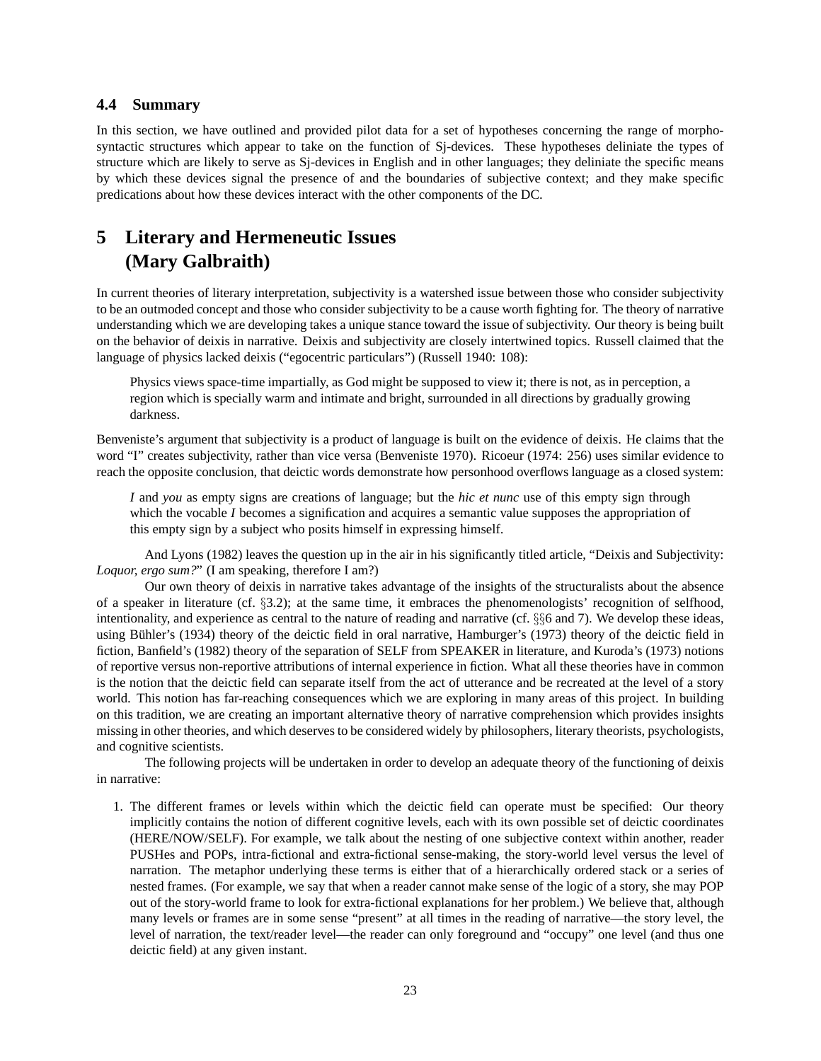### 4.4 Summary

In this section, we have outlined and provided pilot data for a set of hypotheses concerning the range of morpho-syntactic structures which appear to take on the function of Sj-devices. These hypotheses deliniate the types of structure which are likely to serve as Sj-devices in English and in other languages; they deliniate the specific means by which these devices signal the presence of and the boundaries of subjective context; and they make specific predications about how these devices interact with the other components of the DC.

## 5 Literary and Hermeneutic Issues (Mary Galbraith)

In current theories of literary interpretation, subjectivity is a watershed issue between those who consider subjectivity to be an outmoded concept and those who consider subjectivity to be a cause worth fighting for. The theory of narrative understanding which we are developing takes a unique stance toward the issue of subjectivity. Our theory is being built on the behavior of deixis in narrative. Deixis and subjectivity are closely intertwined topics. Russell claimed that the language of physics lacked deixis ("egocentric particulars") (Russell 1940: 108):

> Physics views space-time impartially, as God might be supposed to view it; there is not, as in perception, a region which is specially warm and intimate and bright, surrounded in all directions by gradually growing darkness.

Benveniste's argument that subjectivity is a product of language is built on the evidence of deixis. He claims that the word "I" creates subjectivity, rather than vice versa (Benveniste 1970). Ricoeur (1974: 256) uses similar evidence to reach the opposite conclusion, that deictic words demonstrate how personhood overflows language as a closed system:

> *I* and *you* as empty signs are creations of language; but the *hic et nunc* use of this empty sign through which the vocable *I* becomes a signification and acquires a semantic value supposes the appropriation of this empty sign by a subject who posits himself in expressing himself.

And Lyons (1982) leaves the question up in the air in his significantly titled article, "Deixis and Subjectivity: *Loquor, ergo sum?*" (I am speaking, therefore I am?)

Our own theory of deixis in narrative takes advantage of the insights of the structuralists about the absence of a speaker in literature (cf. §3.2); at the same time, it embraces the phenomenologists' recognition of selfhood, intentionality, and experience as central to the nature of reading and narrative (cf. §§6 and 7). We develop these ideas, using Bühler's (1934) theory of the deictic field in oral narrative, Hamburger's (1973) theory of the deictic field in fiction, Banfield's (1982) theory of the separation of SELF from SPEAKER in literature, and Kuroda's (1973) notions of reportive versus non-reportive attributions of internal experience in fiction. What all these theories have in common is the notion that the deictic field can separate itself from the act of utterance and be recreated at the level of a story world. This notion has far-reaching consequences which we are exploring in many areas of this project. In building on this tradition, we are creating an important alternative theory of narrative comprehension which provides insights missing in other theories, and which deserves to be considered widely by philosophers, literary theorists, psychologists, and cognitive scientists.

The following projects will be undertaken in order to develop an adequate theory of the functioning of deixis in narrative:

1. The different frames or levels within which the deictic field can operate must be specified: Our theory implicitly contains the notion of different cognitive levels, each with its own possible set of deictic coordinates (HERE/NOW/SELF). For example, we talk about the nesting of one subjective context within another, reader PUSHes and POPs, intra-fictional and extra-fictional sense-making, the story-world level versus the level of narration. The metaphor underlying these terms is either that of a hierarchically ordered stack or a series of nested frames. (For example, we say that when a reader cannot make sense of the logic of a story, she may POP out of the story-world frame to look for extra-fictional explanations for her problem.) We believe that, although many levels or frames are in some sense "present" at all times in the reading of narrative—the story level, the level of narration, the text/reader level—the reader can only foreground and "occupy" one level (and thus one deictic field) at any given instant.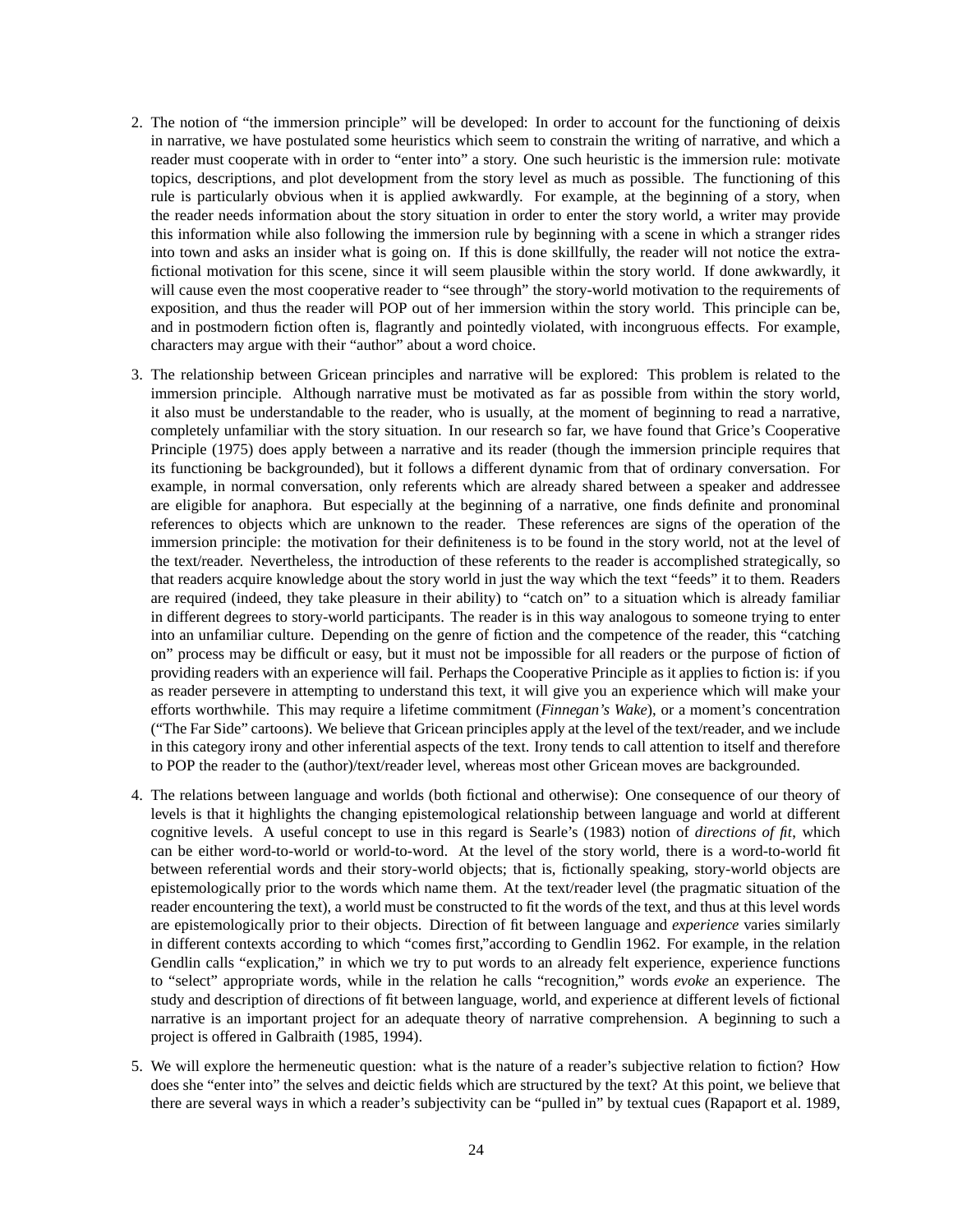2. The notion of "the immersion principle" will be developed: In order to account for the functioning of deixis in narrative, we have postulated some heuristics which seem to constrain the writing of narrative, and which a reader must cooperate with in order to "enter into" a story. One such heuristic is the immersion rule: motivate topics, descriptions, and plot development from the story level as much as possible. The functioning of this rule is particularly obvious when it is applied awkwardly. For example, at the beginning of a story, when the reader needs information about the story situation in order to enter the story world, a writer may provide this information while also following the immersion rule by beginning with a scene in which a stranger rides into town and asks an insider what is going on. If this is done skillfully, the reader will not notice the extra-fictional motivation for this scene, since it will seem plausible within the story world. If done awkwardly, it will cause even the most cooperative reader to "see through" the story-world motivation to the requirements of exposition, and thus the reader will POP out of her immersion within the story world. This principle can be, and in postmodern fiction often is, flagrantly and pointedly violated, with incongruous effects. For example, characters may argue with their "author" about a word choice.

3. The relationship between Gricean principles and narrative will be explored: This problem is related to the immersion principle. Although narrative must be motivated as far as possible from within the story world, it also must be understandable to the reader, who is usually, at the moment of beginning to read a narrative, completely unfamiliar with the story situation. In our research so far, we have found that Grice's Cooperative Principle (1975) does apply between a narrative and its reader (though the immersion principle requires that its functioning be backgrounded), but it follows a different dynamic from that of ordinary conversation. For example, in normal conversation, only referents which are already shared between a speaker and addressee are eligible for anaphora. But especially at the beginning of a narrative, one finds definite and pronominal references to objects which are unknown to the reader. These references are signs of the operation of the immersion principle: the motivation for their definiteness is to be found in the story world, not at the level of the text/reader. Nevertheless, the introduction of these referents to the reader is accomplished strategically, so that readers acquire knowledge about the story world in just the way which the text "feeds" it to them. Readers are required (indeed, they take pleasure in their ability) to "catch on" to a situation which is already familiar in different degrees to story-world participants. The reader is in this way analogous to someone trying to enter into an unfamiliar culture. Depending on the genre of fiction and the competence of the reader, this "catching on" process may be difficult or easy, but it must not be impossible for all readers or the purpose of fiction of providing readers with an experience will fail. Perhaps the Cooperative Principle as it applies to fiction is: if you as reader persevere in attempting to understand this text, it will give you an experience which will make your efforts worthwhile. This may require a lifetime commitment (*Finnegan's Wake*), or a moment's concentration ("The Far Side" cartoons). We believe that Gricean principles apply at the level of the text/reader, and we include in this category irony and other inferential aspects of the text. Irony tends to call attention to itself and therefore to POP the reader to the (author)/text/reader level, whereas most other Gricean moves are backgrounded.

4. The relations between language and worlds (both fictional and otherwise): One consequence of our theory of levels is that it highlights the changing epistemological relationship between language and world at different cognitive levels. A useful concept to use in this regard is Searle's (1983) notion of *directions of fit*, which can be either word-to-world or world-to-word. At the level of the story world, there is a word-to-world fit between referential words and their story-world objects; that is, fictionally speaking, story-world objects are epistemologically prior to the words which name them. At the text/reader level (the pragmatic situation of the reader encountering the text), a world must be constructed to fit the words of the text, and thus at this level words are epistemologically prior to their objects. Direction of fit between language and *experience* varies similarly in different contexts according to which "comes first,"according to Gendlin 1962. For example, in the relation Gendlin calls "explication," in which we try to put words to an already felt experience, experience functions to "select" appropriate words, while in the relation he calls "recognition," words *evoke* an experience. The study and description of directions of fit between language, world, and experience at different levels of fictional narrative is an important project for an adequate theory of narrative comprehension. A beginning to such a project is offered in Galbraith (1985, 1994).

5. We will explore the hermeneutic question: what is the nature of a reader's subjective relation to fiction? How does she "enter into" the selves and deictic fields which are structured by the text? At this point, we believe that there are several ways in which a reader's subjectivity can be "pulled in" by textual cues (Rapaport et al. 1989,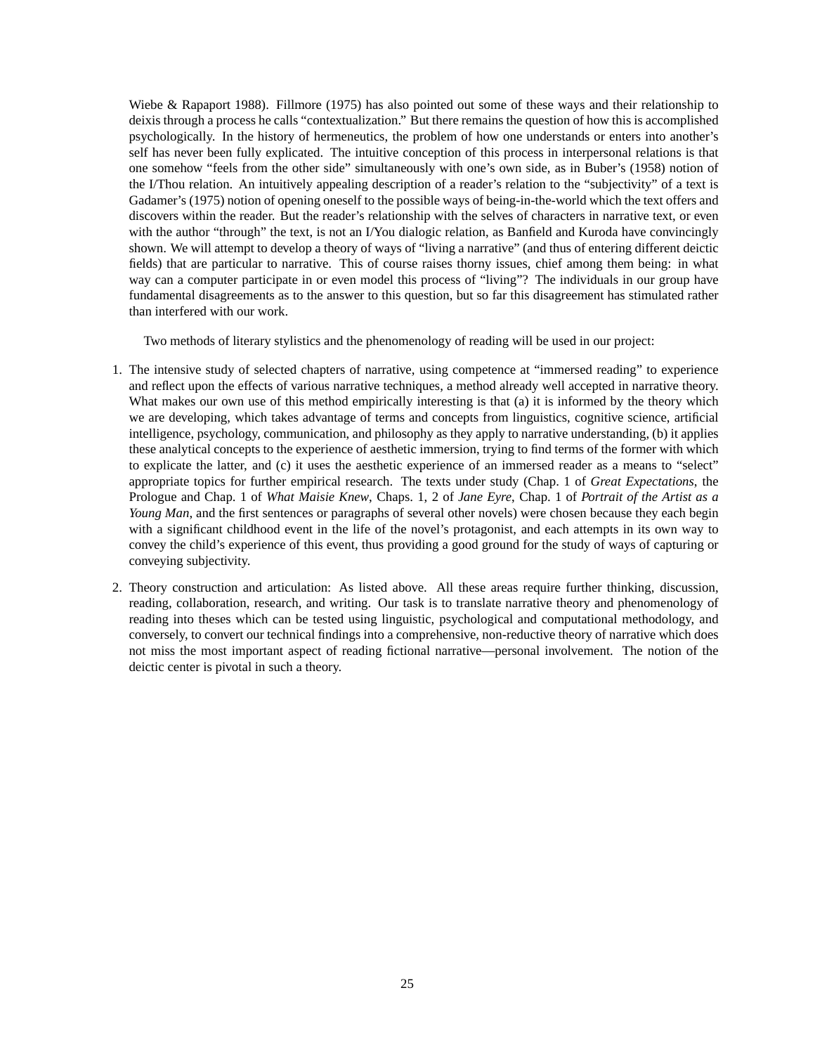Wiebe & Rapaport 1988). Fillmore (1975) has also pointed out some of these ways and their relationship to deixis through a process he calls "contextualization." But there remains the question of how this is accomplished psychologically. In the history of hermeneutics, the problem of how one understands or enters into another's self has never been fully explicated. The intuitive conception of this process in interpersonal relations is that one somehow "feels from the other side" simultaneously with one's own side, as in Buber's (1958) notion of the I/Thou relation. An intuitively appealing description of a reader's relation to the "subjectivity" of a text is Gadamer's (1975) notion of opening oneself to the possible ways of being-in-the-world which the text offers and discovers within the reader. But the reader's relationship with the selves of characters in narrative text, or even with the author "through" the text, is not an I/You dialogic relation, as Banfield and Kuroda have convincingly shown. We will attempt to develop a theory of ways of "living a narrative" (and thus of entering different deictic fields) that are particular to narrative. This of course raises thorny issues, chief among them being: in what way can a computer participate in or even model this process of "living"? The individuals in our group have fundamental disagreements as to the answer to this question, but so far this disagreement has stimulated rather than interfered with our work.

Two methods of literary stylistics and the phenomenology of reading will be used in our project:

1. The intensive study of selected chapters of narrative, using competence at "immersed reading" to experience and reflect upon the effects of various narrative techniques, a method already well accepted in narrative theory. What makes our own use of this method empirically interesting is that (a) it is informed by the theory which we are developing, which takes advantage of terms and concepts from linguistics, cognitive science, artificial intelligence, psychology, communication, and philosophy as they apply to narrative understanding, (b) it applies these analytical concepts to the experience of aesthetic immersion, trying to find terms of the former with which to explicate the latter, and (c) it uses the aesthetic experience of an immersed reader as a means to "select" appropriate topics for further empirical research. The texts under study (Chap. 1 of *Great Expectations*, the Prologue and Chap. 1 of *What Maisie Knew*, Chaps. 1, 2 of *Jane Eyre*, Chap. 1 of *Portrait of the Artist as a Young Man*, and the first sentences or paragraphs of several other novels) were chosen because they each begin with a significant childhood event in the life of the novel's protagonist, and each attempts in its own way to convey the child's experience of this event, thus providing a good ground for the study of ways of capturing or conveying subjectivity.

2. Theory construction and articulation: As listed above. All these areas require further thinking, discussion, reading, collaboration, research, and writing. Our task is to translate narrative theory and phenomenology of reading into theses which can be tested using linguistic, psychological and computational methodology, and conversely, to convert our technical findings into a comprehensive, non-reductive theory of narrative which does not miss the most important aspect of reading fictional narrative—personal involvement. The notion of the deictic center is pivotal in such a theory.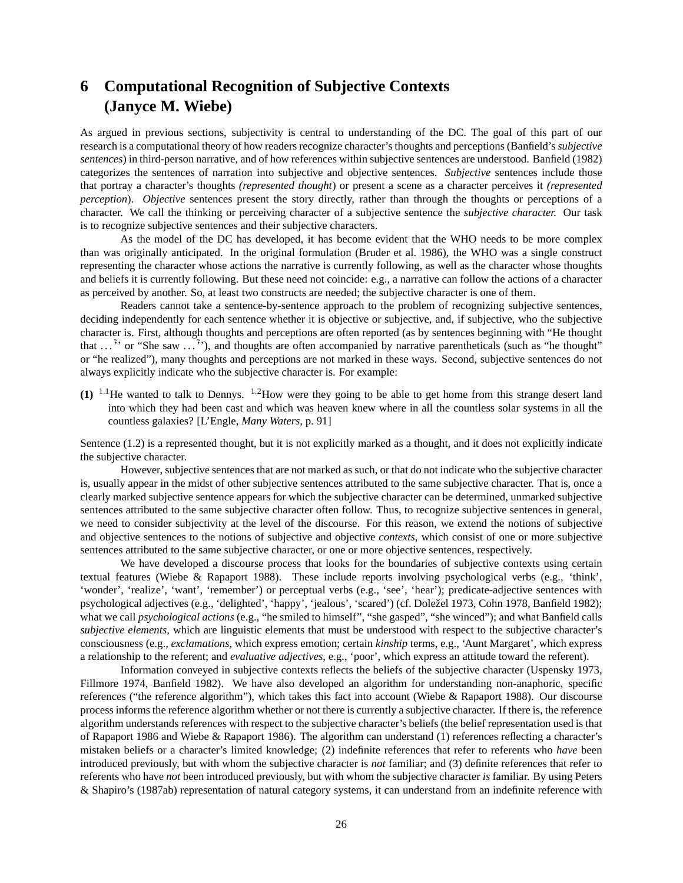## 6 Computational Recognition of Subjective Contexts (Janyce M. Wiebe)

As argued in previous sections, subjectivity is central to understanding of the DC. The goal of this part of our research is a computational theory of how readers recognize character's thoughts and perceptions (Banfield's *subjective sentences*) in third-person narrative, and of how references within subjective sentences are understood. Banfield (1982) categorizes the sentences of narration into subjective and objective sentences. *Subjective* sentences include those that portray a character's thoughts *(represented thought)* or present a scene as a character perceives it *(represented perception)*. *Objective* sentences present the story directly, rather than through the thoughts or perceptions of a character. We call the thinking or perceiving character of a subjective sentence the *subjective character.* Our task is to recognize subjective sentences and their subjective characters.

As the model of the DC has developed, it has become evident that the WHO needs to be more complex than was originally anticipated. In the original formulation (Bruder et al. 1986), the WHO was a single construct representing the character whose actions the narrative is currently following, as well as the character whose thoughts and beliefs it is currently following. But these need not coincide: e.g., a narrative can follow the actions of a character as perceived by another. So, at least two constructs are needed; the subjective character is one of them.

Readers cannot take a sentence-by-sentence approach to the problem of recognizing subjective sentences, deciding independently for each sentence whether it is objective or subjective, and, if subjective, who the subjective character is. First, although thoughts and perceptions are often reported (as by sentences beginning with "He thought that ..." or "She saw ..."), and thoughts are often accompanied by narrative parentheticals (such as "he thought" or "he realized"), many thoughts and perceptions are not marked in these ways. Second, subjective sentences do not always explicitly indicate who the subjective character is. For example:

**(1)** [1.1]He wanted to talk to Dennys. [1.2]How were they going to be able to get home from this strange desert land into which they had been cast and which was heaven knew where in all the countless solar systems in all the countless galaxies? [L'Engle, *Many Waters*, p. 91]

Sentence (1.2) is a represented thought, but it is not explicitly marked as a thought, and it does not explicitly indicate the subjective character.

However, subjective sentences that are not marked as such, or that do not indicate who the subjective character is, usually appear in the midst of other subjective sentences attributed to the same subjective character. That is, once a clearly marked subjective sentence appears for which the subjective character can be determined, unmarked subjective sentences attributed to the same subjective character often follow. Thus, to recognize subjective sentences in general, we need to consider subjectivity at the level of the discourse. For this reason, we extend the notions of subjective and objective sentences to the notions of subjective and objective *contexts*, which consist of one or more subjective sentences attributed to the same subjective character, or one or more objective sentences, respectively.

We have developed a discourse process that looks for the boundaries of subjective contexts using certain textual features (Wiebe & Rapaport 1988). These include reports involving psychological verbs (e.g., 'think', 'wonder', 'realize', 'want', 'remember') or perceptual verbs (e.g., 'see', 'hear'); predicate-adjective sentences with psychological adjectives (e.g., 'delighted', 'happy', 'jealous', 'scared') (cf. Doležel 1973, Cohn 1978, Banfield 1982); what we call *psychological actions* (e.g., "he smiled to himself", "she gasped", "she winced"); and what Banfield calls *subjective elements*, which are linguistic elements that must be understood with respect to the subjective character's consciousness (e.g., *exclamations*, which express emotion; certain *kinship* terms, e.g., 'Aunt Margaret', which express a relationship to the referent; and *evaluative adjectives*, e.g., 'poor', which express an attitude toward the referent).

Information conveyed in subjective contexts reflects the beliefs of the subjective character (Uspensky 1973, Fillmore 1974, Banfield 1982). We have also developed an algorithm for understanding non-anaphoric, specific references ("the reference algorithm"), which takes this fact into account (Wiebe & Rapaport 1988). Our discourse process informs the reference algorithm whether or not there is currently a subjective character. If there is, the reference algorithm understands references with respect to the subjective character's beliefs (the belief representation used is that of Rapaport 1986 and Wiebe & Rapaport 1986). The algorithm can understand (1) references reflecting a character's mistaken beliefs or a character's limited knowledge; (2) indefinite references that refer to referents who *have* been introduced previously, but with whom the subjective character is *not* familiar; and (3) definite references that refer to referents who have *not* been introduced previously, but with whom the subjective character *is* familiar. By using Peters & Shapiro's (1987ab) representation of natural category systems, it can understand from an indefinite reference with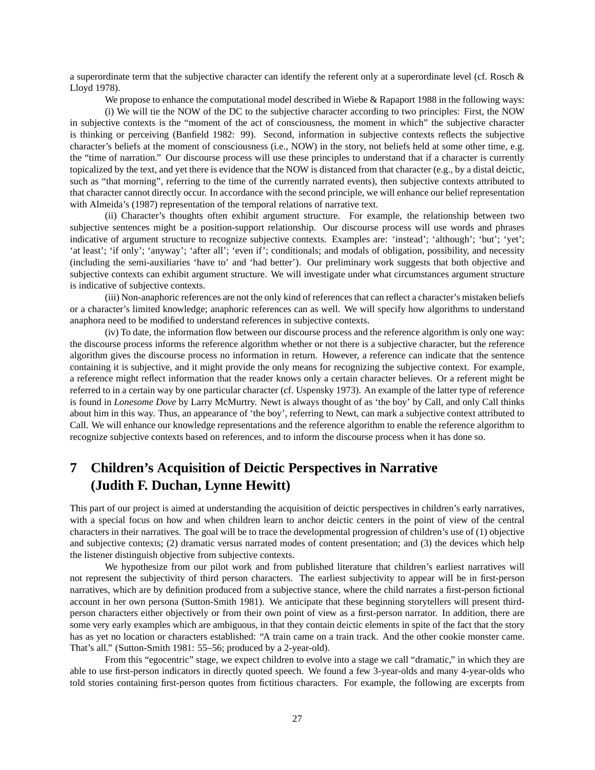a superordinate term that the subjective character can identify the referent only at a superordinate level (cf. Rosch & Lloyd 1978).

We propose to enhance the computational model described in Wiebe & Rapaport 1988 in the following ways:

(i) We will tie the NOW of the DC to the subjective character according to two principles: First, the NOW in subjective contexts is the "moment of the act of consciousness, the moment in which" the subjective character is thinking or perceiving (Banfield 1982: 99). Second, information in subjective contexts reflects the subjective character's beliefs at the moment of consciousness (i.e., NOW) in the story, not beliefs held at some other time, e.g. the "time of narration." Our discourse process will use these principles to understand that if a character is currently topicalized by the text, and yet there is evidence that the NOW is distanced from that character (e.g., by a distal deictic, such as "that morning", referring to the time of the currently narrated events), then subjective contexts attributed to that character cannot directly occur. In accordance with the second principle, we will enhance our belief representation with Almeida's (1987) representation of the temporal relations of narrative text.

(ii) Character's thoughts often exhibit argument structure. For example, the relationship between two subjective sentences might be a position-support relationship. Our discourse process will use words and phrases indicative of argument structure to recognize subjective contexts. Examples are: 'instead'; 'although'; 'but'; 'yet'; 'at least'; 'if only'; 'anyway'; 'after all'; 'even if'; conditionals; and modals of obligation, possibility, and necessity (including the semi-auxiliaries 'have to' and 'had better'). Our preliminary work suggests that both objective and subjective contexts can exhibit argument structure. We will investigate under what circumstances argument structure is indicative of subjective contexts.

(iii) Non-anaphoric references are not the only kind of references that can reflect a character's mistaken beliefs or a character's limited knowledge; anaphoric references can as well. We will specify how algorithms to understand anaphora need to be modified to understand references in subjective contexts.

(iv) To date, the information flow between our discourse process and the reference algorithm is only one way: the discourse process informs the reference algorithm whether or not there is a subjective character, but the reference algorithm gives the discourse process no information in return. However, a reference can indicate that the sentence containing it is subjective, and it might provide the only means for recognizing the subjective context. For example, a reference might reflect information that the reader knows only a certain character believes. Or a referent might be referred to in a certain way by one particular character (cf. Uspensky 1973). An example of the latter type of reference is found in *Lonesome Dove* by Larry McMurtry. Newt is always thought of as 'the boy' by Call, and only Call thinks about him in this way. Thus, an appearance of 'the boy', referring to Newt, can mark a subjective context attributed to Call. We will enhance our knowledge representations and the reference algorithm to enable the reference algorithm to recognize subjective contexts based on references, and to inform the discourse process when it has done so.

# 7 Children's Acquisition of Deictic Perspectives in Narrative (Judith F. Duchan, Lynne Hewitt)

This part of our project is aimed at understanding the acquisition of deictic perspectives in children's early narratives, with a special focus on how and when children learn to anchor deictic centers in the point of view of the central characters in their narratives. The goal will be to trace the developmental progression of children's use of (1) objective and subjective contexts; (2) dramatic versus narrated modes of content presentation; and (3) the devices which help the listener distinguish objective from subjective contexts.

We hypothesize from our pilot work and from published literature that children's earliest narratives will not represent the subjectivity of third person characters. The earliest subjectivity to appear will be in first-person narratives, which are by definition produced from a subjective stance, where the child narrates a first-person fictional account in her own persona (Sutton-Smith 1981). We anticipate that these beginning storytellers will present third-person characters either objectively or from their own point of view as a first-person narrator. In addition, there are some very early examples which are ambiguous, in that they contain deictic elements in spite of the fact that the story has as yet no location or characters established: "A train came on a train track. And the other cookie monster came. That's all." (Sutton-Smith 1981: 55–56; produced by a 2-year-old).

From this "egocentric" stage, we expect children to evolve into a stage we call "dramatic," in which they are able to use first-person indicators in directly quoted speech. We found a few 3-year-olds and many 4-year-olds who told stories containing first-person quotes from fictitious characters. For example, the following are excerpts from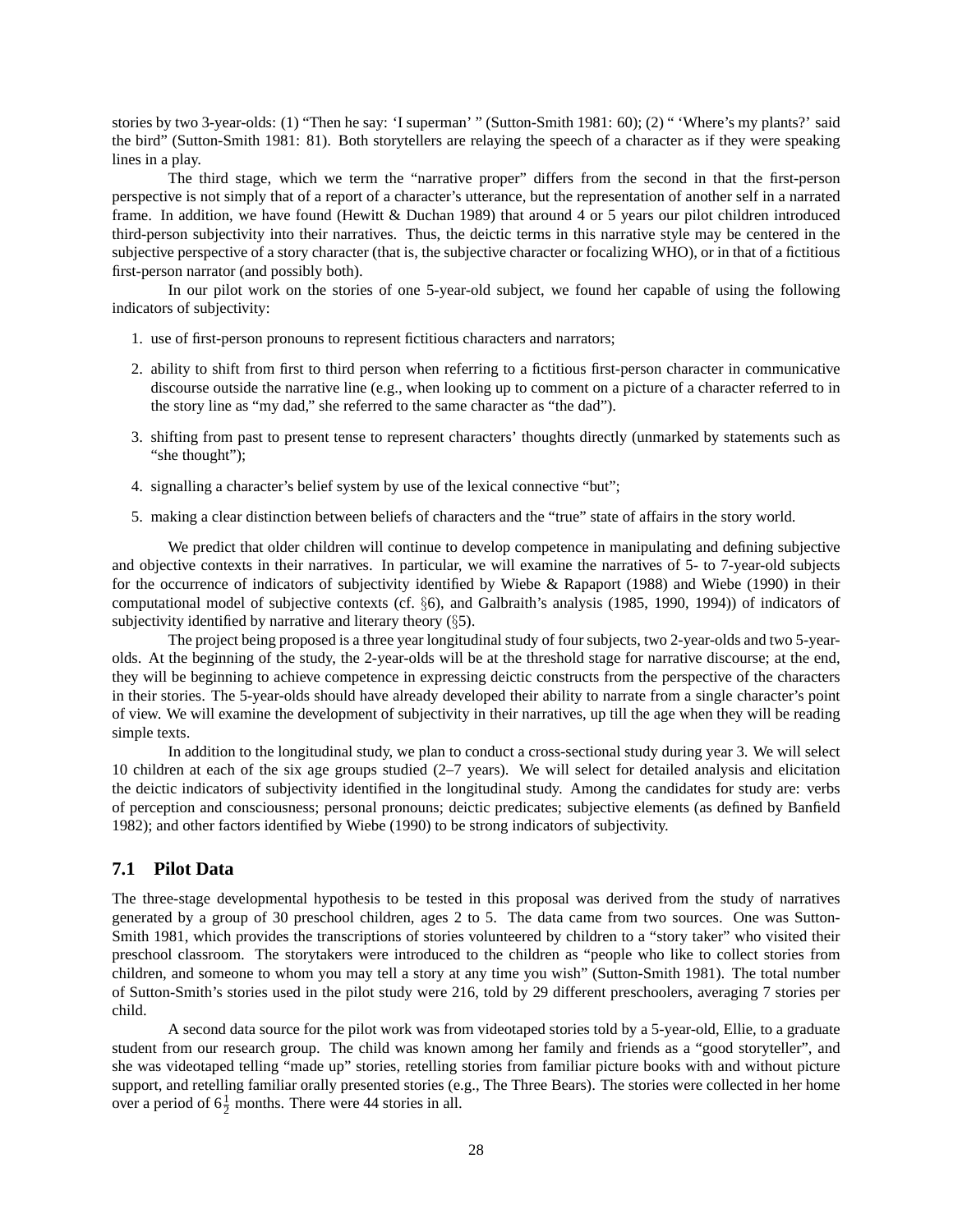stories by two 3-year-olds: (1) "Then he say: 'I superman' " (Sutton-Smith 1981: 60); (2) " 'Where's my plants?' said the bird" (Sutton-Smith 1981: 81). Both storytellers are relaying the speech of a character as if they were speaking lines in a play.

The third stage, which we term the "narrative proper" differs from the second in that the first-person perspective is not simply that of a report of a character's utterance, but the representation of another self in a narrated frame. In addition, we have found (Hewitt & Duchan 1989) that around 4 or 5 years our pilot children introduced third-person subjectivity into their narratives. Thus, the deictic terms in this narrative style may be centered in the subjective perspective of a story character (that is, the subjective character or focalizing WHO), or in that of a fictitious first-person narrator (and possibly both).

In our pilot work on the stories of one 5-year-old subject, we found her capable of using the following indicators of subjectivity:

1. use of first-person pronouns to represent fictitious characters and narrators;
2. ability to shift from first to third person when referring to a fictitious first-person character in communicative discourse outside the narrative line (e.g., when looking up to comment on a picture of a character referred to in the story line as "my dad," she referred to the same character as "the dad").
3. shifting from past to present tense to represent characters' thoughts directly (unmarked by statements such as "she thought");
4. signalling a character's belief system by use of the lexical connective "but";
5. making a clear distinction between beliefs of characters and the "true" state of affairs in the story world.

We predict that older children will continue to develop competence in manipulating and defining subjective and objective contexts in their narratives. In particular, we will examine the narratives of 5- to 7-year-old subjects for the occurrence of indicators of subjectivity identified by Wiebe & Rapaport (1988) and Wiebe (1990) in their computational model of subjective contexts (cf. §6), and Galbraith's analysis (1985, 1990, 1994)) of indicators of subjectivity identified by narrative and literary theory (§5).

The project being proposed is a three year longitudinal study of four subjects, two 2-year-olds and two 5-year-olds. At the beginning of the study, the 2-year-olds will be at the threshold stage for narrative discourse; at the end, they will be beginning to achieve competence in expressing deictic constructs from the perspective of the characters in their stories. The 5-year-olds should have already developed their ability to narrate from a single character's point of view. We will examine the development of subjectivity in their narratives, up till the age when they will be reading simple texts.

In addition to the longitudinal study, we plan to conduct a cross-sectional study during year 3. We will select 10 children at each of the six age groups studied (2–7 years). We will select for detailed analysis and elicitation the deictic indicators of subjectivity identified in the longitudinal study. Among the candidates for study are: verbs of perception and consciousness; personal pronouns; deictic predicates; subjective elements (as defined by Banfield 1982); and other factors identified by Wiebe (1990) to be strong indicators of subjectivity.

### 7.1 Pilot Data

The three-stage developmental hypothesis to be tested in this proposal was derived from the study of narratives generated by a group of 30 preschool children, ages 2 to 5. The data came from two sources. One was Sutton-Smith 1981, which provides the transcriptions of stories volunteered by children to a "story taker" who visited their preschool classroom. The storytakers were introduced to the children as "people who like to collect stories from children, and someone to whom you may tell a story at any time you wish" (Sutton-Smith 1981). The total number of Sutton-Smith's stories used in the pilot study were 216, told by 29 different preschoolers, averaging 7 stories per child.

A second data source for the pilot work was from videotaped stories told by a 5-year-old, Ellie, to a graduate student from our research group. The child was known among her family and friends as a "good storyteller", and she was videotaped telling "made up" stories, retelling stories from familiar picture books with and without picture support, and retelling familiar orally presented stories (e.g., The Three Bears). The stories were collected in her home over a period of $6\frac{1}{2}$ months. There were 44 stories in all.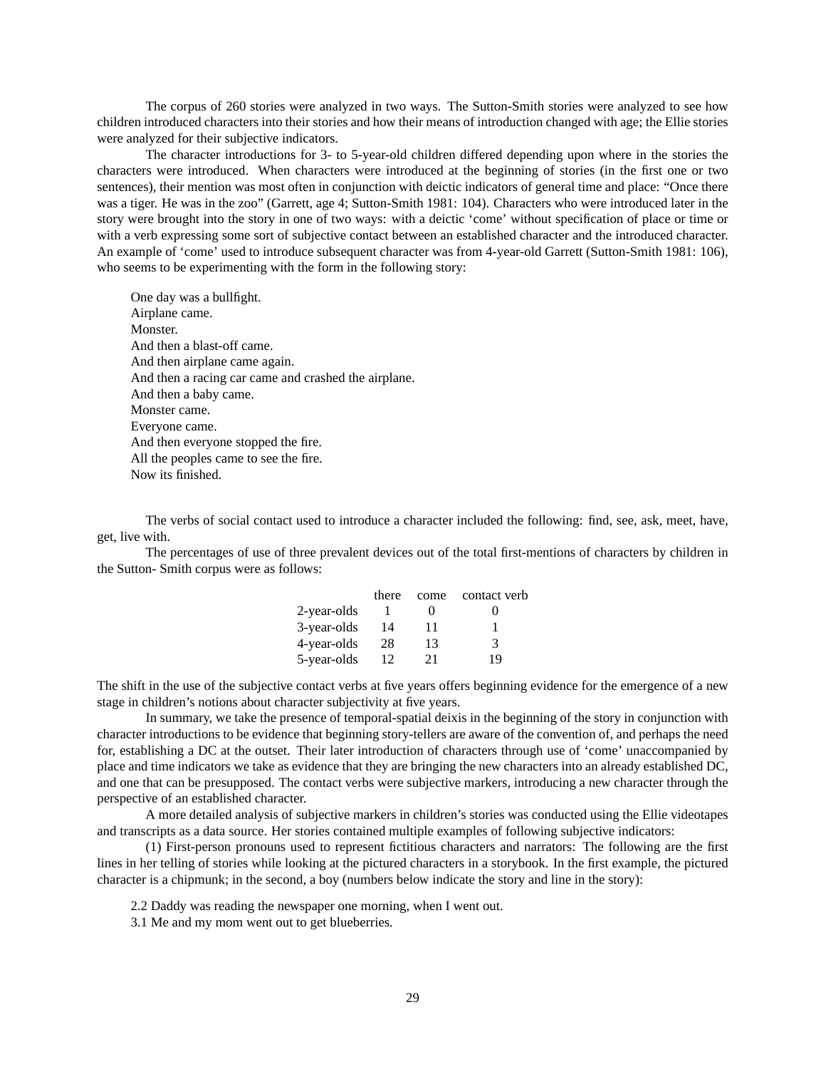The corpus of 260 stories were analyzed in two ways. The Sutton-Smith stories were analyzed to see how children introduced characters into their stories and how their means of introduction changed with age; the Ellie stories were analyzed for their subjective indicators.

The character introductions for 3- to 5-year-old children differed depending upon where in the stories the characters were introduced. When characters were introduced at the beginning of stories (in the first one or two sentences), their mention was most often in conjunction with deictic indicators of general time and place: "Once there was a tiger. He was in the zoo" (Garrett, age 4; Sutton-Smith 1981: 104). Characters who were introduced later in the story were brought into the story in one of two ways: with a deictic 'come' without specification of place or time or with a verb expressing some sort of subjective contact between an established character and the introduced character. An example of 'come' used to introduce subsequent character was from 4-year-old Garrett (Sutton-Smith 1981: 106), who seems to be experimenting with the form in the following story:

> One day was a bullfight.
> Airplane came.
> Monster.
> And then a blast-off came.
> And then airplane came again.
> And then a racing car came and crashed the airplane.
> And then a baby came.
> Monster came.
> Everyone came.
> And then everyone stopped the fire.
> All the peoples came to see the fire.
> Now its finished.

The verbs of social contact used to introduce a character included the following: find, see, ask, meet, have, get, live with.

The percentages of use of three prevalent devices out of the total first-mentions of characters by children in the Sutton- Smith corpus were as follows:

| | there | come | contact verb |
|---|---|---|---|
| 2-year-olds | 1 | 0 | 0 |
| 3-year-olds | 14 | 11 | 1 |
| 4-year-olds | 28 | 13 | 3 |
| 5-year-olds | 12 | 21 | 19 |

The shift in the use of the subjective contact verbs at five years offers beginning evidence for the emergence of a new stage in children's notions about character subjectivity at five years.

In summary, we take the presence of temporal-spatial deixis in the beginning of the story in conjunction with character introductions to be evidence that beginning story-tellers are aware of the convention of, and perhaps the need for, establishing a DC at the outset. Their later introduction of characters through use of 'come' unaccompanied by place and time indicators we take as evidence that they are bringing the new characters into an already established DC, and one that can be presupposed. The contact verbs were subjective markers, introducing a new character through the perspective of an established character.

A more detailed analysis of subjective markers in children's stories was conducted using the Ellie videotapes and transcripts as a data source. Her stories contained multiple examples of following subjective indicators:

(1) First-person pronouns used to represent fictitious characters and narrators: The following are the first lines in her telling of stories while looking at the pictured characters in a storybook. In the first example, the pictured character is a chipmunk; in the second, a boy (numbers below indicate the story and line in the story):

> 2.2 Daddy was reading the newspaper one morning, when I went out.
> 3.1 Me and my mom went out to get blueberries.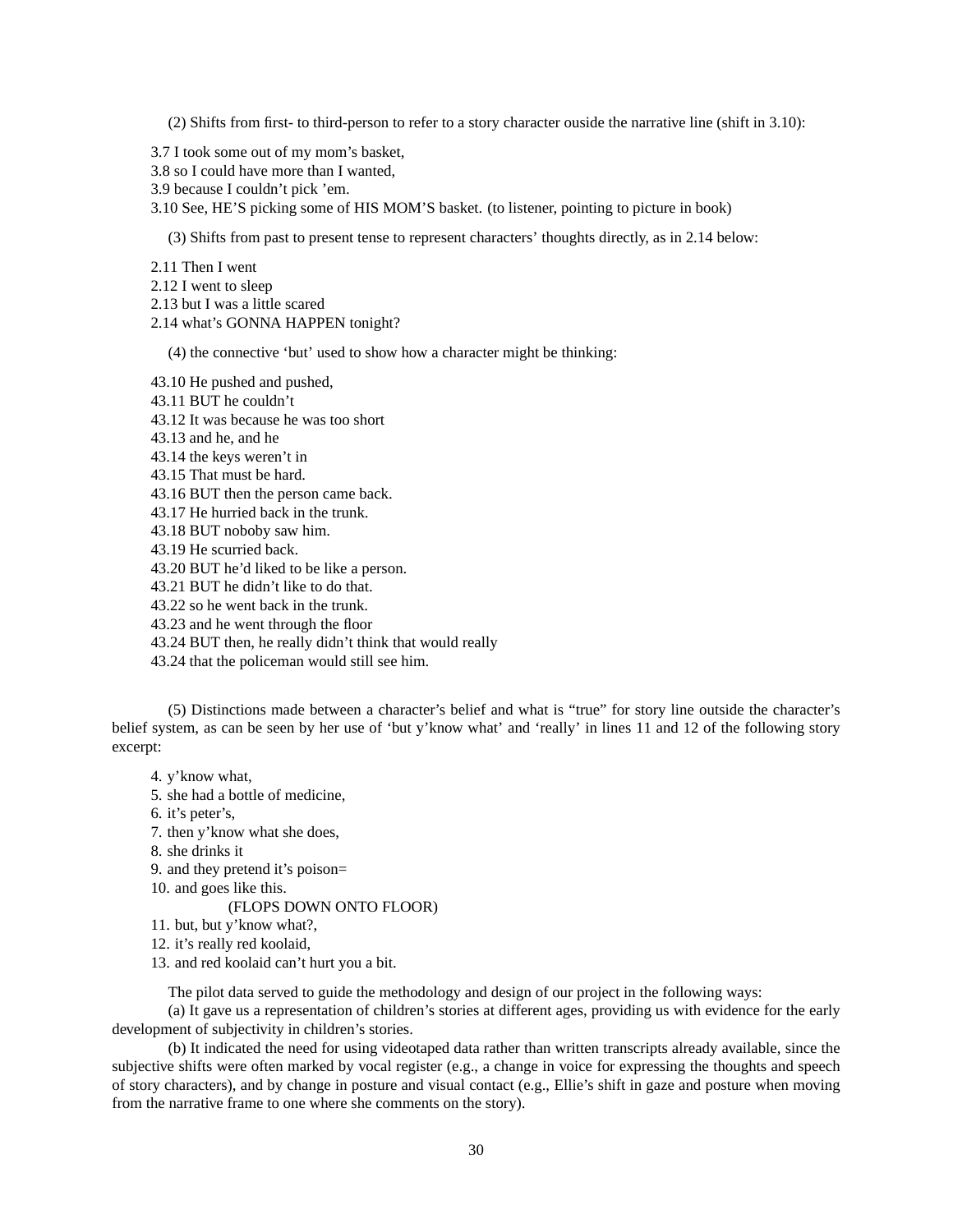(2) Shifts from first- to third-person to refer to a story character ouside the narrative line (shift in 3.10):

3.7 I took some out of my mom’s basket,
3.8 so I could have more than I wanted,
3.9 because I couldn’t pick ’em.
3.10 See, HE’S picking some of HIS MOM’S basket. (to listener, pointing to picture in book)

(3) Shifts from past to present tense to represent characters’ thoughts directly, as in 2.14 below:

2.11 Then I went
2.12 I went to sleep
2.13 but I was a little scared
2.14 what’s GONNA HAPPEN tonight?

(4) the connective ‘but’ used to show how a character might be thinking:

43.10 He pushed and pushed,
43.11 BUT he couldn’t
43.12 It was because he was too short
43.13 and he, and he
43.14 the keys weren’t in
43.15 That must be hard.
43.16 BUT then the person came back.
43.17 He hurried back in the trunk.
43.18 BUT noboby saw him.
43.19 He scurried back.
43.20 BUT he’d liked to be like a person.
43.21 BUT he didn’t like to do that.
43.22 so he went back in the trunk.
43.23 and he went through the floor
43.24 BUT then, he really didn’t think that would really
43.24 that the policeman would still see him.

(5) Distinctions made between a character’s belief and what is “true” for story line outside the character’s belief system, as can be seen by her use of ‘but y’know what’ and ‘really’ in lines 11 and 12 of the following story excerpt:

4. y’know what,
5. she had a bottle of medicine,
6. it’s peter’s,
7. then y’know what she does,
8. she drinks it
9. and they pretend it’s poison=
10. and goes like this.
(FLOPS DOWN ONTO FLOOR)
11. but, but y’know what?,
12. it’s really red koolaid,
13. and red koolaid can’t hurt you a bit.

The pilot data served to guide the methodology and design of our project in the following ways:

(a) It gave us a representation of children’s stories at different ages, providing us with evidence for the early development of subjectivity in children’s stories.

(b) It indicated the need for using videotaped data rather than written transcripts already available, since the subjective shifts were often marked by vocal register (e.g., a change in voice for expressing the thoughts and speech of story characters), and by change in posture and visual contact (e.g., Ellie’s shift in gaze and posture when moving from the narrative frame to one where she comments on the story).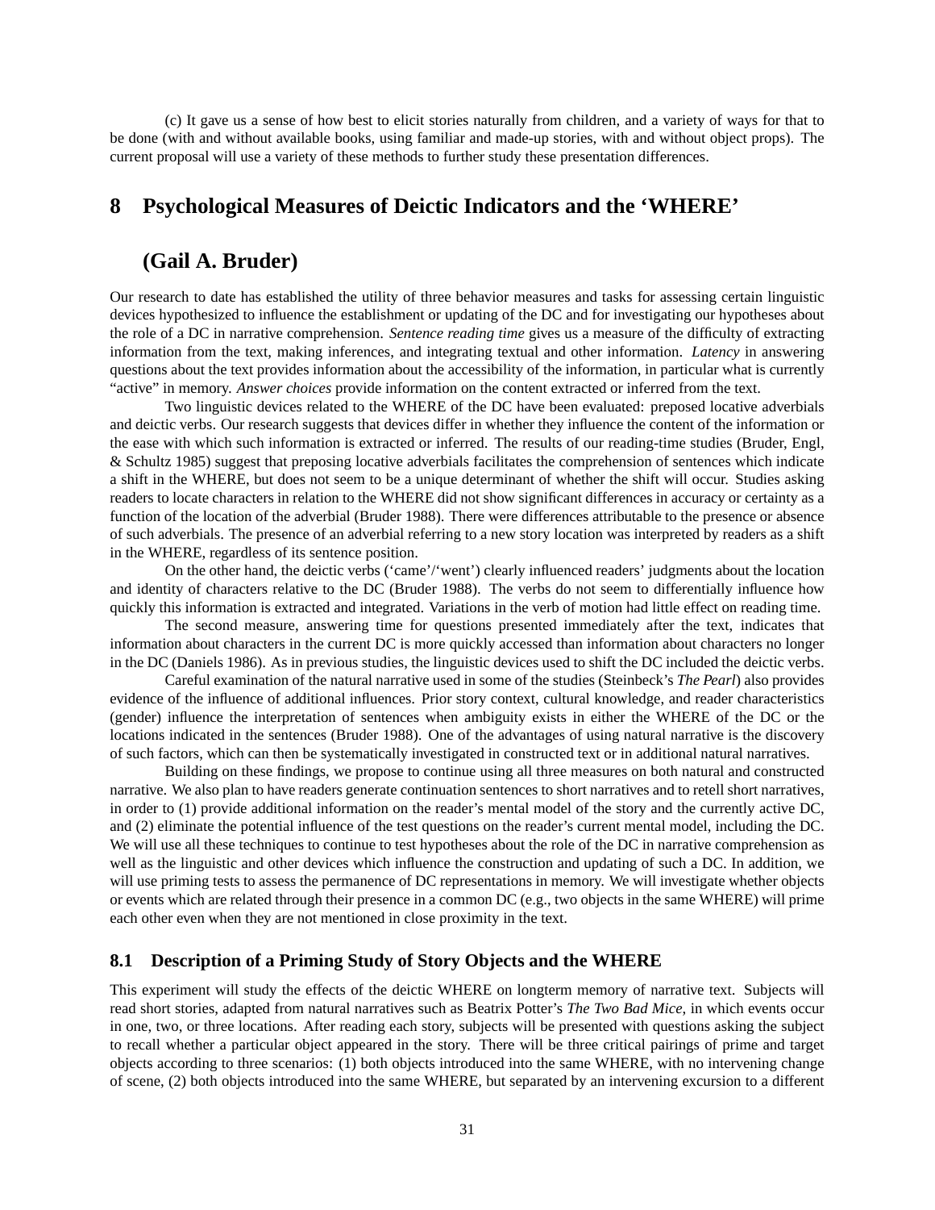(c) It gave us a sense of how best to elicit stories naturally from children, and a variety of ways for that to be done (with and without available books, using familiar and made-up stories, with and without object props). The current proposal will use a variety of these methods to further study these presentation differences.

# 8 Psychological Measures of Deictic Indicators and the 'WHERE' (Gail A. Bruder)

Our research to date has established the utility of three behavior measures and tasks for assessing certain linguistic devices hypothesized to influence the establishment or updating of the DC and for investigating our hypotheses about the role of a DC in narrative comprehension. *Sentence reading time* gives us a measure of the difficulty of extracting information from the text, making inferences, and integrating textual and other information. *Latency* in answering questions about the text provides information about the accessibility of the information, in particular what is currently "active" in memory. *Answer choices* provide information on the content extracted or inferred from the text.

Two linguistic devices related to the WHERE of the DC have been evaluated: preposed locative adverbials and deictic verbs. Our research suggests that devices differ in whether they influence the content of the information or the ease with which such information is extracted or inferred. The results of our reading-time studies (Bruder, Engl, & Schultz 1985) suggest that preposing locative adverbials facilitates the comprehension of sentences which indicate a shift in the WHERE, but does not seem to be a unique determinant of whether the shift will occur. Studies asking readers to locate characters in relation to the WHERE did not show significant differences in accuracy or certainty as a function of the location of the adverbial (Bruder 1988). There were differences attributable to the presence or absence of such adverbials. The presence of an adverbial referring to a new story location was interpreted by readers as a shift in the WHERE, regardless of its sentence position.

On the other hand, the deictic verbs ('came'/'went') clearly influenced readers' judgments about the location and identity of characters relative to the DC (Bruder 1988). The verbs do not seem to differentially influence how quickly this information is extracted and integrated. Variations in the verb of motion had little effect on reading time.

The second measure, answering time for questions presented immediately after the text, indicates that information about characters in the current DC is more quickly accessed than information about characters no longer in the DC (Daniels 1986). As in previous studies, the linguistic devices used to shift the DC included the deictic verbs.

Careful examination of the natural narrative used in some of the studies (Steinbeck's *The Pearl*) also provides evidence of the influence of additional influences. Prior story context, cultural knowledge, and reader characteristics (gender) influence the interpretation of sentences when ambiguity exists in either the WHERE of the DC or the locations indicated in the sentences (Bruder 1988). One of the advantages of using natural narrative is the discovery of such factors, which can then be systematically investigated in constructed text or in additional natural narratives.

Building on these findings, we propose to continue using all three measures on both natural and constructed narrative. We also plan to have readers generate continuation sentences to short narratives and to retell short narratives, in order to (1) provide additional information on the reader's mental model of the story and the currently active DC, and (2) eliminate the potential influence of the test questions on the reader's current mental model, including the DC. We will use all these techniques to continue to test hypotheses about the role of the DC in narrative comprehension as well as the linguistic and other devices which influence the construction and updating of such a DC. In addition, we will use priming tests to assess the permanence of DC representations in memory. We will investigate whether objects or events which are related through their presence in a common DC (e.g., two objects in the same WHERE) will prime each other even when they are not mentioned in close proximity in the text.

## 8.1 Description of a Priming Study of Story Objects and the WHERE

This experiment will study the effects of the deictic WHERE on longterm memory of narrative text. Subjects will read short stories, adapted from natural narratives such as Beatrix Potter's *The Two Bad Mice*, in which events occur in one, two, or three locations. After reading each story, subjects will be presented with questions asking the subject to recall whether a particular object appeared in the story. There will be three critical pairings of prime and target objects according to three scenarios: (1) both objects introduced into the same WHERE, with no intervening change of scene, (2) both objects introduced into the same WHERE, but separated by an intervening excursion to a different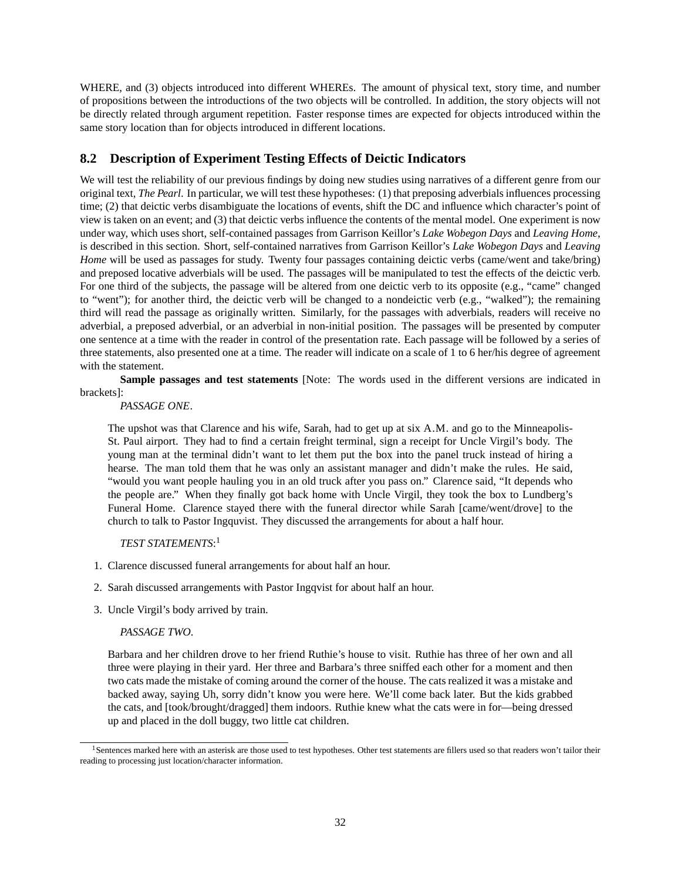WHERE, and (3) objects introduced into different WHEREs. The amount of physical text, story time, and number of propositions between the introductions of the two objects will be controlled. In addition, the story objects will not be directly related through argument repetition. Faster response times are expected for objects introduced within the same story location than for objects introduced in different locations.

## 8.2 Description of Experiment Testing Effects of Deictic Indicators

We will test the reliability of our previous findings by doing new studies using narratives of a different genre from our original text, *The Pearl*. In particular, we will test these hypotheses: (1) that preposing adverbials influences processing time; (2) that deictic verbs disambiguate the locations of events, shift the DC and influence which character's point of view is taken on an event; and (3) that deictic verbs influence the contents of the mental model. One experiment is now under way, which uses short, self-contained passages from Garrison Keillor's *Lake Wobegon Days* and *Leaving Home*, is described in this section. Short, self-contained narratives from Garrison Keillor's *Lake Wobegon Days* and *Leaving Home* will be used as passages for study. Twenty four passages containing deictic verbs (came/went and take/bring) and preposed locative adverbials will be used. The passages will be manipulated to test the effects of the deictic verb. For one third of the subjects, the passage will be altered from one deictic verb to its opposite (e.g., "came" changed to "went"); for another third, the deictic verb will be changed to a nondeictic verb (e.g., "walked"); the remaining third will read the passage as originally written. Similarly, for the passages with adverbials, readers will receive no adverbial, a preposed adverbial, or an adverbial in non-initial position. The passages will be presented by computer one sentence at a time with the reader in control of the presentation rate. Each passage will be followed by a series of three statements, also presented one at a time. The reader will indicate on a scale of 1 to 6 her/his degree of agreement with the statement.

**Sample passages and test statements** [Note: The words used in the different versions are indicated in brackets]:

*PASSAGE ONE*.

> The upshot was that Clarence and his wife, Sarah, had to get up at six A.M. and go to the Minneapolis-St. Paul airport. They had to find a certain freight terminal, sign a receipt for Uncle Virgil's body. The young man at the terminal didn't want to let them put the box into the panel truck instead of hiring a hearse. The man told them that he was only an assistant manager and didn't make the rules. He said, "would you want people hauling you in an old truck after you pass on." Clarence said, "It depends who the people are." When they finally got back home with Uncle Virgil, they took the box to Lundberg's Funeral Home. Clarence stayed there with the funeral director while Sarah [came/went/drove] to the church to talk to Pastor Ingquvist. They discussed the arrangements for about a half hour.

*TEST STATEMENTS*:[1]

1. Clarence discussed funeral arrangements for about half an hour.
2. Sarah discussed arrangements with Pastor Ingqvist for about half an hour.
3. Uncle Virgil's body arrived by train.

*PASSAGE TWO*.

> Barbara and her children drove to her friend Ruthie's house to visit. Ruthie has three of her own and all three were playing in their yard. Her three and Barbara's three sniffed each other for a moment and then two cats made the mistake of coming around the corner of the house. The cats realized it was a mistake and backed away, saying Uh, sorry didn't know you were here. We'll come back later. But the kids grabbed the cats, and [took/brought/dragged] them indoors. Ruthie knew what the cats were in for—being dressed up and placed in the doll buggy, two little cat children.

[1] Sentences marked here with an asterisk are those used to test hypotheses. Other test statements are fillers used so that readers won't tailor their reading to processing just location/character information.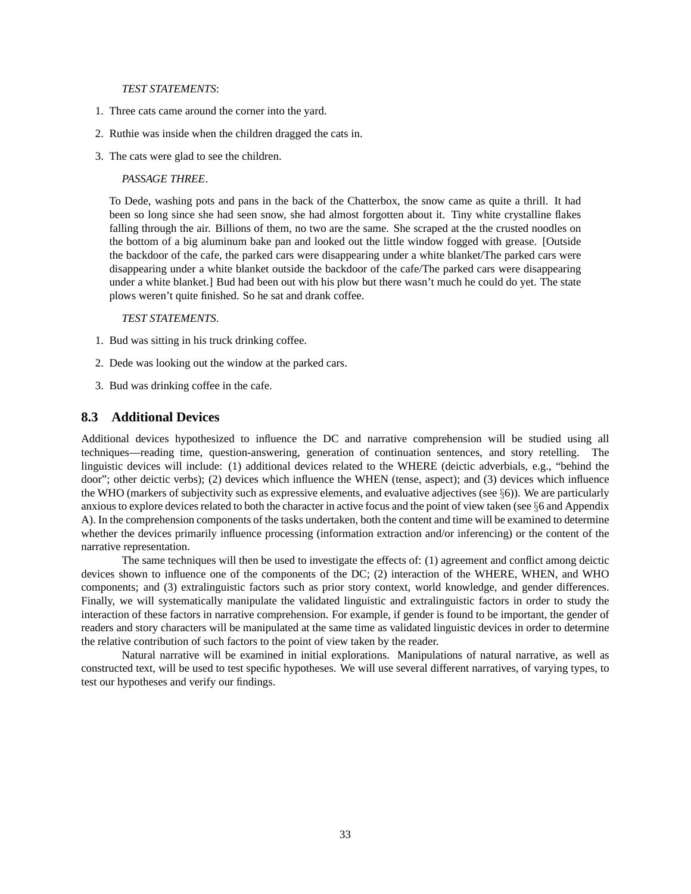*TEST STATEMENTS*:

1. Three cats came around the corner into the yard.
2. Ruthie was inside when the children dragged the cats in.
3. The cats were glad to see the children.

*PASSAGE THREE*.

To Dede, washing pots and pans in the back of the Chatterbox, the snow came as quite a thrill. It had been so long since she had seen snow, she had almost forgotten about it. Tiny white crystalline flakes falling through the air. Billions of them, no two are the same. She scraped at the the crusted noodles on the bottom of a big aluminum bake pan and looked out the little window fogged with grease. [Outside the backdoor of the cafe, the parked cars were disappearing under a white blanket/The parked cars were disappearing under a white blanket outside the backdoor of the cafe/The parked cars were disappearing under a white blanket.] Bud had been out with his plow but there wasn't much he could do yet. The state plows weren't quite finished. So he sat and drank coffee.

*TEST STATEMENTS*.

1. Bud was sitting in his truck drinking coffee.
2. Dede was looking out the window at the parked cars.
3. Bud was drinking coffee in the cafe.

### 8.3 Additional Devices

Additional devices hypothesized to influence the DC and narrative comprehension will be studied using all techniques—reading time, question-answering, generation of continuation sentences, and story retelling. The linguistic devices will include: (1) additional devices related to the WHERE (deictic adverbials, e.g., "behind the door"; other deictic verbs); (2) devices which influence the WHEN (tense, aspect); and (3) devices which influence the WHO (markers of subjectivity such as expressive elements, and evaluative adjectives (see §6)). We are particularly anxious to explore devices related to both the character in active focus and the point of view taken (see §6 and Appendix A). In the comprehension components of the tasks undertaken, both the content and time will be examined to determine whether the devices primarily influence processing (information extraction and/or inferencing) or the content of the narrative representation.

The same techniques will then be used to investigate the effects of: (1) agreement and conflict among deictic devices shown to influence one of the components of the DC; (2) interaction of the WHERE, WHEN, and WHO components; and (3) extralinguistic factors such as prior story context, world knowledge, and gender differences. Finally, we will systematically manipulate the validated linguistic and extralinguistic factors in order to study the interaction of these factors in narrative comprehension. For example, if gender is found to be important, the gender of readers and story characters will be manipulated at the same time as validated linguistic devices in order to determine the relative contribution of such factors to the point of view taken by the reader.

Natural narrative will be examined in initial explorations. Manipulations of natural narrative, as well as constructed text, will be used to test specific hypotheses. We will use several different narratives, of varying types, to test our hypotheses and verify our findings.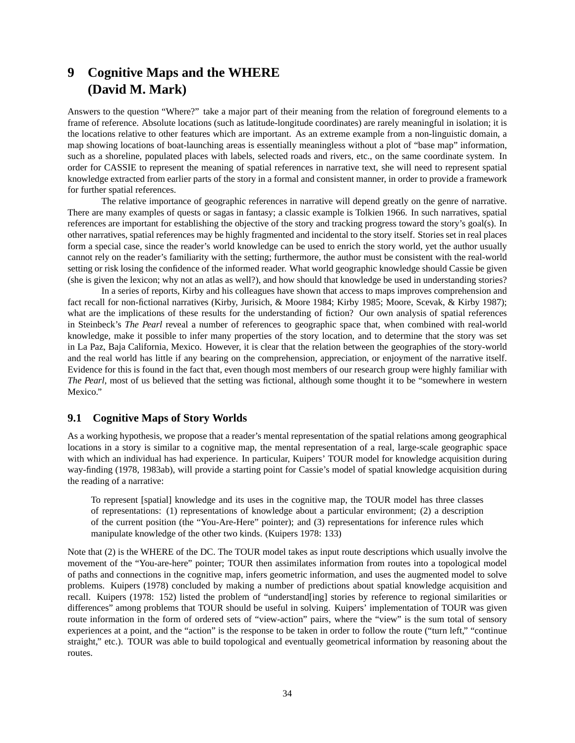## 9 Cognitive Maps and the WHERE (David M. Mark)

Answers to the question "Where?" take a major part of their meaning from the relation of foreground elements to a frame of reference. Absolute locations (such as latitude-longitude coordinates) are rarely meaningful in isolation; it is the locations relative to other features which are important. As an extreme example from a non-linguistic domain, a map showing locations of boat-launching areas is essentially meaningless without a plot of "base map" information, such as a shoreline, populated places with labels, selected roads and rivers, etc., on the same coordinate system. In order for CASSIE to represent the meaning of spatial references in narrative text, she will need to represent spatial knowledge extracted from earlier parts of the story in a formal and consistent manner, in order to provide a framework for further spatial references.

The relative importance of geographic references in narrative will depend greatly on the genre of narrative. There are many examples of quests or sagas in fantasy; a classic example is Tolkien 1966. In such narratives, spatial references are important for establishing the objective of the story and tracking progress toward the story's goal(s). In other narratives, spatial references may be highly fragmented and incidental to the story itself. Stories set in real places form a special case, since the reader's world knowledge can be used to enrich the story world, yet the author usually cannot rely on the reader's familiarity with the setting; furthermore, the author must be consistent with the real-world setting or risk losing the confidence of the informed reader. What world geographic knowledge should Cassie be given (she is given the lexicon; why not an atlas as well?), and how should that knowledge be used in understanding stories?

In a series of reports, Kirby and his colleagues have shown that access to maps improves comprehension and fact recall for non-fictional narratives (Kirby, Jurisich, & Moore 1984; Kirby 1985; Moore, Scevak, & Kirby 1987); what are the implications of these results for the understanding of fiction? Our own analysis of spatial references in Steinbeck's *The Pearl* reveal a number of references to geographic space that, when combined with real-world knowledge, make it possible to infer many properties of the story location, and to determine that the story was set in La Paz, Baja California, Mexico. However, it is clear that the relation between the geographies of the story-world and the real world has little if any bearing on the comprehension, appreciation, or enjoyment of the narrative itself. Evidence for this is found in the fact that, even though most members of our research group were highly familiar with *The Pearl*, most of us believed that the setting was fictional, although some thought it to be "somewhere in western Mexico."

### 9.1 Cognitive Maps of Story Worlds

As a working hypothesis, we propose that a reader's mental representation of the spatial relations among geographical locations in a story is similar to a cognitive map, the mental representation of a real, large-scale geographic space with which an individual has had experience. In particular, Kuipers' TOUR model for knowledge acquisition during way-finding (1978, 1983ab), will provide a starting point for Cassie's model of spatial knowledge acquisition during the reading of a narrative:

> To represent [spatial] knowledge and its uses in the cognitive map, the TOUR model has three classes of representations: (1) representations of knowledge about a particular environment; (2) a description of the current position (the "You-Are-Here" pointer); and (3) representations for inference rules which manipulate knowledge of the other two kinds. (Kuipers 1978: 133)

Note that (2) is the WHERE of the DC. The TOUR model takes as input route descriptions which usually involve the movement of the "You-are-here" pointer; TOUR then assimilates information from routes into a topological model of paths and connections in the cognitive map, infers geometric information, and uses the augmented model to solve problems. Kuipers (1978) concluded by making a number of predictions about spatial knowledge acquisition and recall. Kuipers (1978: 152) listed the problem of "understand[ing] stories by reference to regional similarities or differences" among problems that TOUR should be useful in solving. Kuipers' implementation of TOUR was given route information in the form of ordered sets of "view-action" pairs, where the "view" is the sum total of sensory experiences at a point, and the "action" is the response to be taken in order to follow the route ("turn left," "continue straight," etc.). TOUR was able to build topological and eventually geometrical information by reasoning about the routes.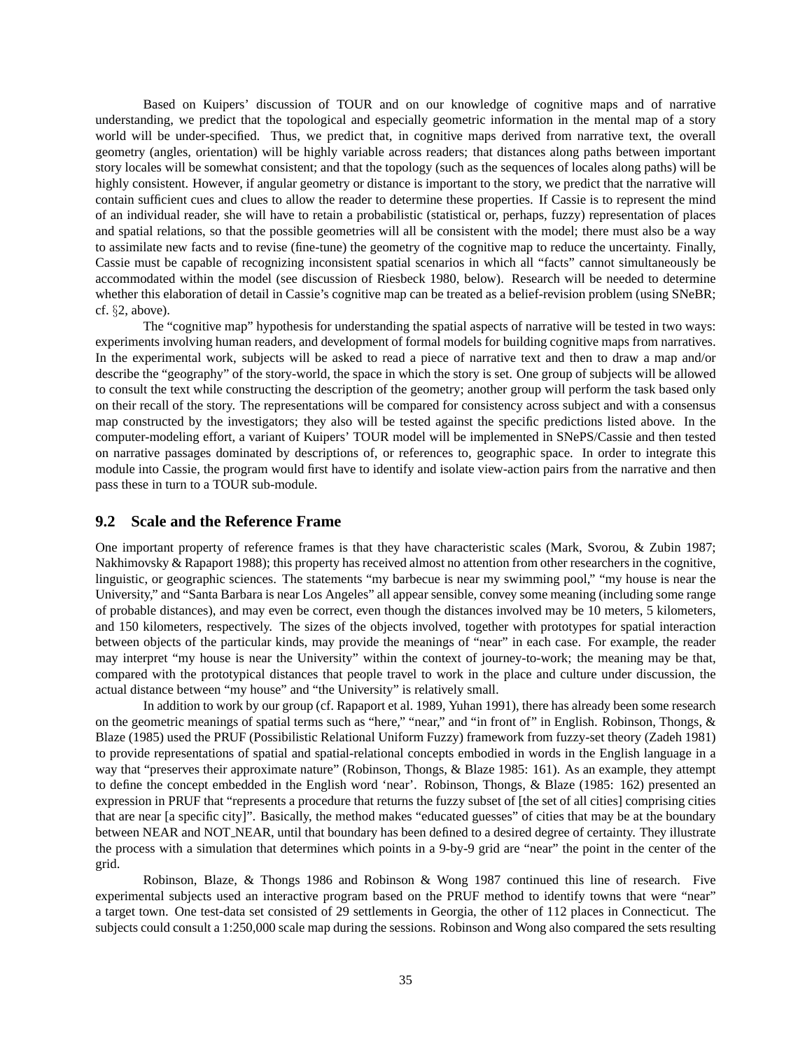Based on Kuipers' discussion of TOUR and on our knowledge of cognitive maps and of narrative understanding, we predict that the topological and especially geometric information in the mental map of a story world will be under-specified. Thus, we predict that, in cognitive maps derived from narrative text, the overall geometry (angles, orientation) will be highly variable across readers; that distances along paths between important story locales will be somewhat consistent; and that the topology (such as the sequences of locales along paths) will be highly consistent. However, if angular geometry or distance is important to the story, we predict that the narrative will contain sufficient cues and clues to allow the reader to determine these properties. If Cassie is to represent the mind of an individual reader, she will have to retain a probabilistic (statistical or, perhaps, fuzzy) representation of places and spatial relations, so that the possible geometries will all be consistent with the model; there must also be a way to assimilate new facts and to revise (fine-tune) the geometry of the cognitive map to reduce the uncertainty. Finally, Cassie must be capable of recognizing inconsistent spatial scenarios in which all "facts" cannot simultaneously be accommodated within the model (see discussion of Riesbeck 1980, below). Research will be needed to determine whether this elaboration of detail in Cassie's cognitive map can be treated as a belief-revision problem (using SNeBR; cf. §2, above).

The "cognitive map" hypothesis for understanding the spatial aspects of narrative will be tested in two ways: experiments involving human readers, and development of formal models for building cognitive maps from narratives. In the experimental work, subjects will be asked to read a piece of narrative text and then to draw a map and/or describe the "geography" of the story-world, the space in which the story is set. One group of subjects will be allowed to consult the text while constructing the description of the geometry; another group will perform the task based only on their recall of the story. The representations will be compared for consistency across subject and with a consensus map constructed by the investigators; they also will be tested against the specific predictions listed above. In the computer-modeling effort, a variant of Kuipers' TOUR model will be implemented in SNePS/Cassie and then tested on narrative passages dominated by descriptions of, or references to, geographic space. In order to integrate this module into Cassie, the program would first have to identify and isolate view-action pairs from the narrative and then pass these in turn to a TOUR sub-module.

## 9.2 Scale and the Reference Frame

One important property of reference frames is that they have characteristic scales (Mark, Svorou, & Zubin 1987; Nakhimovsky & Rapaport 1988); this property has received almost no attention from other researchers in the cognitive, linguistic, or geographic sciences. The statements "my barbecue is near my swimming pool," "my house is near the University," and "Santa Barbara is near Los Angeles" all appear sensible, convey some meaning (including some range of probable distances), and may even be correct, even though the distances involved may be 10 meters, 5 kilometers, and 150 kilometers, respectively. The sizes of the objects involved, together with prototypes for spatial interaction between objects of the particular kinds, may provide the meanings of "near" in each case. For example, the reader may interpret "my house is near the University" within the context of journey-to-work; the meaning may be that, compared with the prototypical distances that people travel to work in the place and culture under discussion, the actual distance between "my house" and "the University" is relatively small.

In addition to work by our group (cf. Rapaport et al. 1989, Yuhan 1991), there has already been some research on the geometric meanings of spatial terms such as "here," "near," and "in front of" in English. Robinson, Thongs, & Blaze (1985) used the PRUF (Possibilistic Relational Uniform Fuzzy) framework from fuzzy-set theory (Zadeh 1981) to provide representations of spatial and spatial-relational concepts embodied in words in the English language in a way that "preserves their approximate nature" (Robinson, Thongs, & Blaze 1985: 161). As an example, they attempt to define the concept embedded in the English word 'near'. Robinson, Thongs, & Blaze (1985: 162) presented an expression in PRUF that "represents a procedure that returns the fuzzy subset of [the set of all cities] comprising cities that are near [a specific city]". Basically, the method makes "educated guesses" of cities that may be at the boundary between NEAR and NOT_NEAR, until that boundary has been defined to a desired degree of certainty. They illustrate the process with a simulation that determines which points in a 9-by-9 grid are "near" the point in the center of the grid.

Robinson, Blaze, & Thongs 1986 and Robinson & Wong 1987 continued this line of research. Five experimental subjects used an interactive program based on the PRUF method to identify towns that were "near" a target town. One test-data set consisted of 29 settlements in Georgia, the other of 112 places in Connecticut. The subjects could consult a 1:250,000 scale map during the sessions. Robinson and Wong also compared the sets resulting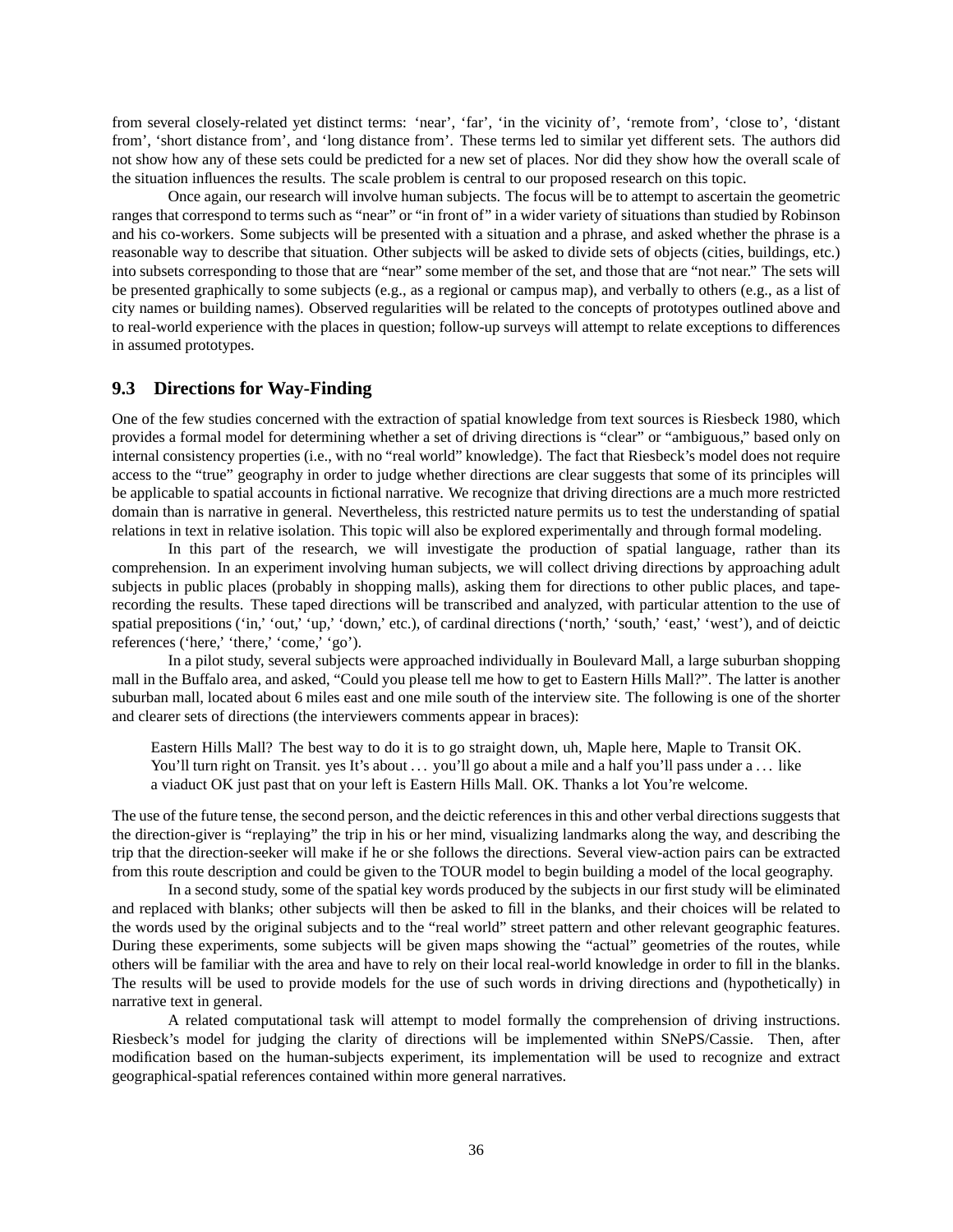from several closely-related yet distinct terms: 'near', 'far', 'in the vicinity of', 'remote from', 'close to', 'distant from', 'short distance from', and 'long distance from'. These terms led to similar yet different sets. The authors did not show how any of these sets could be predicted for a new set of places. Nor did they show how the overall scale of the situation influences the results. The scale problem is central to our proposed research on this topic.

Once again, our research will involve human subjects. The focus will be to attempt to ascertain the geometric ranges that correspond to terms such as "near" or "in front of" in a wider variety of situations than studied by Robinson and his co-workers. Some subjects will be presented with a situation and a phrase, and asked whether the phrase is a reasonable way to describe that situation. Other subjects will be asked to divide sets of objects (cities, buildings, etc.) into subsets corresponding to those that are "near" some member of the set, and those that are "not near." The sets will be presented graphically to some subjects (e.g., as a regional or campus map), and verbally to others (e.g., as a list of city names or building names). Observed regularities will be related to the concepts of prototypes outlined above and to real-world experience with the places in question; follow-up surveys will attempt to relate exceptions to differences in assumed prototypes.

### 9.3 Directions for Way-Finding

One of the few studies concerned with the extraction of spatial knowledge from text sources is Riesbeck 1980, which provides a formal model for determining whether a set of driving directions is "clear" or "ambiguous," based only on internal consistency properties (i.e., with no "real world" knowledge). The fact that Riesbeck's model does not require access to the "true" geography in order to judge whether directions are clear suggests that some of its principles will be applicable to spatial accounts in fictional narrative. We recognize that driving directions are a much more restricted domain than is narrative in general. Nevertheless, this restricted nature permits us to test the understanding of spatial relations in text in relative isolation. This topic will also be explored experimentally and through formal modeling.

In this part of the research, we will investigate the production of spatial language, rather than its comprehension. In an experiment involving human subjects, we will collect driving directions by approaching adult subjects in public places (probably in shopping malls), asking them for directions to other public places, and tape-recording the results. These taped directions will be transcribed and analyzed, with particular attention to the use of spatial prepositions ('in,' 'out,' 'up,' 'down,' etc.), of cardinal directions ('north,' 'south,' 'east,' 'west'), and of deictic references ('here,' 'there,' 'come,' 'go').

In a pilot study, several subjects were approached individually in Boulevard Mall, a large suburban shopping mall in the Buffalo area, and asked, "Could you please tell me how to get to Eastern Hills Mall?". The latter is another suburban mall, located about 6 miles east and one mile south of the interview site. The following is one of the shorter and clearer sets of directions (the interviewers comments appear in braces):

> Eastern Hills Mall? The best way to do it is to go straight down, uh, Maple here, Maple to Transit OK. You'll turn right on Transit. yes It's about . . . you'll go about a mile and a half you'll pass under a . . . like a viaduct OK just past that on your left is Eastern Hills Mall. OK. Thanks a lot You're welcome.

The use of the future tense, the second person, and the deictic references in this and other verbal directions suggests that the direction-giver is "replaying" the trip in his or her mind, visualizing landmarks along the way, and describing the trip that the direction-seeker will make if he or she follows the directions. Several view-action pairs can be extracted from this route description and could be given to the TOUR model to begin building a model of the local geography.

In a second study, some of the spatial key words produced by the subjects in our first study will be eliminated and replaced with blanks; other subjects will then be asked to fill in the blanks, and their choices will be related to the words used by the original subjects and to the "real world" street pattern and other relevant geographic features. During these experiments, some subjects will be given maps showing the "actual" geometries of the routes, while others will be familiar with the area and have to rely on their local real-world knowledge in order to fill in the blanks. The results will be used to provide models for the use of such words in driving directions and (hypothetically) in narrative text in general.

A related computational task will attempt to model formally the comprehension of driving instructions. Riesbeck's model for judging the clarity of directions will be implemented within SNePS/Cassie. Then, after modification based on the human-subjects experiment, its implementation will be used to recognize and extract geographical-spatial references contained within more general narratives.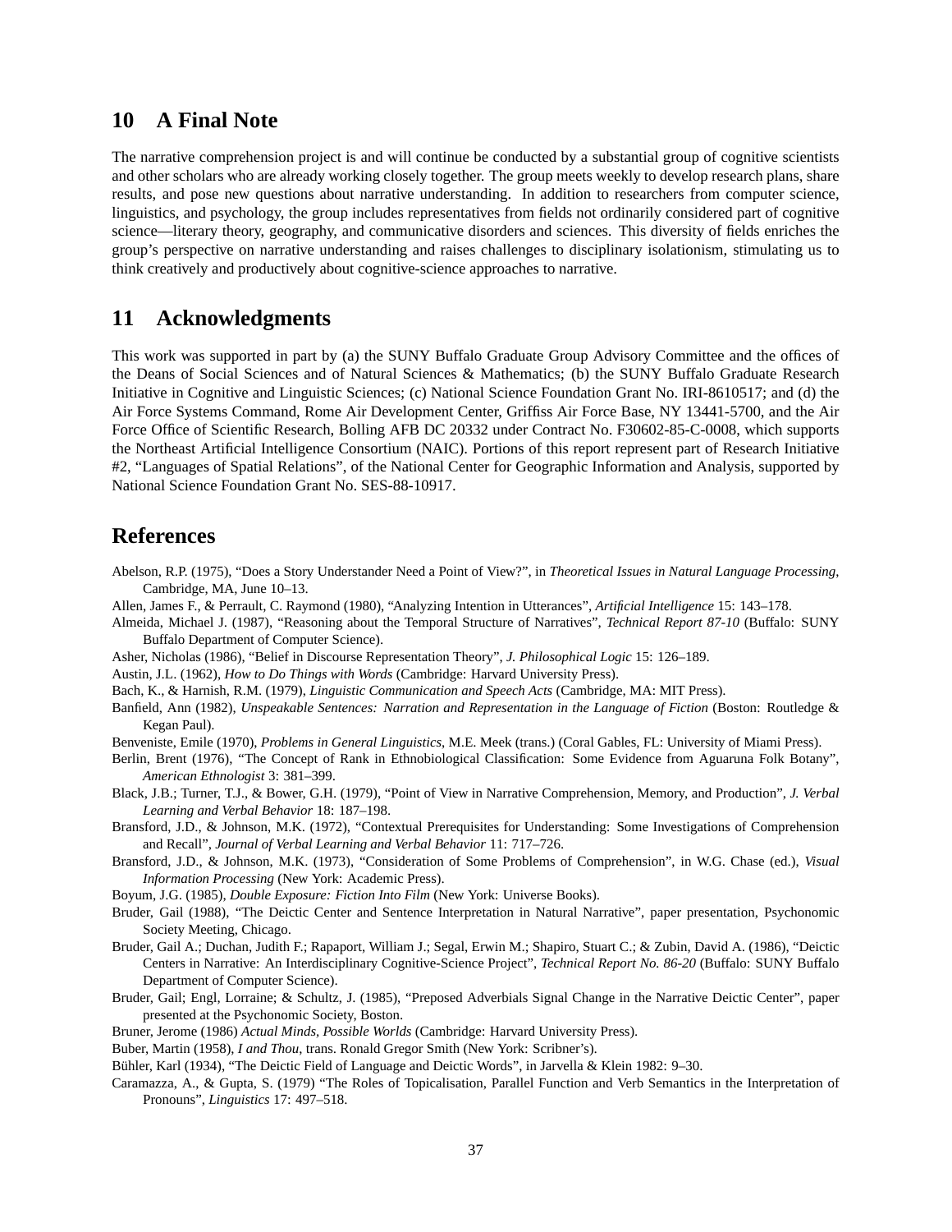## 10 A Final Note

The narrative comprehension project is and will continue be conducted by a substantial group of cognitive scientists and other scholars who are already working closely together. The group meets weekly to develop research plans, share results, and pose new questions about narrative understanding. In addition to researchers from computer science, linguistics, and psychology, the group includes representatives from fields not ordinarily considered part of cognitive science—literary theory, geography, and communicative disorders and sciences. This diversity of fields enriches the group's perspective on narrative understanding and raises challenges to disciplinary isolationism, stimulating us to think creatively and productively about cognitive-science approaches to narrative.

## 11 Acknowledgments

This work was supported in part by (a) the SUNY Buffalo Graduate Group Advisory Committee and the offices of the Deans of Social Sciences and of Natural Sciences & Mathematics; (b) the SUNY Buffalo Graduate Research Initiative in Cognitive and Linguistic Sciences; (c) National Science Foundation Grant No. IRI-8610517; and (d) the Air Force Systems Command, Rome Air Development Center, Griffiss Air Force Base, NY 13441-5700, and the Air Force Office of Scientific Research, Bolling AFB DC 20332 under Contract No. F30602-85-C-0008, which supports the Northeast Artificial Intelligence Consortium (NAIC). Portions of this report represent part of Research Initiative #2, "Languages of Spatial Relations", of the National Center for Geographic Information and Analysis, supported by National Science Foundation Grant No. SES-88-10917.

## References

Abelson, R.P. (1975), "Does a Story Understander Need a Point of View?", in *Theoretical Issues in Natural Language Processing*, Cambridge, MA, June 10–13.

Allen, James F., & Perrault, C. Raymond (1980), "Analyzing Intention in Utterances", *Artificial Intelligence* 15: 143–178.

Almeida, Michael J. (1987), "Reasoning about the Temporal Structure of Narratives", *Technical Report 87-10* (Buffalo: SUNY Buffalo Department of Computer Science).

Asher, Nicholas (1986), "Belief in Discourse Representation Theory", *J. Philosophical Logic* 15: 126–189.

Austin, J.L. (1962), *How to Do Things with Words* (Cambridge: Harvard University Press).

Bach, K., & Harnish, R.M. (1979), *Linguistic Communication and Speech Acts* (Cambridge, MA: MIT Press).

Banfield, Ann (1982), *Unspeakable Sentences: Narration and Representation in the Language of Fiction* (Boston: Routledge & Kegan Paul).

Benveniste, Emile (1970), *Problems in General Linguistics*, M.E. Meek (trans.) (Coral Gables, FL: University of Miami Press).

Berlin, Brent (1976), "The Concept of Rank in Ethnobiological Classification: Some Evidence from Aguaruna Folk Botany", *American Ethnologist* 3: 381–399.

Black, J.B.; Turner, T.J., & Bower, G.H. (1979), "Point of View in Narrative Comprehension, Memory, and Production", *J. Verbal Learning and Verbal Behavior* 18: 187–198.

Bransford, J.D., & Johnson, M.K. (1972), "Contextual Prerequisites for Understanding: Some Investigations of Comprehension and Recall", *Journal of Verbal Learning and Verbal Behavior* 11: 717–726.

Bransford, J.D., & Johnson, M.K. (1973), "Consideration of Some Problems of Comprehension", in W.G. Chase (ed.), *Visual Information Processing* (New York: Academic Press).

Boyum, J.G. (1985), *Double Exposure: Fiction Into Film* (New York: Universe Books).

Bruder, Gail (1988), "The Deictic Center and Sentence Interpretation in Natural Narrative", paper presentation, Psychonomic Society Meeting, Chicago.

Bruder, Gail A.; Duchan, Judith F.; Rapaport, William J.; Segal, Erwin M.; Shapiro, Stuart C.; & Zubin, David A. (1986), "Deictic Centers in Narrative: An Interdisciplinary Cognitive-Science Project", *Technical Report No. 86-20* (Buffalo: SUNY Buffalo Department of Computer Science).

Bruder, Gail; Engl, Lorraine; & Schultz, J. (1985), "Preposed Adverbials Signal Change in the Narrative Deictic Center", paper presented at the Psychonomic Society, Boston.

Bruner, Jerome (1986) *Actual Minds, Possible Worlds* (Cambridge: Harvard University Press).

Buber, Martin (1958), *I and Thou*, trans. Ronald Gregor Smith (New York: Scribner's).

Bühler, Karl (1934), "The Deictic Field of Language and Deictic Words", in Jarvella & Klein 1982: 9–30.

Caramazza, A., & Gupta, S. (1979) "The Roles of Topicalisation, Parallel Function and Verb Semantics in the Interpretation of Pronouns", *Linguistics* 17: 497–518.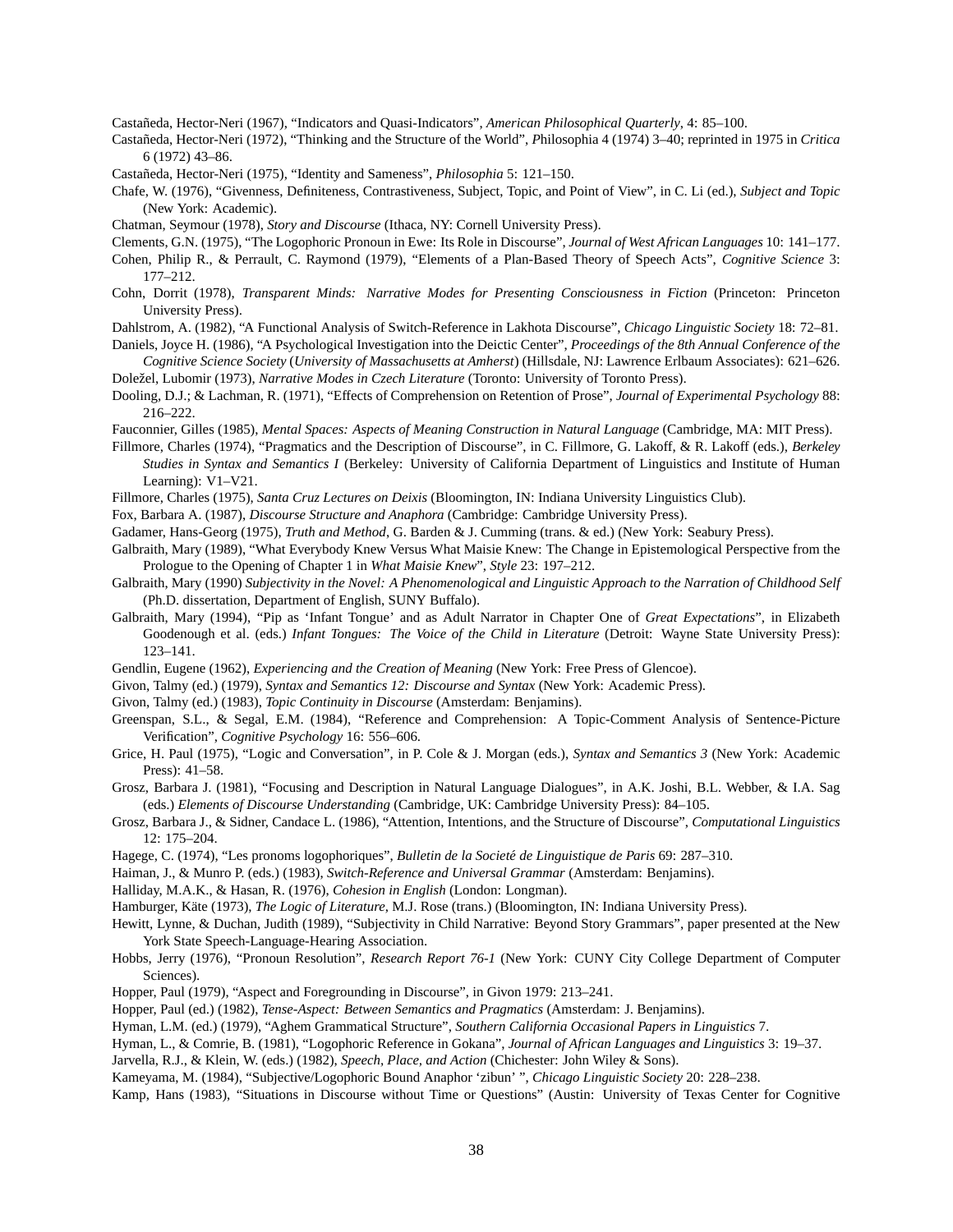Castañeda, Hector-Neri (1967), "Indicators and Quasi-Indicators", *American Philosophical Quarterly*, 4: 85–100.

Castañeda, Hector-Neri (1972), "Thinking and the Structure of the World", *P*hilosophia 4 (1974) 3–40; reprinted in 1975 in *Critica* 6 (1972) 43–86.

Castañeda, Hector-Neri (1975), "Identity and Sameness", *Philosophia* 5: 121–150.

Chafe, W. (1976), "Givenness, Definiteness, Contrastiveness, Subject, Topic, and Point of View", in C. Li (ed.), *Subject and Topic* (New York: Academic).

Chatman, Seymour (1978), *Story and Discourse* (Ithaca, NY: Cornell University Press).

Clements, G.N. (1975), "The Logophoric Pronoun in Ewe: Its Role in Discourse", *Journal of West African Languages* 10: 141–177.

Cohen, Philip R., & Perrault, C. Raymond (1979), "Elements of a Plan-Based Theory of Speech Acts", *Cognitive Science* 3: 177–212.

Cohn, Dorrit (1978), *Transparent Minds: Narrative Modes for Presenting Consciousness in Fiction* (Princeton: Princeton University Press).

Dahlstrom, A. (1982), "A Functional Analysis of Switch-Reference in Lakhota Discourse", *Chicago Linguistic Society* 18: 72–81.

Daniels, Joyce H. (1986), "A Psychological Investigation into the Deictic Center", *Proceedings of the 8th Annual Conference of the Cognitive Science Society* (*University of Massachusetts at Amherst*) (Hillsdale, NJ: Lawrence Erlbaum Associates): 621–626.

Doležel, Lubomir (1973), *Narrative Modes in Czech Literature* (Toronto: University of Toronto Press).

Dooling, D.J.; & Lachman, R. (1971), "Effects of Comprehension on Retention of Prose", *Journal of Experimental Psychology* 88: 216–222.

Fauconnier, Gilles (1985), *Mental Spaces: Aspects of Meaning Construction in Natural Language* (Cambridge, MA: MIT Press).

Fillmore, Charles (1974), "Pragmatics and the Description of Discourse", in C. Fillmore, G. Lakoff, & R. Lakoff (eds.), *Berkeley Studies in Syntax and Semantics I* (Berkeley: University of California Department of Linguistics and Institute of Human Learning): V1–V21.

Fillmore, Charles (1975), *Santa Cruz Lectures on Deixis* (Bloomington, IN: Indiana University Linguistics Club).

Fox, Barbara A. (1987), *Discourse Structure and Anaphora* (Cambridge: Cambridge University Press).

Gadamer, Hans-Georg (1975), *Truth and Method*, G. Barden & J. Cumming (trans. & ed.) (New York: Seabury Press).

Galbraith, Mary (1989), "What Everybody Knew Versus What Maisie Knew: The Change in Epistemological Perspective from the Prologue to the Opening of Chapter 1 in *What Maisie Knew*", *Style* 23: 197–212.

Galbraith, Mary (1990) *Subjectivity in the Novel: A Phenomenological and Linguistic Approach to the Narration of Childhood Self* (Ph.D. dissertation, Department of English, SUNY Buffalo).

Galbraith, Mary (1994), "Pip as 'Infant Tongue' and as Adult Narrator in Chapter One of *Great Expectations*", in Elizabeth Goodenough et al. (eds.) *Infant Tongues: The Voice of the Child in Literature* (Detroit: Wayne State University Press): 123–141.

Gendlin, Eugene (1962), *Experiencing and the Creation of Meaning* (New York: Free Press of Glencoe).

Givon, Talmy (ed.) (1979), *Syntax and Semantics 12: Discourse and Syntax* (New York: Academic Press).

Givon, Talmy (ed.) (1983), *Topic Continuity in Discourse* (Amsterdam: Benjamins).

Greenspan, S.L., & Segal, E.M. (1984), "Reference and Comprehension: A Topic-Comment Analysis of Sentence-Picture Verification", *Cognitive Psychology* 16: 556–606.

Grice, H. Paul (1975), "Logic and Conversation", in P. Cole & J. Morgan (eds.), *Syntax and Semantics 3* (New York: Academic Press): 41–58.

Grosz, Barbara J. (1981), "Focusing and Description in Natural Language Dialogues", in A.K. Joshi, B.L. Webber, & I.A. Sag (eds.) *Elements of Discourse Understanding* (Cambridge, UK: Cambridge University Press): 84–105.

Grosz, Barbara J., & Sidner, Candace L. (1986), "Attention, Intentions, and the Structure of Discourse", *Computational Linguistics* 12: 175–204.

Hagege, C. (1974), "Les pronoms logophoriques", *Bulletin de la Societé de Linguistique de Paris* 69: 287–310.

Haiman, J., & Munro P. (eds.) (1983), *Switch-Reference and Universal Grammar* (Amsterdam: Benjamins).

Halliday, M.A.K., & Hasan, R. (1976), *Cohesion in English* (London: Longman).

Hamburger, Käte (1973), *The Logic of Literature*, M.J. Rose (trans.) (Bloomington, IN: Indiana University Press).

Hewitt, Lynne, & Duchan, Judith (1989), "Subjectivity in Child Narrative: Beyond Story Grammars", paper presented at the New York State Speech-Language-Hearing Association.

Hobbs, Jerry (1976), "Pronoun Resolution", *Research Report 76-1* (New York: CUNY City College Department of Computer Sciences).

Hopper, Paul (1979), "Aspect and Foregrounding in Discourse", in Givon 1979: 213–241.

Hopper, Paul (ed.) (1982), *Tense-Aspect: Between Semantics and Pragmatics* (Amsterdam: J. Benjamins).

Hyman, L.M. (ed.) (1979), "Aghem Grammatical Structure", *Southern California Occasional Papers in Linguistics* 7.

Hyman, L., & Comrie, B. (1981), "Logophoric Reference in Gokana", *Journal of African Languages and Linguistics* 3: 19–37.

Jarvella, R.J., & Klein, W. (eds.) (1982), *Speech, Place, and Action* (Chichester: John Wiley & Sons).

Kameyama, M. (1984), "Subjective/Logophoric Bound Anaphor 'zibun' ", *Chicago Linguistic Society* 20: 228–238.

Kamp, Hans (1983), "Situations in Discourse without Time or Questions" (Austin: University of Texas Center for Cognitive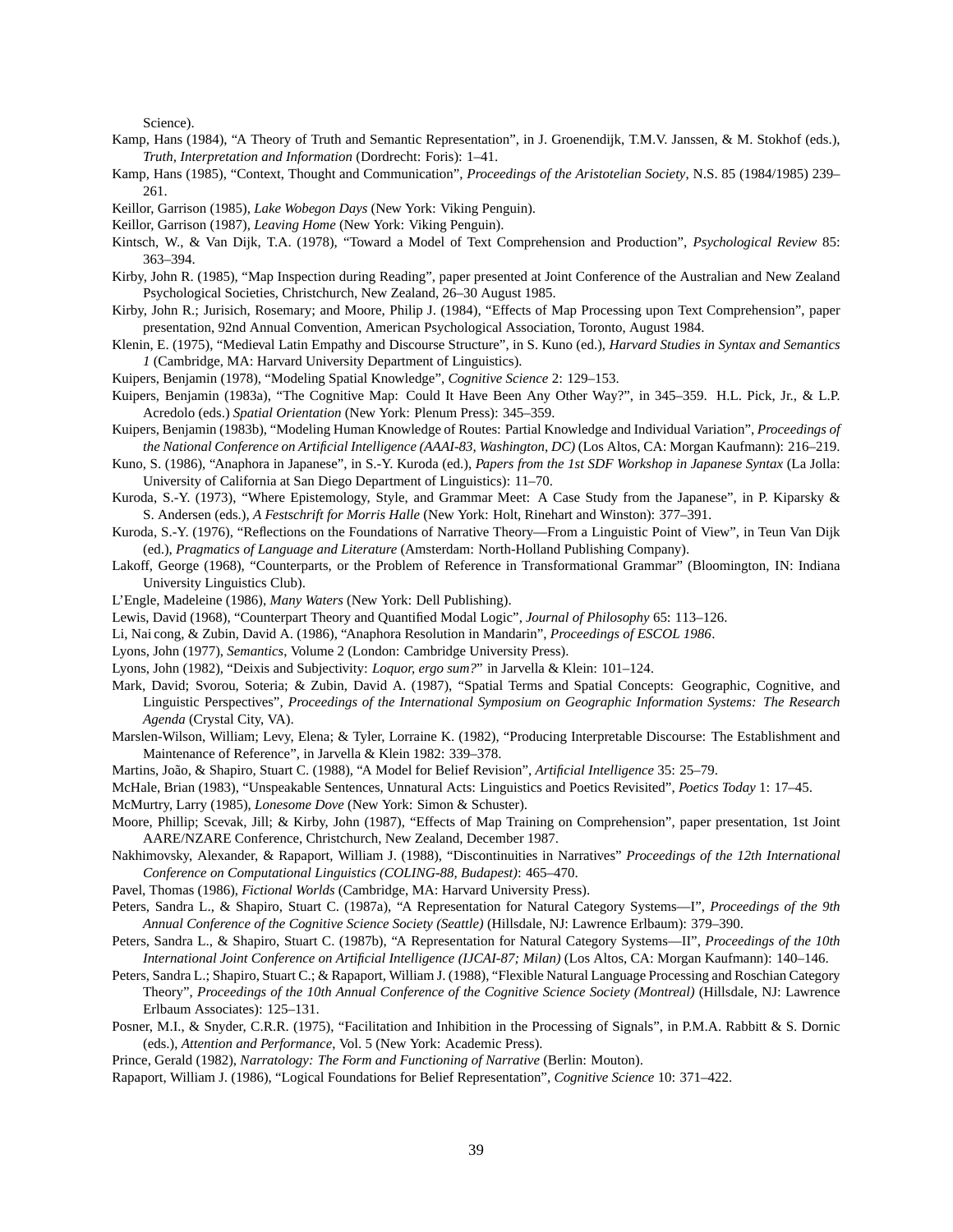Science).

Kamp, Hans (1984), "A Theory of Truth and Semantic Representation", in J. Groenendijk, T.M.V. Janssen, & M. Stokhof (eds.), *Truth, Interpretation and Information* (Dordrecht: Foris): 1–41.

Kamp, Hans (1985), "Context, Thought and Communication", *Proceedings of the Aristotelian Society*, N.S. 85 (1984/1985) 239–261.

Keillor, Garrison (1985), *Lake Wobegon Days* (New York: Viking Penguin).

Keillor, Garrison (1987), *Leaving Home* (New York: Viking Penguin).

Kintsch, W., & Van Dijk, T.A. (1978), "Toward a Model of Text Comprehension and Production", *Psychological Review* 85: 363–394.

Kirby, John R. (1985), "Map Inspection during Reading", paper presented at Joint Conference of the Australian and New Zealand Psychological Societies, Christchurch, New Zealand, 26–30 August 1985.

Kirby, John R.; Jurisich, Rosemary; and Moore, Philip J. (1984), "Effects of Map Processing upon Text Comprehension", paper presentation, 92nd Annual Convention, American Psychological Association, Toronto, August 1984.

Klenin, E. (1975), "Medieval Latin Empathy and Discourse Structure", in S. Kuno (ed.), *Harvard Studies in Syntax and Semantics 1* (Cambridge, MA: Harvard University Department of Linguistics).

Kuipers, Benjamin (1978), "Modeling Spatial Knowledge", *Cognitive Science* 2: 129–153.

Kuipers, Benjamin (1983a), "The Cognitive Map: Could It Have Been Any Other Way?", in 345–359. H.L. Pick, Jr., & L.P. Acredolo (eds.) *Spatial Orientation* (New York: Plenum Press): 345–359.

Kuipers, Benjamin (1983b), "Modeling Human Knowledge of Routes: Partial Knowledge and Individual Variation", *Proceedings of the National Conference on Artificial Intelligence (AAAI-83, Washington, DC)* (Los Altos, CA: Morgan Kaufmann): 216–219.

Kuno, S. (1986), "Anaphora in Japanese", in S.-Y. Kuroda (ed.), *Papers from the 1st SDF Workshop in Japanese Syntax* (La Jolla: University of California at San Diego Department of Linguistics): 11–70.

Kuroda, S.-Y. (1973), "Where Epistemology, Style, and Grammar Meet: A Case Study from the Japanese", in P. Kiparsky & S. Andersen (eds.), *A Festschrift for Morris Halle* (New York: Holt, Rinehart and Winston): 377–391.

Kuroda, S.-Y. (1976), "Reflections on the Foundations of Narrative Theory—From a Linguistic Point of View", in Teun Van Dijk (ed.), *Pragmatics of Language and Literature* (Amsterdam: North-Holland Publishing Company).

Lakoff, George (1968), "Counterparts, or the Problem of Reference in Transformational Grammar" (Bloomington, IN: Indiana University Linguistics Club).

L'Engle, Madeleine (1986), *Many Waters* (New York: Dell Publishing).

Lewis, David (1968), "Counterpart Theory and Quantified Modal Logic", *Journal of Philosophy* 65: 113–126.

Li, Nai cong, & Zubin, David A. (1986), "Anaphora Resolution in Mandarin", *Proceedings of ESCOL 1986*.

Lyons, John (1977), *Semantics*, Volume 2 (London: Cambridge University Press).

Lyons, John (1982), "Deixis and Subjectivity: *Loquor, ergo sum?*" in Jarvella & Klein: 101–124.

Mark, David; Svorou, Soteria; & Zubin, David A. (1987), "Spatial Terms and Spatial Concepts: Geographic, Cognitive, and Linguistic Perspectives", *Proceedings of the International Symposium on Geographic Information Systems: The Research Agenda* (Crystal City, VA).

Marslen-Wilson, William; Levy, Elena; & Tyler, Lorraine K. (1982), "Producing Interpretable Discourse: The Establishment and Maintenance of Reference", in Jarvella & Klein 1982: 339–378.

Martins, João, & Shapiro, Stuart C. (1988), "A Model for Belief Revision", *Artificial Intelligence* 35: 25–79.

McHale, Brian (1983), "Unspeakable Sentences, Unnatural Acts: Linguistics and Poetics Revisited", *Poetics Today* 1: 17–45.

McMurtry, Larry (1985), *Lonesome Dove* (New York: Simon & Schuster).

Moore, Phillip; Scevak, Jill; & Kirby, John (1987), "Effects of Map Training on Comprehension", paper presentation, 1st Joint AARE/NZARE Conference, Christchurch, New Zealand, December 1987.

Nakhimovsky, Alexander, & Rapaport, William J. (1988), "Discontinuities in Narratives" *Proceedings of the 12th International Conference on Computational Linguistics (COLING-88, Budapest)*: 465–470.

Pavel, Thomas (1986), *Fictional Worlds* (Cambridge, MA: Harvard University Press).

Peters, Sandra L., & Shapiro, Stuart C. (1987a), "A Representation for Natural Category Systems—I", *Proceedings of the 9th Annual Conference of the Cognitive Science Society (Seattle)* (Hillsdale, NJ: Lawrence Erlbaum): 379–390.

Peters, Sandra L., & Shapiro, Stuart C. (1987b), "A Representation for Natural Category Systems—II", *Proceedings of the 10th International Joint Conference on Artificial Intelligence (IJCAI-87; Milan)* (Los Altos, CA: Morgan Kaufmann): 140–146.

Peters, Sandra L.; Shapiro, Stuart C.; & Rapaport, William J. (1988), "Flexible Natural Language Processing and Roschian Category Theory", *Proceedings of the 10th Annual Conference of the Cognitive Science Society (Montreal)* (Hillsdale, NJ: Lawrence Erlbaum Associates): 125–131.

Posner, M.I., & Snyder, C.R.R. (1975), "Facilitation and Inhibition in the Processing of Signals", in P.M.A. Rabbitt & S. Dornic (eds.), *Attention and Performance*, Vol. 5 (New York: Academic Press).

Prince, Gerald (1982), *Narratology: The Form and Functioning of Narrative* (Berlin: Mouton).

Rapaport, William J. (1986), "Logical Foundations for Belief Representation", *Cognitive Science* 10: 371–422.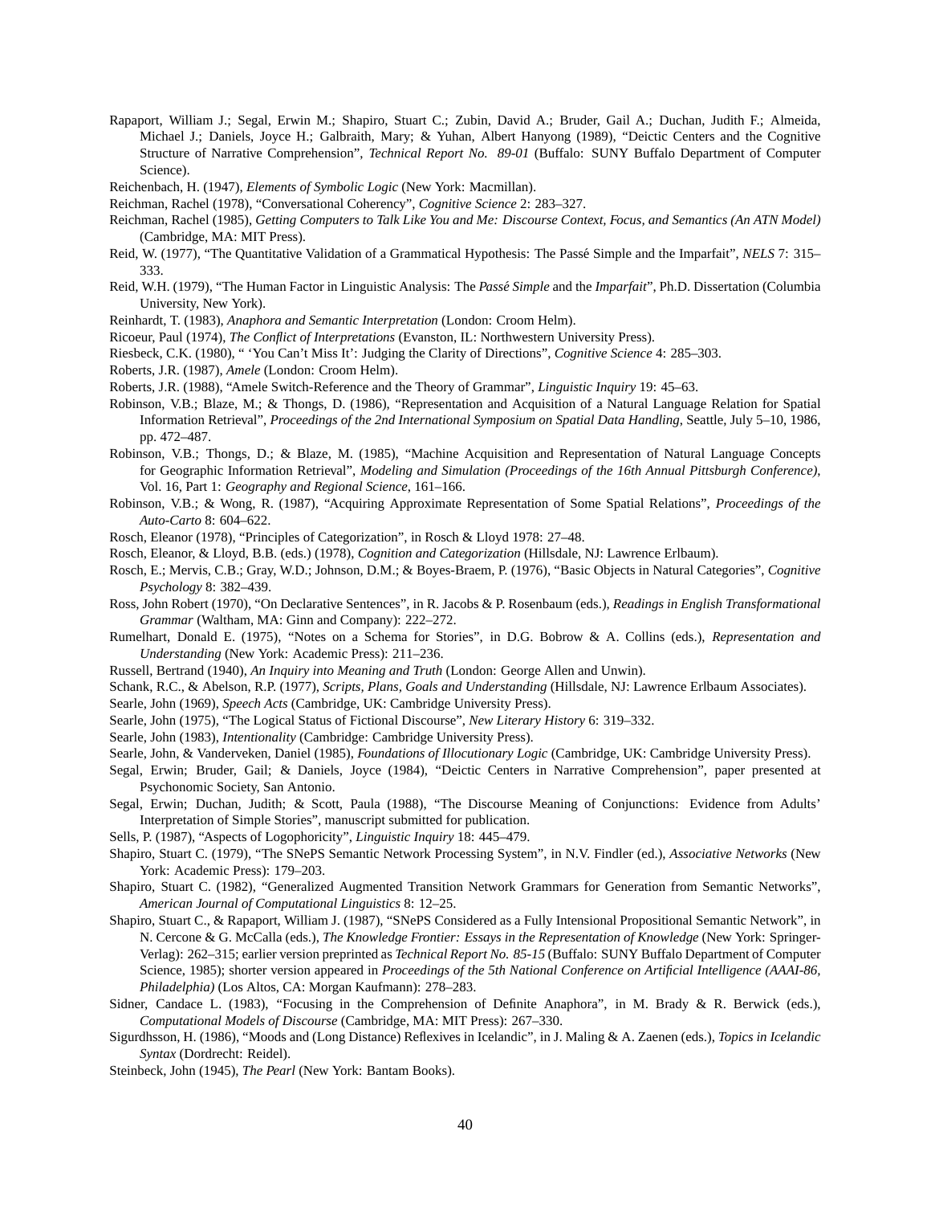Rapaport, William J.; Segal, Erwin M.; Shapiro, Stuart C.; Zubin, David A.; Bruder, Gail A.; Duchan, Judith F.; Almeida, Michael J.; Daniels, Joyce H.; Galbraith, Mary; & Yuhan, Albert Hanyong (1989), "Deictic Centers and the Cognitive Structure of Narrative Comprehension", *Technical Report No. 89-01* (Buffalo: SUNY Buffalo Department of Computer Science).

Reichenbach, H. (1947), *Elements of Symbolic Logic* (New York: Macmillan).

Reichman, Rachel (1978), "Conversational Coherency", *Cognitive Science* 2: 283–327.

Reichman, Rachel (1985), *Getting Computers to Talk Like You and Me: Discourse Context, Focus, and Semantics (An ATN Model)* (Cambridge, MA: MIT Press).

Reid, W. (1977), "The Quantitative Validation of a Grammatical Hypothesis: The Passé Simple and the Imparfait", *NELS* 7: 315–333.

Reid, W.H. (1979), "The Human Factor in Linguistic Analysis: The *Passé Simple* and the *Imparfait*", Ph.D. Dissertation (Columbia University, New York).

Reinhardt, T. (1983), *Anaphora and Semantic Interpretation* (London: Croom Helm).

Ricoeur, Paul (1974), *The Conflict of Interpretations* (Evanston, IL: Northwestern University Press).

Riesbeck, C.K. (1980), " 'You Can't Miss It': Judging the Clarity of Directions", *Cognitive Science* 4: 285–303.

Roberts, J.R. (1987), *Amele* (London: Croom Helm).

Roberts, J.R. (1988), "Amele Switch-Reference and the Theory of Grammar", *Linguistic Inquiry* 19: 45–63.

Robinson, V.B.; Blaze, M.; & Thongs, D. (1986), "Representation and Acquisition of a Natural Language Relation for Spatial Information Retrieval", *Proceedings of the 2nd International Symposium on Spatial Data Handling*, Seattle, July 5–10, 1986, pp. 472–487.

Robinson, V.B.; Thongs, D.; & Blaze, M. (1985), "Machine Acquisition and Representation of Natural Language Concepts for Geographic Information Retrieval", *Modeling and Simulation (Proceedings of the 16th Annual Pittsburgh Conference)*, Vol. 16, Part 1: *Geography and Regional Science*, 161–166.

Robinson, V.B.; & Wong, R. (1987), "Acquiring Approximate Representation of Some Spatial Relations", *Proceedings of the Auto-Carto* 8: 604–622.

Rosch, Eleanor (1978), "Principles of Categorization", in Rosch & Lloyd 1978: 27–48.

Rosch, Eleanor, & Lloyd, B.B. (eds.) (1978), *Cognition and Categorization* (Hillsdale, NJ: Lawrence Erlbaum).

Rosch, E.; Mervis, C.B.; Gray, W.D.; Johnson, D.M.; & Boyes-Braem, P. (1976), "Basic Objects in Natural Categories", *Cognitive Psychology* 8: 382–439.

Ross, John Robert (1970), "On Declarative Sentences", in R. Jacobs & P. Rosenbaum (eds.), *Readings in English Transformational Grammar* (Waltham, MA: Ginn and Company): 222–272.

Rumelhart, Donald E. (1975), "Notes on a Schema for Stories", in D.G. Bobrow & A. Collins (eds.), *Representation and Understanding* (New York: Academic Press): 211–236.

Russell, Bertrand (1940), *An Inquiry into Meaning and Truth* (London: George Allen and Unwin).

Schank, R.C., & Abelson, R.P. (1977), *Scripts, Plans, Goals and Understanding* (Hillsdale, NJ: Lawrence Erlbaum Associates).

Searle, John (1969), *Speech Acts* (Cambridge, UK: Cambridge University Press).

Searle, John (1975), "The Logical Status of Fictional Discourse", *New Literary History* 6: 319–332.

Searle, John (1983), *Intentionality* (Cambridge: Cambridge University Press).

Searle, John, & Vanderveken, Daniel (1985), *Foundations of Illocutionary Logic* (Cambridge, UK: Cambridge University Press).

Segal, Erwin; Bruder, Gail; & Daniels, Joyce (1984), "Deictic Centers in Narrative Comprehension", paper presented at Psychonomic Society, San Antonio.

Segal, Erwin; Duchan, Judith; & Scott, Paula (1988), "The Discourse Meaning of Conjunctions: Evidence from Adults' Interpretation of Simple Stories", manuscript submitted for publication.

Sells, P. (1987), "Aspects of Logophoricity", *Linguistic Inquiry* 18: 445–479.

Shapiro, Stuart C. (1979), "The SNePS Semantic Network Processing System", in N.V. Findler (ed.), *Associative Networks* (New York: Academic Press): 179–203.

Shapiro, Stuart C. (1982), "Generalized Augmented Transition Network Grammars for Generation from Semantic Networks", *American Journal of Computational Linguistics* 8: 12–25.

Shapiro, Stuart C., & Rapaport, William J. (1987), "SNePS Considered as a Fully Intensional Propositional Semantic Network", in N. Cercone & G. McCalla (eds.), *The Knowledge Frontier: Essays in the Representation of Knowledge* (New York: Springer-Verlag): 262–315; earlier version preprinted as *Technical Report No. 85-15* (Buffalo: SUNY Buffalo Department of Computer Science, 1985); shorter version appeared in *Proceedings of the 5th National Conference on Artificial Intelligence (AAAI-86, Philadelphia)* (Los Altos, CA: Morgan Kaufmann): 278–283.

Sidner, Candace L. (1983), "Focusing in the Comprehension of Definite Anaphora", in M. Brady & R. Berwick (eds.), *Computational Models of Discourse* (Cambridge, MA: MIT Press): 267–330.

Sigurdhsson, H. (1986), "Moods and (Long Distance) Reflexives in Icelandic", in J. Maling & A. Zaenen (eds.), *Topics in Icelandic Syntax* (Dordrecht: Reidel).

Steinbeck, John (1945), *The Pearl* (New York: Bantam Books).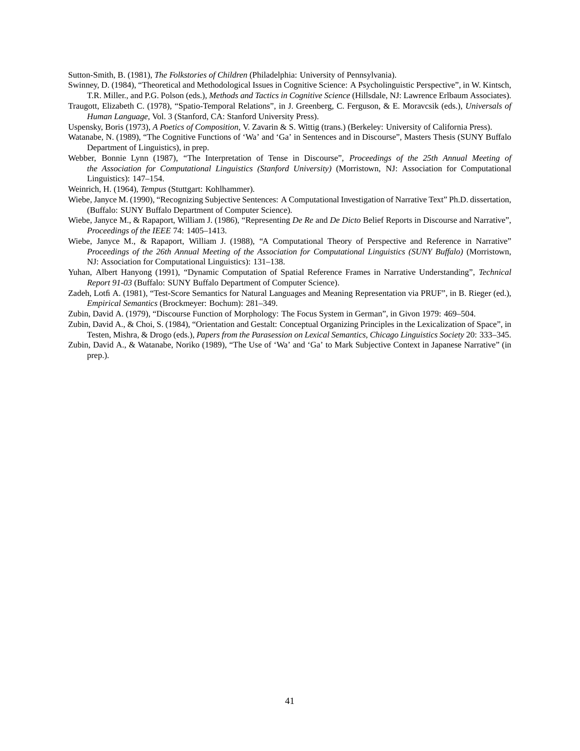Sutton-Smith, B. (1981), *The Folkstories of Children* (Philadelphia: University of Pennsylvania).

Swinney, D. (1984), "Theoretical and Methodological Issues in Cognitive Science: A Psycholinguistic Perspective", in W. Kintsch, T.R. Miller., and P.G. Polson (eds.), *Methods and Tactics in Cognitive Science* (Hillsdale, NJ: Lawrence Erlbaum Associates).

Traugott, Elizabeth C. (1978), "Spatio-Temporal Relations", in J. Greenberg, C. Ferguson, & E. Moravcsik (eds.), *Universals of Human Language*, Vol. 3 (Stanford, CA: Stanford University Press).

Uspensky, Boris (1973), *A Poetics of Composition*, V. Zavarin & S. Wittig (trans.) (Berkeley: University of California Press).

Watanabe, N. (1989), "The Cognitive Functions of 'Wa' and 'Ga' in Sentences and in Discourse", Masters Thesis (SUNY Buffalo Department of Linguistics), in prep.

Webber, Bonnie Lynn (1987), "The Interpretation of Tense in Discourse", *Proceedings of the 25th Annual Meeting of the Association for Computational Linguistics (Stanford University)* (Morristown, NJ: Association for Computational Linguistics): 147–154.

Weinrich, H. (1964), *Tempus* (Stuttgart: Kohlhammer).

Wiebe, Janyce M. (1990), "Recognizing Subjective Sentences: A Computational Investigation of Narrative Text" Ph.D. dissertation, (Buffalo: SUNY Buffalo Department of Computer Science).

Wiebe, Janyce M., & Rapaport, William J. (1986), "Representing *De Re* and *De Dicto* Belief Reports in Discourse and Narrative", *Proceedings of the IEEE* 74: 1405–1413.

Wiebe, Janyce M., & Rapaport, William J. (1988), "A Computational Theory of Perspective and Reference in Narrative" *Proceedings of the 26th Annual Meeting of the Association for Computational Linguistics (SUNY Buffalo)* (Morristown, NJ: Association for Computational Linguistics): 131–138.

Yuhan, Albert Hanyong (1991), "Dynamic Computation of Spatial Reference Frames in Narrative Understanding", *Technical Report 91-03* (Buffalo: SUNY Buffalo Department of Computer Science).

Zadeh, Lotfi A. (1981), "Test-Score Semantics for Natural Languages and Meaning Representation via PRUF", in B. Rieger (ed.), *Empirical Semantics* (Brockmeyer: Bochum): 281–349.

Zubin, David A. (1979), "Discourse Function of Morphology: The Focus System in German", in Givon 1979: 469–504.

Zubin, David A., & Choi, S. (1984), "Orientation and Gestalt: Conceptual Organizing Principles in the Lexicalization of Space", in Testen, Mishra, & Drogo (eds.), *Papers from the Parasession on Lexical Semantics, Chicago Linguistics Society* 20: 333–345.

Zubin, David A., & Watanabe, Noriko (1989), "The Use of 'Wa' and 'Ga' to Mark Subjective Context in Japanese Narrative" (in prep.).